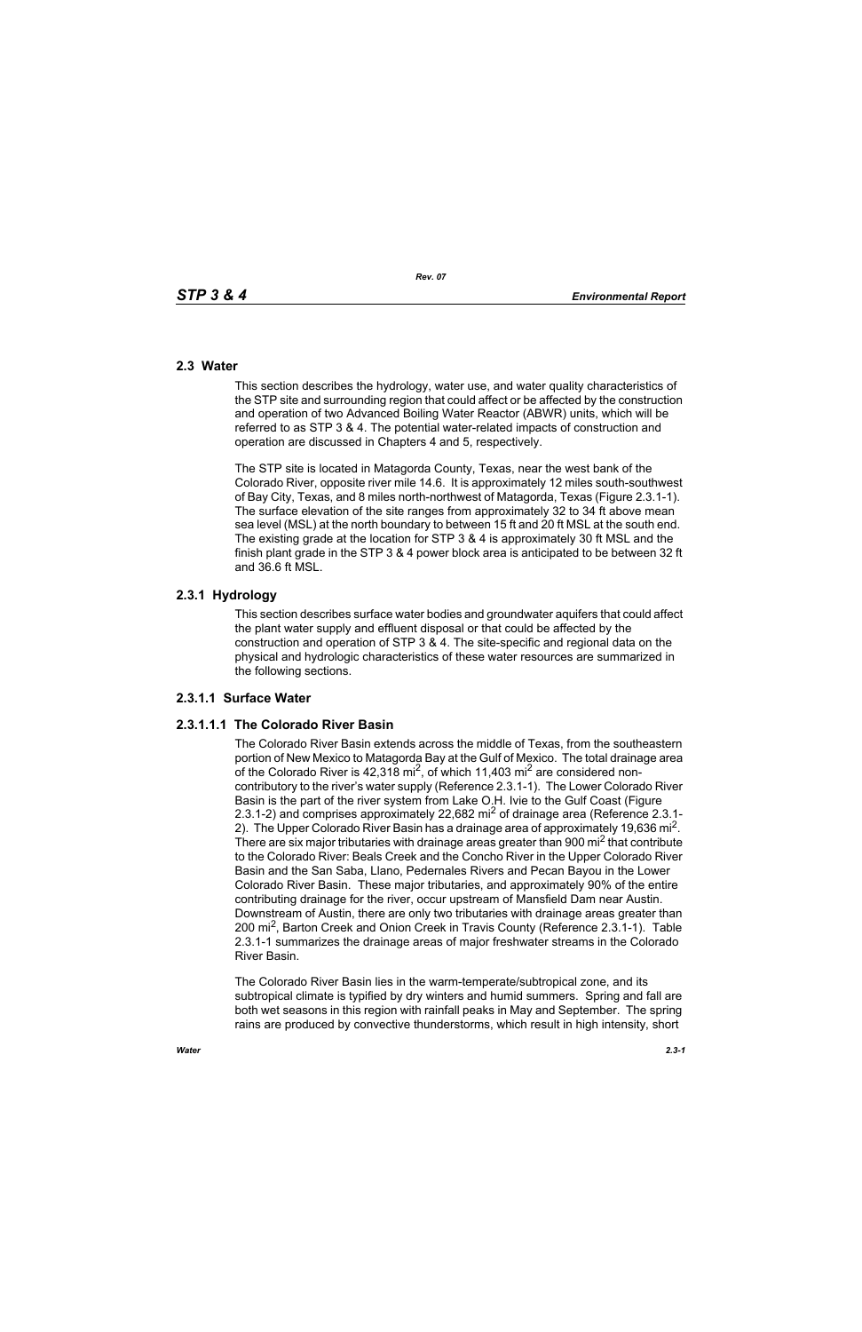## 2.3 Water

This section describes the hydrology, water use, and water quality characteristics of the STP site and surrounding region that could affect or be affected by the construction and operation of two Advanced Boiling Water Reactor (ABWR) units, which will be referred to as STP 3 & 4. The potential water-related impacts of construction and operation are discussed in Chapters 4 and 5, respectively.

The STP site is located in Matagorda County, Texas, near the west bank of the Colorado River, opposite river mile 14.6. It is approximately 12 miles south-southwest of Bay City, Texas, and 8 miles north-northwest of Matagorda, Texas (Figure 2.3.1-1). The surface elevation of the site ranges from approximately 32 to 34 ft above mean sea level (MSL) at the north boundary to between 15 ft and 20 ft MSL at the south end. The existing grade at the location for STP 3 & 4 is approximately 30 ft MSL and the finish plant grade in the STP 3 & 4 power block area is anticipated to be between 32 ft and 36.6 ft MSL.

### 2.3.1 Hydrology

This section describes surface water bodies and groundwater aquifers that could affect the plant water supply and effluent disposal or that could be affected by the construction and operation of STP 3 & 4. The site-specific and regional data on the physical and hydrologic characteristics of these water resources are summarized in the following sections.

#### 2.3.1.1 Surface Water

##### 2.3.1.1.1 The Colorado River Basin

The Colorado River Basin extends across the middle of Texas, from the southeastern portion of New Mexico to Matagorda Bay at the Gulf of Mexico. The total drainage area of the Colorado River is 42,318 $mi^2$, of which 11,403 $mi^2$ are considered non-contributory to the river's water supply (Reference 2.3.1-1). The Lower Colorado River Basin is the part of the river system from Lake O.H. Ivie to the Gulf Coast (Figure 2.3.1-2) and comprises approximately 22,682 $mi^2$ of drainage area (Reference 2.3.1-2). The Upper Colorado River Basin has a drainage area of approximately 19,636 $mi^2$. There are six major tributaries with drainage areas greater than 900 $mi^2$ that contribute to the Colorado River: Beals Creek and the Concho River in the Upper Colorado River Basin and the San Saba, Llano, Pedernales Rivers and Pecan Bayou in the Lower Colorado River Basin. These major tributaries, and approximately 90% of the entire contributing drainage for the river, occur upstream of Mansfield Dam near Austin. Downstream of Austin, there are only two tributaries with drainage areas greater than 200 $mi^2$, Barton Creek and Onion Creek in Travis County (Reference 2.3.1-1). Table 2.3.1-1 summarizes the drainage areas of major freshwater streams in the Colorado River Basin.

The Colorado River Basin lies in the warm-temperate/subtropical zone, and its subtropical climate is typified by dry winters and humid summers. Spring and fall are both wet seasons in this region with rainfall peaks in May and September. The spring rains are produced by convective thunderstorms, which result in high intensity, short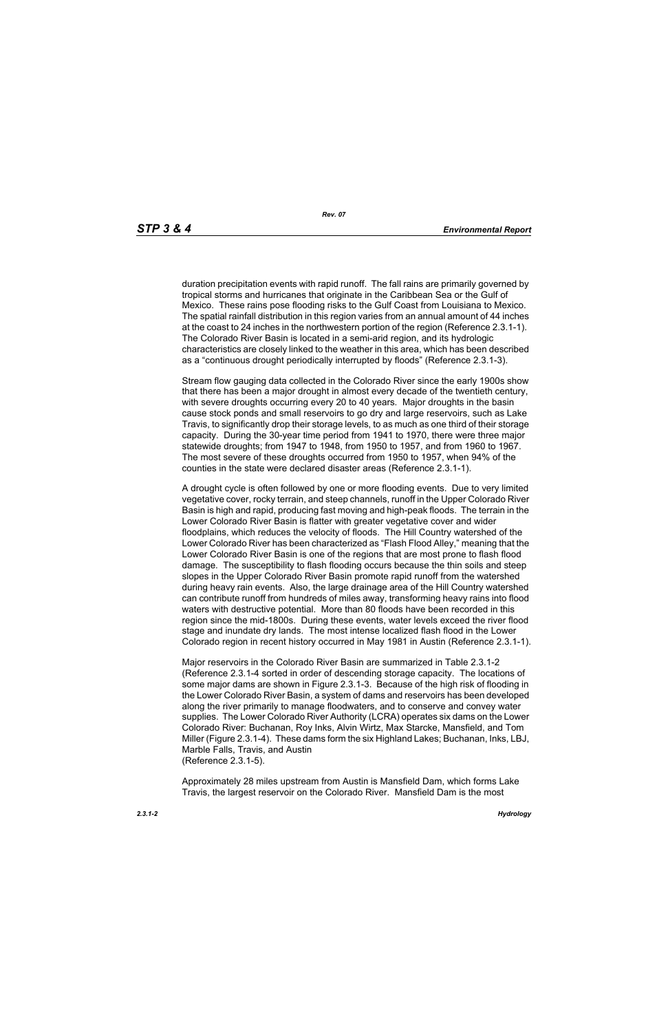duration precipitation events with rapid runoff. The fall rains are primarily governed by tropical storms and hurricanes that originate in the Caribbean Sea or the Gulf of Mexico. These rains pose flooding risks to the Gulf Coast from Louisiana to Mexico. The spatial rainfall distribution in this region varies from an annual amount of 44 inches at the coast to 24 inches in the northwestern portion of the region (Reference 2.3.1-1). The Colorado River Basin is located in a semi-arid region, and its hydrologic characteristics are closely linked to the weather in this area, which has been described as a "continuous drought periodically interrupted by floods" (Reference 2.3.1-3).

Stream flow gauging data collected in the Colorado River since the early 1900s show that there has been a major drought in almost every decade of the twentieth century, with severe droughts occurring every 20 to 40 years. Major droughts in the basin cause stock ponds and small reservoirs to go dry and large reservoirs, such as Lake Travis, to significantly drop their storage levels, to as much as one third of their storage capacity. During the 30-year time period from 1941 to 1970, there were three major statewide droughts; from 1947 to 1948, from 1950 to 1957, and from 1960 to 1967. The most severe of these droughts occurred from 1950 to 1957, when 94% of the counties in the state were declared disaster areas (Reference 2.3.1-1).

A drought cycle is often followed by one or more flooding events. Due to very limited vegetative cover, rocky terrain, and steep channels, runoff in the Upper Colorado River Basin is high and rapid, producing fast moving and high-peak floods. The terrain in the Lower Colorado River Basin is flatter with greater vegetative cover and wider floodplains, which reduces the velocity of floods. The Hill Country watershed of the Lower Colorado River has been characterized as "Flash Flood Alley," meaning that the Lower Colorado River Basin is one of the regions that are most prone to flash flood damage. The susceptibility to flash flooding occurs because the thin soils and steep slopes in the Upper Colorado River Basin promote rapid runoff from the watershed during heavy rain events. Also, the large drainage area of the Hill Country watershed can contribute runoff from hundreds of miles away, transforming heavy rains into flood waters with destructive potential. More than 80 floods have been recorded in this region since the mid-1800s. During these events, water levels exceed the river flood stage and inundate dry lands. The most intense localized flash flood in the Lower Colorado region in recent history occurred in May 1981 in Austin (Reference 2.3.1-1).

Major reservoirs in the Colorado River Basin are summarized in Table 2.3.1-2 (Reference 2.3.1-4 sorted in order of descending storage capacity. The locations of some major dams are shown in Figure 2.3.1-3. Because of the high risk of flooding in the Lower Colorado River Basin, a system of dams and reservoirs has been developed along the river primarily to manage floodwaters, and to conserve and convey water supplies. The Lower Colorado River Authority (LCRA) operates six dams on the Lower Colorado River: Buchanan, Roy Inks, Alvin Wirtz, Max Starcke, Mansfield, and Tom Miller (Figure 2.3.1-4). These dams form the six Highland Lakes; Buchanan, Inks, LBJ, Marble Falls, Travis, and Austin (Reference 2.3.1-5).

Approximately 28 miles upstream from Austin is Mansfield Dam, which forms Lake Travis, the largest reservoir on the Colorado River. Mansfield Dam is the most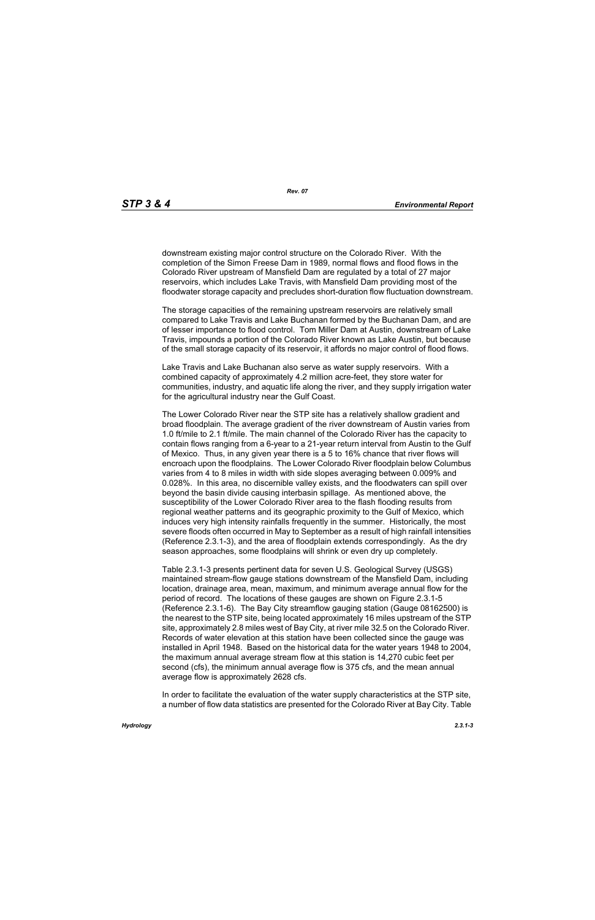downstream existing major control structure on the Colorado River. With the completion of the Simon Freese Dam in 1989, normal flows and flood flows in the Colorado River upstream of Mansfield Dam are regulated by a total of 27 major reservoirs, which includes Lake Travis, with Mansfield Dam providing most of the floodwater storage capacity and precludes short-duration flow fluctuation downstream.

The storage capacities of the remaining upstream reservoirs are relatively small compared to Lake Travis and Lake Buchanan formed by the Buchanan Dam, and are of lesser importance to flood control. Tom Miller Dam at Austin, downstream of Lake Travis, impounds a portion of the Colorado River known as Lake Austin, but because of the small storage capacity of its reservoir, it affords no major control of flood flows.

Lake Travis and Lake Buchanan also serve as water supply reservoirs. With a combined capacity of approximately 4.2 million acre-feet, they store water for communities, industry, and aquatic life along the river, and they supply irrigation water for the agricultural industry near the Gulf Coast.

The Lower Colorado River near the STP site has a relatively shallow gradient and broad floodplain. The average gradient of the river downstream of Austin varies from 1.0 ft/mile to 2.1 ft/mile. The main channel of the Colorado River has the capacity to contain flows ranging from a 6-year to a 21-year return interval from Austin to the Gulf of Mexico. Thus, in any given year there is a 5 to 16% chance that river flows will encroach upon the floodplains. The Lower Colorado River floodplain below Columbus varies from 4 to 8 miles in width with side slopes averaging between 0.009% and 0.028%. In this area, no discernible valley exists, and the floodwaters can spill over beyond the basin divide causing interbasin spillage. As mentioned above, the susceptibility of the Lower Colorado River area to the flash flooding results from regional weather patterns and its geographic proximity to the Gulf of Mexico, which induces very high intensity rainfalls frequently in the summer. Historically, the most severe floods often occurred in May to September as a result of high rainfall intensities (Reference 2.3.1-3), and the area of floodplain extends correspondingly. As the dry season approaches, some floodplains will shrink or even dry up completely.

Table 2.3.1-3 presents pertinent data for seven U.S. Geological Survey (USGS) maintained stream-flow gauge stations downstream of the Mansfield Dam, including location, drainage area, mean, maximum, and minimum average annual flow for the period of record. The locations of these gauges are shown on Figure 2.3.1-5 (Reference 2.3.1-6). The Bay City streamflow gauging station (Gauge 08162500) is the nearest to the STP site, being located approximately 16 miles upstream of the STP site, approximately 2.8 miles west of Bay City, at river mile 32.5 on the Colorado River. Records of water elevation at this station have been collected since the gauge was installed in April 1948. Based on the historical data for the water years 1948 to 2004, the maximum annual average stream flow at this station is 14,270 cubic feet per second (cfs), the minimum annual average flow is 375 cfs, and the mean annual average flow is approximately 2628 cfs.

In order to facilitate the evaluation of the water supply characteristics at the STP site, a number of flow data statistics are presented for the Colorado River at Bay City. Table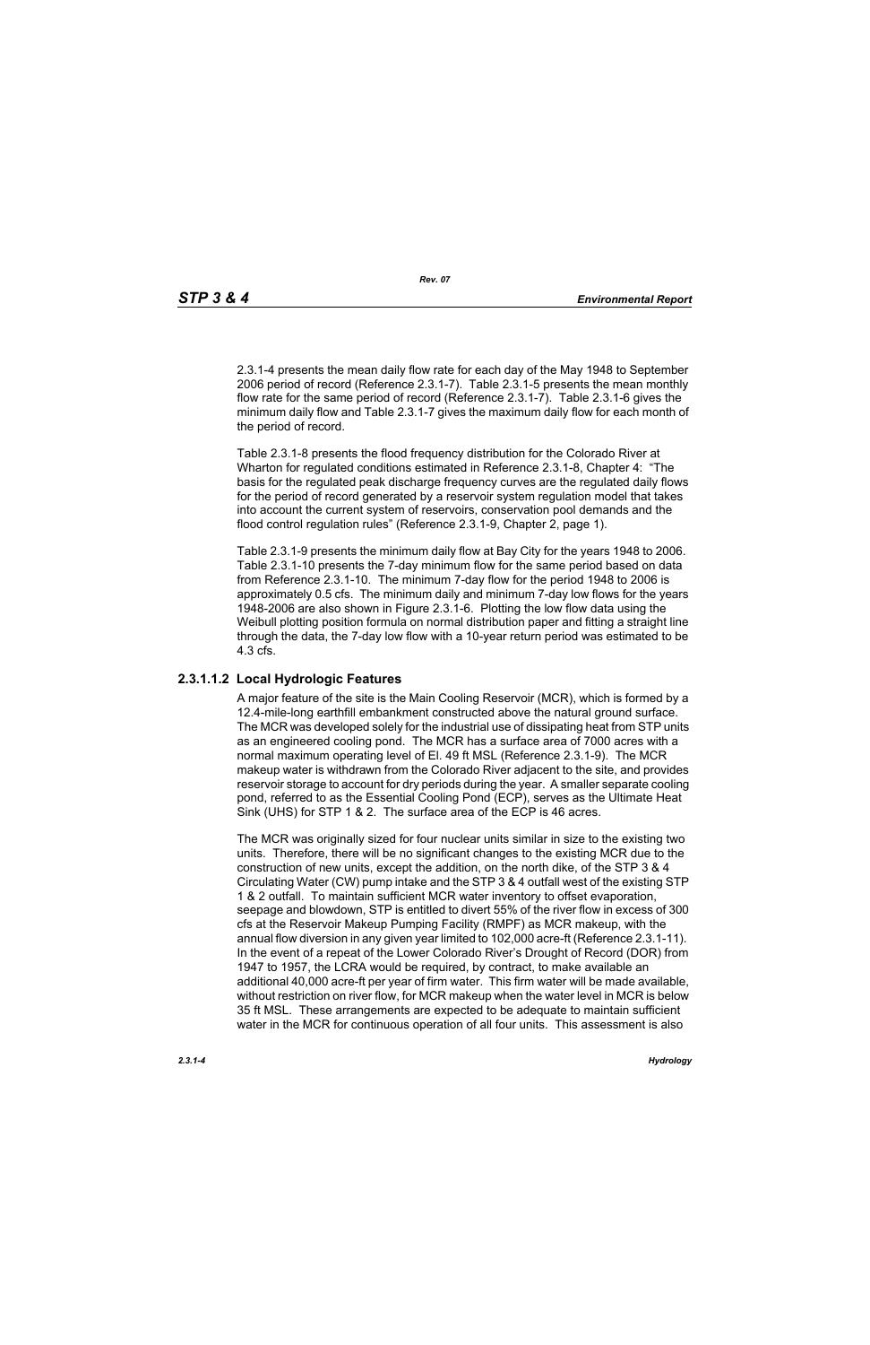2.3.1-4 presents the mean daily flow rate for each day of the May 1948 to September 2006 period of record (Reference 2.3.1-7). Table 2.3.1-5 presents the mean monthly flow rate for the same period of record (Reference 2.3.1-7). Table 2.3.1-6 gives the minimum daily flow and Table 2.3.1-7 gives the maximum daily flow for each month of the period of record.

Table 2.3.1-8 presents the flood frequency distribution for the Colorado River at Wharton for regulated conditions estimated in Reference 2.3.1-8, Chapter 4: "The basis for the regulated peak discharge frequency curves are the regulated daily flows for the period of record generated by a reservoir system regulation model that takes into account the current system of reservoirs, conservation pool demands and the flood control regulation rules" (Reference 2.3.1-9, Chapter 2, page 1).

Table 2.3.1-9 presents the minimum daily flow at Bay City for the years 1948 to 2006. Table 2.3.1-10 presents the 7-day minimum flow for the same period based on data from Reference 2.3.1-10. The minimum 7-day flow for the period 1948 to 2006 is approximately 0.5 cfs. The minimum daily and minimum 7-day low flows for the years 1948-2006 are also shown in Figure 2.3.1-6. Plotting the low flow data using the Weibull plotting position formula on normal distribution paper and fitting a straight line through the data, the 7-day low flow with a 10-year return period was estimated to be 4.3 cfs.

### 2.3.1.1.2 Local Hydrologic Features

A major feature of the site is the Main Cooling Reservoir (MCR), which is formed by a 12.4-mile-long earthfill embankment constructed above the natural ground surface. The MCR was developed solely for the industrial use of dissipating heat from STP units as an engineered cooling pond. The MCR has a surface area of 7000 acres with a normal maximum operating level of El. 49 ft MSL (Reference 2.3.1-9). The MCR makeup water is withdrawn from the Colorado River adjacent to the site, and provides reservoir storage to account for dry periods during the year. A smaller separate cooling pond, referred to as the Essential Cooling Pond (ECP), serves as the Ultimate Heat Sink (UHS) for STP 1 & 2. The surface area of the ECP is 46 acres.

The MCR was originally sized for four nuclear units similar in size to the existing two units. Therefore, there will be no significant changes to the existing MCR due to the construction of new units, except the addition, on the north dike, of the STP 3 & 4 Circulating Water (CW) pump intake and the STP 3 & 4 outfall west of the existing STP 1 & 2 outfall. To maintain sufficient MCR water inventory to offset evaporation, seepage and blowdown, STP is entitled to divert 55% of the river flow in excess of 300 cfs at the Reservoir Makeup Pumping Facility (RMPF) as MCR makeup, with the annual flow diversion in any given year limited to 102,000 acre-ft (Reference 2.3.1-11). In the event of a repeat of the Lower Colorado River's Drought of Record (DOR) from 1947 to 1957, the LCRA would be required, by contract, to make available an additional 40,000 acre-ft per year of firm water. This firm water will be made available, without restriction on river flow, for MCR makeup when the water level in MCR is below 35 ft MSL. These arrangements are expected to be adequate to maintain sufficient water in the MCR for continuous operation of all four units. This assessment is also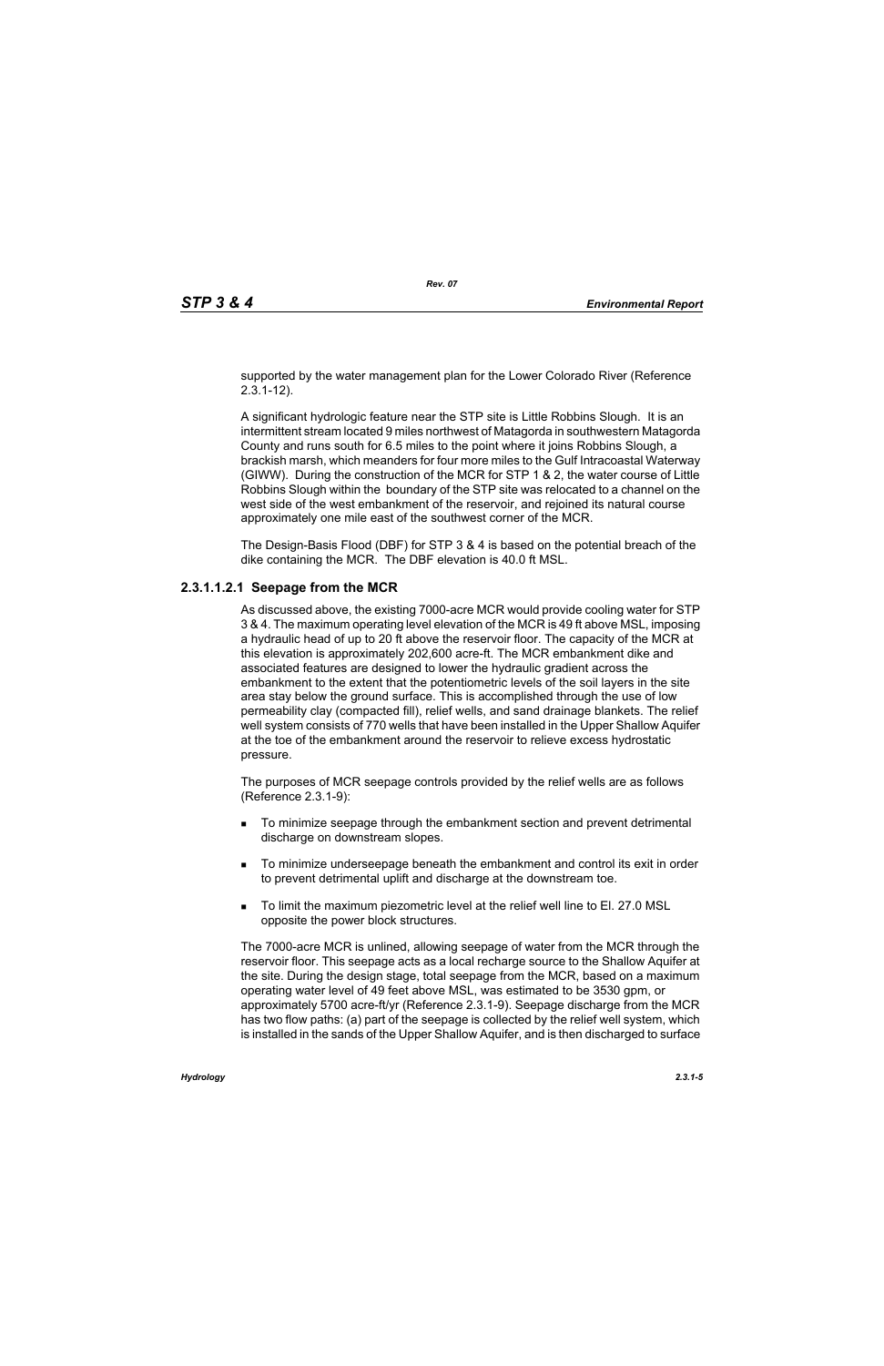supported by the water management plan for the Lower Colorado River (Reference 2.3.1-12).

A significant hydrologic feature near the STP site is Little Robbins Slough. It is an intermittent stream located 9 miles northwest of Matagorda in southwestern Matagorda County and runs south for 6.5 miles to the point where it joins Robbins Slough, a brackish marsh, which meanders for four more miles to the Gulf Intracoastal Waterway (GIWW). During the construction of the MCR for STP 1 & 2, the water course of Little Robbins Slough within the boundary of the STP site was relocated to a channel on the west side of the west embankment of the reservoir, and rejoined its natural course approximately one mile east of the southwest corner of the MCR.

The Design-Basis Flood (DBF) for STP 3 & 4 is based on the potential breach of the dike containing the MCR. The DBF elevation is 40.0 ft MSL.

#### 2.3.1.1.2.1 Seepage from the MCR

As discussed above, the existing 7000-acre MCR would provide cooling water for STP 3 & 4. The maximum operating level elevation of the MCR is 49 ft above MSL, imposing a hydraulic head of up to 20 ft above the reservoir floor. The capacity of the MCR at this elevation is approximately 202,600 acre-ft. The MCR embankment dike and associated features are designed to lower the hydraulic gradient across the embankment to the extent that the potentiometric levels of the soil layers in the site area stay below the ground surface. This is accomplished through the use of low permeability clay (compacted fill), relief wells, and sand drainage blankets. The relief well system consists of 770 wells that have been installed in the Upper Shallow Aquifer at the toe of the embankment around the reservoir to relieve excess hydrostatic pressure.

The purposes of MCR seepage controls provided by the relief wells are as follows (Reference 2.3.1-9):

- To minimize seepage through the embankment section and prevent detrimental discharge on downstream slopes.
- To minimize underseepage beneath the embankment and control its exit in order to prevent detrimental uplift and discharge at the downstream toe.
- To limit the maximum piezometric level at the relief well line to El. 27.0 MSL opposite the power block structures.

The 7000-acre MCR is unlined, allowing seepage of water from the MCR through the reservoir floor. This seepage acts as a local recharge source to the Shallow Aquifer at the site. During the design stage, total seepage from the MCR, based on a maximum operating water level of 49 feet above MSL, was estimated to be 3530 gpm, or approximately 5700 acre-ft/yr (Reference 2.3.1-9). Seepage discharge from the MCR has two flow paths: (a) part of the seepage is collected by the relief well system, which is installed in the sands of the Upper Shallow Aquifer, and is then discharged to surface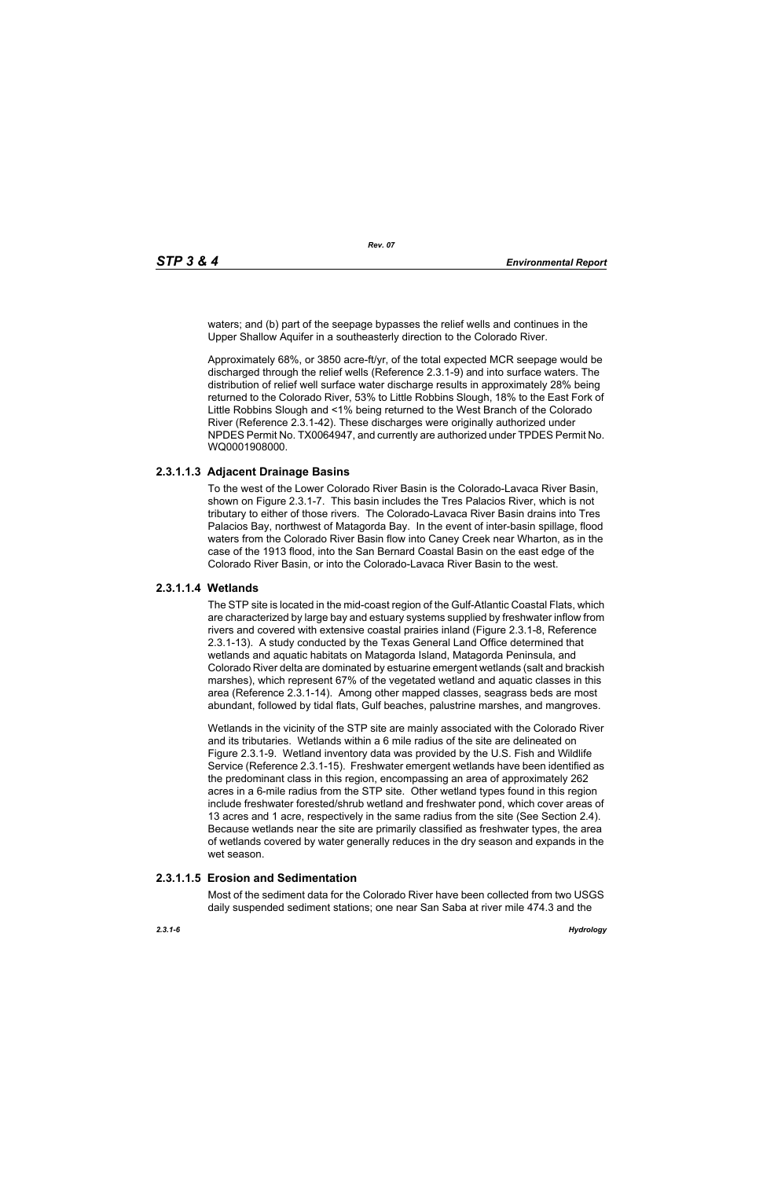waters; and (b) part of the seepage bypasses the relief wells and continues in the Upper Shallow Aquifer in a southeasterly direction to the Colorado River.

Approximately 68%, or 3850 acre-ft/yr, of the total expected MCR seepage would be discharged through the relief wells (Reference 2.3.1-9) and into surface waters. The distribution of relief well surface water discharge results in approximately 28% being returned to the Colorado River, 53% to Little Robbins Slough, 18% to the East Fork of Little Robbins Slough and <1% being returned to the West Branch of the Colorado River (Reference 2.3.1-42). These discharges were originally authorized under NPDES Permit No. TX0064947, and currently are authorized under TPDES Permit No. WQ0001908000.

### 2.3.1.1.3 Adjacent Drainage Basins

To the west of the Lower Colorado River Basin is the Colorado-Lavaca River Basin, shown on Figure 2.3.1-7. This basin includes the Tres Palacios River, which is not tributary to either of those rivers. The Colorado-Lavaca River Basin drains into Tres Palacios Bay, northwest of Matagorda Bay. In the event of inter-basin spillage, flood waters from the Colorado River Basin flow into Caney Creek near Wharton, as in the case of the 1913 flood, into the San Bernard Coastal Basin on the east edge of the Colorado River Basin, or into the Colorado-Lavaca River Basin to the west.

### 2.3.1.1.4 Wetlands

The STP site is located in the mid-coast region of the Gulf-Atlantic Coastal Flats, which are characterized by large bay and estuary systems supplied by freshwater inflow from rivers and covered with extensive coastal prairies inland (Figure 2.3.1-8, Reference 2.3.1-13). A study conducted by the Texas General Land Office determined that wetlands and aquatic habitats on Matagorda Island, Matagorda Peninsula, and Colorado River delta are dominated by estuarine emergent wetlands (salt and brackish marshes), which represent 67% of the vegetated wetland and aquatic classes in this area (Reference 2.3.1-14). Among other mapped classes, seagrass beds are most abundant, followed by tidal flats, Gulf beaches, palustrine marshes, and mangroves.

Wetlands in the vicinity of the STP site are mainly associated with the Colorado River and its tributaries. Wetlands within a 6 mile radius of the site are delineated on Figure 2.3.1-9. Wetland inventory data was provided by the U.S. Fish and Wildlife Service (Reference 2.3.1-15). Freshwater emergent wetlands have been identified as the predominant class in this region, encompassing an area of approximately 262 acres in a 6-mile radius from the STP site. Other wetland types found in this region include freshwater forested/shrub wetland and freshwater pond, which cover areas of 13 acres and 1 acre, respectively in the same radius from the site (See Section 2.4). Because wetlands near the site are primarily classified as freshwater types, the area of wetlands covered by water generally reduces in the dry season and expands in the wet season.

### 2.3.1.1.5 Erosion and Sedimentation

Most of the sediment data for the Colorado River have been collected from two USGS daily suspended sediment stations; one near San Saba at river mile 474.3 and the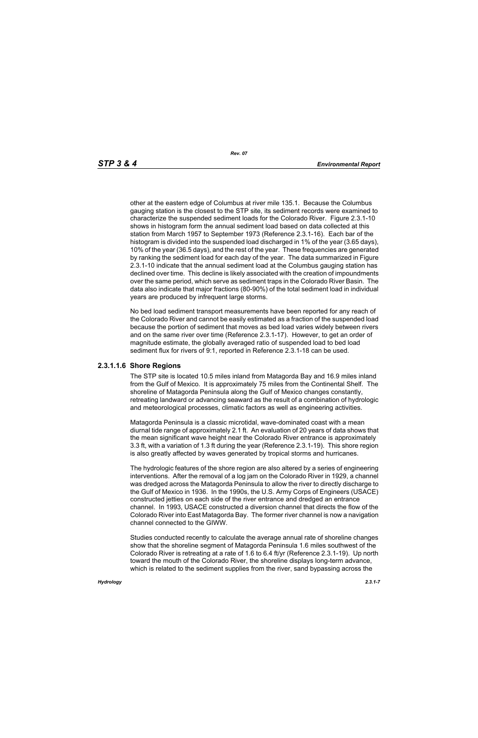other at the eastern edge of Columbus at river mile 135.1. Because the Columbus gauging station is the closest to the STP site, its sediment records were examined to characterize the suspended sediment loads for the Colorado River. Figure 2.3.1-10 shows in histogram form the annual sediment load based on data collected at this station from March 1957 to September 1973 (Reference 2.3.1-16). Each bar of the histogram is divided into the suspended load discharged in 1% of the year (3.65 days), 10% of the year (36.5 days), and the rest of the year. These frequencies are generated by ranking the sediment load for each day of the year. The data summarized in Figure 2.3.1-10 indicate that the annual sediment load at the Columbus gauging station has declined over time. This decline is likely associated with the creation of impoundments over the same period, which serve as sediment traps in the Colorado River Basin. The data also indicate that major fractions (80-90%) of the total sediment load in individual years are produced by infrequent large storms.

No bed load sediment transport measurements have been reported for any reach of the Colorado River and cannot be easily estimated as a fraction of the suspended load because the portion of sediment that moves as bed load varies widely between rivers and on the same river over time (Reference 2.3.1-17). However, to get an order of magnitude estimate, the globally averaged ratio of suspended load to bed load sediment flux for rivers of 9:1, reported in Reference 2.3.1-18 can be used.

### 2.3.1.1.6 Shore Regions

The STP site is located 10.5 miles inland from Matagorda Bay and 16.9 miles inland from the Gulf of Mexico. It is approximately 75 miles from the Continental Shelf. The shoreline of Matagorda Peninsula along the Gulf of Mexico changes constantly, retreating landward or advancing seaward as the result of a combination of hydrologic and meteorological processes, climatic factors as well as engineering activities.

Matagorda Peninsula is a classic microtidal, wave-dominated coast with a mean diurnal tide range of approximately 2.1 ft. An evaluation of 20 years of data shows that the mean significant wave height near the Colorado River entrance is approximately 3.3 ft, with a variation of 1.3 ft during the year (Reference 2.3.1-19). This shore region is also greatly affected by waves generated by tropical storms and hurricanes.

The hydrologic features of the shore region are also altered by a series of engineering interventions. After the removal of a log jam on the Colorado River in 1929, a channel was dredged across the Matagorda Peninsula to allow the river to directly discharge to the Gulf of Mexico in 1936. In the 1990s, the U.S. Army Corps of Engineers (USACE) constructed jetties on each side of the river entrance and dredged an entrance channel. In 1993, USACE constructed a diversion channel that directs the flow of the Colorado River into East Matagorda Bay. The former river channel is now a navigation channel connected to the GIWW.

Studies conducted recently to calculate the average annual rate of shoreline changes show that the shoreline segment of Matagorda Peninsula 1.6 miles southwest of the Colorado River is retreating at a rate of 1.6 to 6.4 ft/yr (Reference 2.3.1-19). Up north toward the mouth of the Colorado River, the shoreline displays long-term advance, which is related to the sediment supplies from the river, sand bypassing across the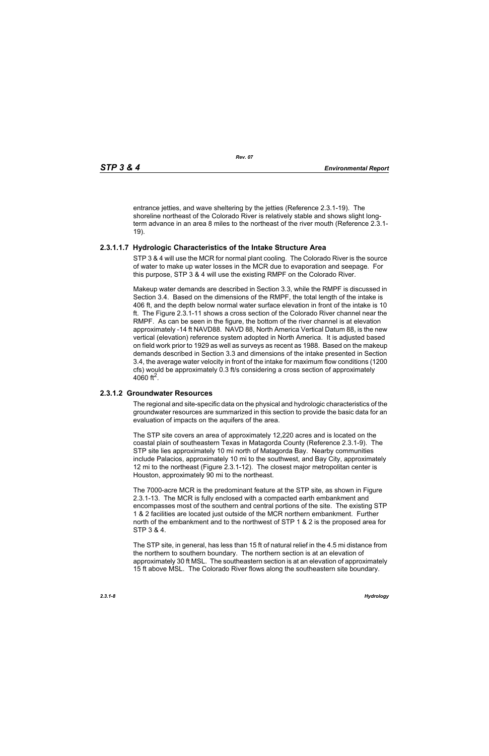entrance jetties, and wave sheltering by the jetties (Reference 2.3.1-19). The shoreline northeast of the Colorado River is relatively stable and shows slight long-term advance in an area 8 miles to the northeast of the river mouth (Reference 2.3.1-19).

### 2.3.1.1.7 Hydrologic Characteristics of the Intake Structure Area

STP 3 & 4 will use the MCR for normal plant cooling. The Colorado River is the source of water to make up water losses in the MCR due to evaporation and seepage. For this purpose, STP 3 & 4 will use the existing RMPF on the Colorado River.

Makeup water demands are described in Section 3.3, while the RMPF is discussed in Section 3.4. Based on the dimensions of the RMPF, the total length of the intake is 406 ft, and the depth below normal water surface elevation in front of the intake is 10 ft. The Figure 2.3.1-11 shows a cross section of the Colorado River channel near the RMPF. As can be seen in the figure, the bottom of the river channel is at elevation approximately -14 ft NAVD88. NAVD 88, North America Vertical Datum 88, is the new vertical (elevation) reference system adopted in North America. It is adjusted based on field work prior to 1929 as well as surveys as recent as 1988. Based on the makeup demands described in Section 3.3 and dimensions of the intake presented in Section 3.4, the average water velocity in front of the intake for maximum flow conditions (1200 cfs) would be approximately 0.3 ft/s considering a cross section of approximately 4060 $ft^2$.

## 2.3.1.2 Groundwater Resources

The regional and site-specific data on the physical and hydrologic characteristics of the groundwater resources are summarized in this section to provide the basic data for an evaluation of impacts on the aquifers of the area.

The STP site covers an area of approximately 12,220 acres and is located on the coastal plain of southeastern Texas in Matagorda County (Reference 2.3.1-9). The STP site lies approximately 10 mi north of Matagorda Bay. Nearby communities include Palacios, approximately 10 mi to the southwest, and Bay City, approximately 12 mi to the northeast (Figure 2.3.1-12). The closest major metropolitan center is Houston, approximately 90 mi to the northeast.

The 7000-acre MCR is the predominant feature at the STP site, as shown in Figure 2.3.1-13. The MCR is fully enclosed with a compacted earth embankment and encompasses most of the southern and central portions of the site. The existing STP 1 & 2 facilities are located just outside of the MCR northern embankment. Further north of the embankment and to the northwest of STP 1 & 2 is the proposed area for STP 3 & 4.

The STP site, in general, has less than 15 ft of natural relief in the 4.5 mi distance from the northern to southern boundary. The northern section is at an elevation of approximately 30 ft MSL. The southeastern section is at an elevation of approximately 15 ft above MSL. The Colorado River flows along the southeastern site boundary.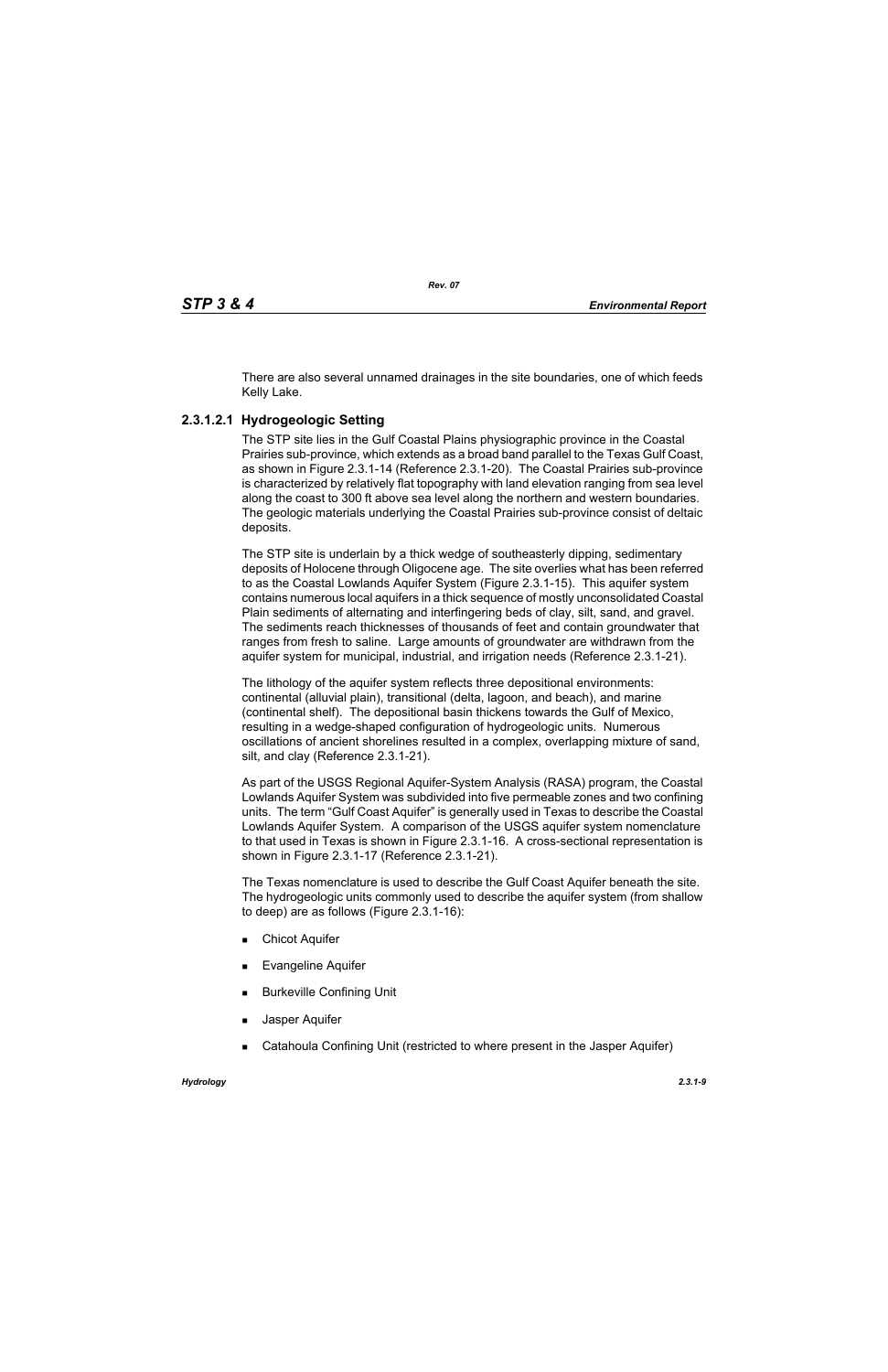There are also several unnamed drainages in the site boundaries, one of which feeds Kelly Lake.

#### 2.3.1.2.1 Hydrogeologic Setting

The STP site lies in the Gulf Coastal Plains physiographic province in the Coastal Prairies sub-province, which extends as a broad band parallel to the Texas Gulf Coast, as shown in Figure 2.3.1-14 (Reference 2.3.1-20). The Coastal Prairies sub-province is characterized by relatively flat topography with land elevation ranging from sea level along the coast to 300 ft above sea level along the northern and western boundaries. The geologic materials underlying the Coastal Prairies sub-province consist of deltaic deposits.

The STP site is underlain by a thick wedge of southeasterly dipping, sedimentary deposits of Holocene through Oligocene age. The site overlies what has been referred to as the Coastal Lowlands Aquifer System (Figure 2.3.1-15). This aquifer system contains numerous local aquifers in a thick sequence of mostly unconsolidated Coastal Plain sediments of alternating and interfingering beds of clay, silt, sand, and gravel. The sediments reach thicknesses of thousands of feet and contain groundwater that ranges from fresh to saline. Large amounts of groundwater are withdrawn from the aquifer system for municipal, industrial, and irrigation needs (Reference 2.3.1-21).

The lithology of the aquifer system reflects three depositional environments: continental (alluvial plain), transitional (delta, lagoon, and beach), and marine (continental shelf). The depositional basin thickens towards the Gulf of Mexico, resulting in a wedge-shaped configuration of hydrogeologic units. Numerous oscillations of ancient shorelines resulted in a complex, overlapping mixture of sand, silt, and clay (Reference 2.3.1-21).

As part of the USGS Regional Aquifer-System Analysis (RASA) program, the Coastal Lowlands Aquifer System was subdivided into five permeable zones and two confining units. The term "Gulf Coast Aquifer" is generally used in Texas to describe the Coastal Lowlands Aquifer System. A comparison of the USGS aquifer system nomenclature to that used in Texas is shown in Figure 2.3.1-16. A cross-sectional representation is shown in Figure 2.3.1-17 (Reference 2.3.1-21).

The Texas nomenclature is used to describe the Gulf Coast Aquifer beneath the site. The hydrogeologic units commonly used to describe the aquifer system (from shallow to deep) are as follows (Figure 2.3.1-16):

- Chicot Aquifer
- Evangeline Aquifer
- Burkeville Confining Unit
- Jasper Aquifer
- Catahoula Confining Unit (restricted to where present in the Jasper Aquifer)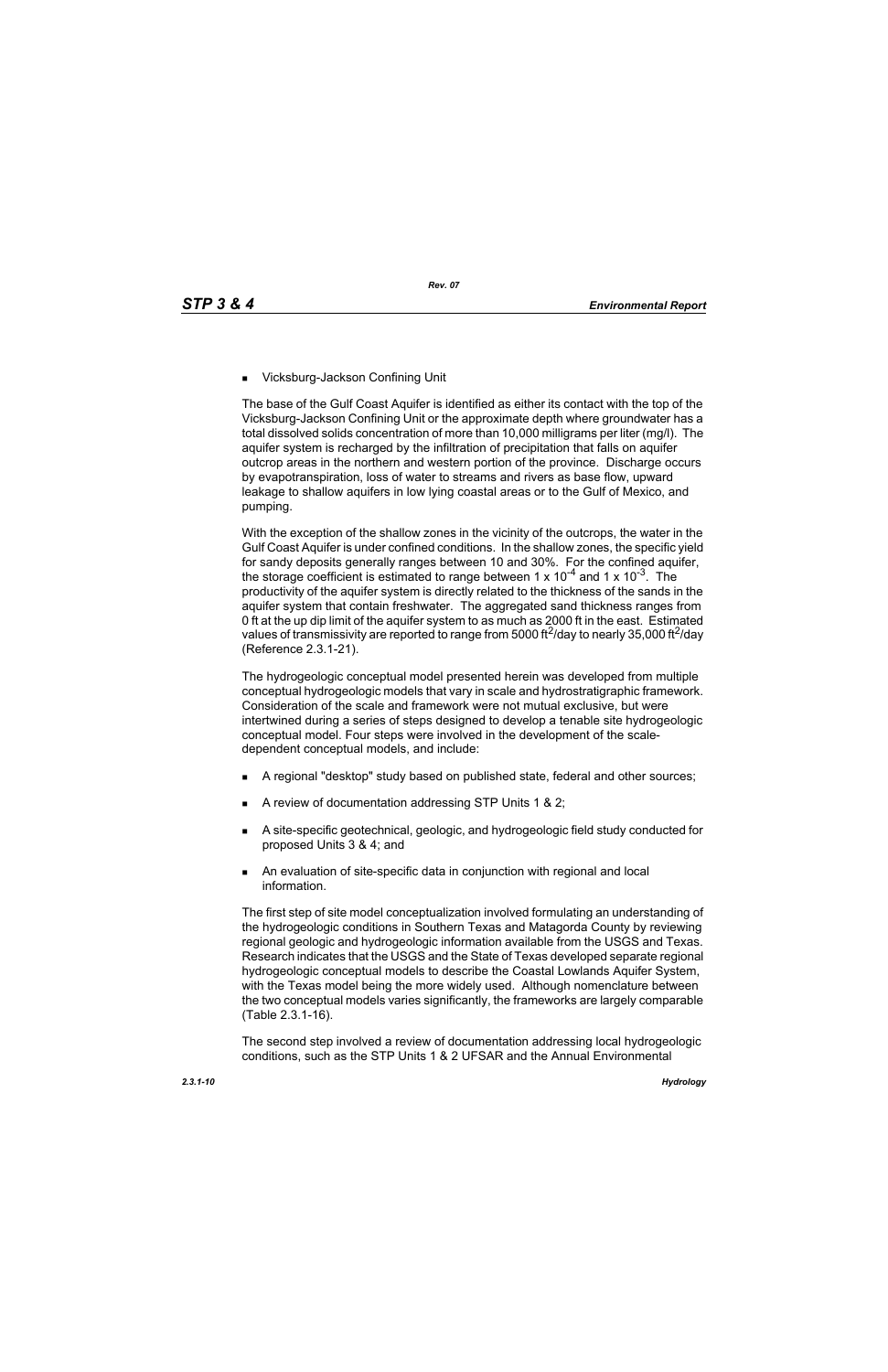- Vicksburg-Jackson Confining Unit

The base of the Gulf Coast Aquifer is identified as either its contact with the top of the Vicksburg-Jackson Confining Unit or the approximate depth where groundwater has a total dissolved solids concentration of more than 10,000 milligrams per liter (mg/l). The aquifer system is recharged by the infiltration of precipitation that falls on aquifer outcrop areas in the northern and western portion of the province. Discharge occurs by evapotranspiration, loss of water to streams and rivers as base flow, upward leakage to shallow aquifers in low lying coastal areas or to the Gulf of Mexico, and pumping.

With the exception of the shallow zones in the vicinity of the outcrops, the water in the Gulf Coast Aquifer is under confined conditions. In the shallow zones, the specific yield for sandy deposits generally ranges between 10 and 30%. For the confined aquifer, the storage coefficient is estimated to range between $1 \times 10^{-4}$ and $1 \times 10^{-3}$. The productivity of the aquifer system is directly related to the thickness of the sands in the aquifer system that contain freshwater. The aggregated sand thickness ranges from 0 ft at the up dip limit of the aquifer system to as much as 2000 ft in the east. Estimated values of transmissivity are reported to range from 5000 $ft^2$/day to nearly 35,000 $ft^2$/day (Reference 2.3.1-21).

The hydrogeologic conceptual model presented herein was developed from multiple conceptual hydrogeologic models that vary in scale and hydrostratigraphic framework. Consideration of the scale and framework were not mutual exclusive, but were intertwined during a series of steps designed to develop a tenable site hydrogeologic conceptual model. Four steps were involved in the development of the scale-dependent conceptual models, and include:

- A regional "desktop" study based on published state, federal and other sources;
- A review of documentation addressing STP Units 1 & 2;
- A site-specific geotechnical, geologic, and hydrogeologic field study conducted for proposed Units 3 & 4; and
- An evaluation of site-specific data in conjunction with regional and local information.

The first step of site model conceptualization involved formulating an understanding of the hydrogeologic conditions in Southern Texas and Matagorda County by reviewing regional geologic and hydrogeologic information available from the USGS and Texas. Research indicates that the USGS and the State of Texas developed separate regional hydrogeologic conceptual models to describe the Coastal Lowlands Aquifer System, with the Texas model being the more widely used. Although nomenclature between the two conceptual models varies significantly, the frameworks are largely comparable (Table 2.3.1-16).

The second step involved a review of documentation addressing local hydrogeologic conditions, such as the STP Units 1 & 2 UFSAR and the Annual Environmental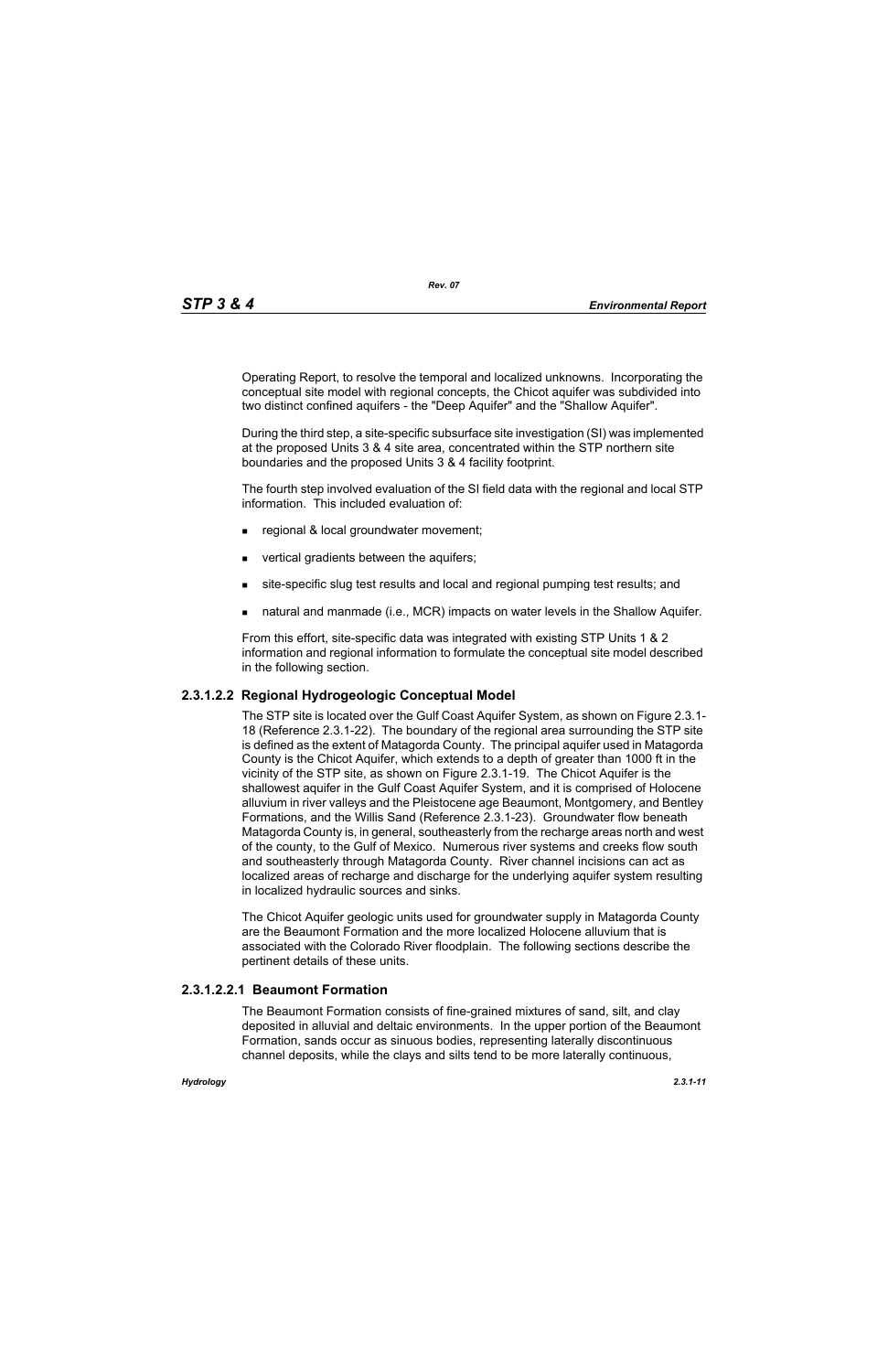Operating Report, to resolve the temporal and localized unknowns. Incorporating the conceptual site model with regional concepts, the Chicot aquifer was subdivided into two distinct confined aquifers - the "Deep Aquifer" and the "Shallow Aquifer".

During the third step, a site-specific subsurface site investigation (SI) was implemented at the proposed Units 3 & 4 site area, concentrated within the STP northern site boundaries and the proposed Units 3 & 4 facility footprint.

The fourth step involved evaluation of the SI field data with the regional and local STP information. This included evaluation of:

- regional & local groundwater movement;
- vertical gradients between the aquifers;
- site-specific slug test results and local and regional pumping test results; and
- natural and manmade (i.e., MCR) impacts on water levels in the Shallow Aquifer.

From this effort, site-specific data was integrated with existing STP Units 1 & 2 information and regional information to formulate the conceptual site model described in the following section.

### 2.3.1.2.2 Regional Hydrogeologic Conceptual Model

The STP site is located over the Gulf Coast Aquifer System, as shown on Figure 2.3.1-18 (Reference 2.3.1-22). The boundary of the regional area surrounding the STP site is defined as the extent of Matagorda County. The principal aquifer used in Matagorda County is the Chicot Aquifer, which extends to a depth of greater than 1000 ft in the vicinity of the STP site, as shown on Figure 2.3.1-19. The Chicot Aquifer is the shallowest aquifer in the Gulf Coast Aquifer System, and it is comprised of Holocene alluvium in river valleys and the Pleistocene age Beaumont, Montgomery, and Bentley Formations, and the Willis Sand (Reference 2.3.1-23). Groundwater flow beneath Matagorda County is, in general, southeasterly from the recharge areas north and west of the county, to the Gulf of Mexico. Numerous river systems and creeks flow south and southeasterly through Matagorda County. River channel incisions can act as localized areas of recharge and discharge for the underlying aquifer system resulting in localized hydraulic sources and sinks.

The Chicot Aquifer geologic units used for groundwater supply in Matagorda County are the Beaumont Formation and the more localized Holocene alluvium that is associated with the Colorado River floodplain. The following sections describe the pertinent details of these units.

#### 2.3.1.2.2.1 Beaumont Formation

The Beaumont Formation consists of fine-grained mixtures of sand, silt, and clay deposited in alluvial and deltaic environments. In the upper portion of the Beaumont Formation, sands occur as sinuous bodies, representing laterally discontinuous channel deposits, while the clays and silts tend to be more laterally continuous,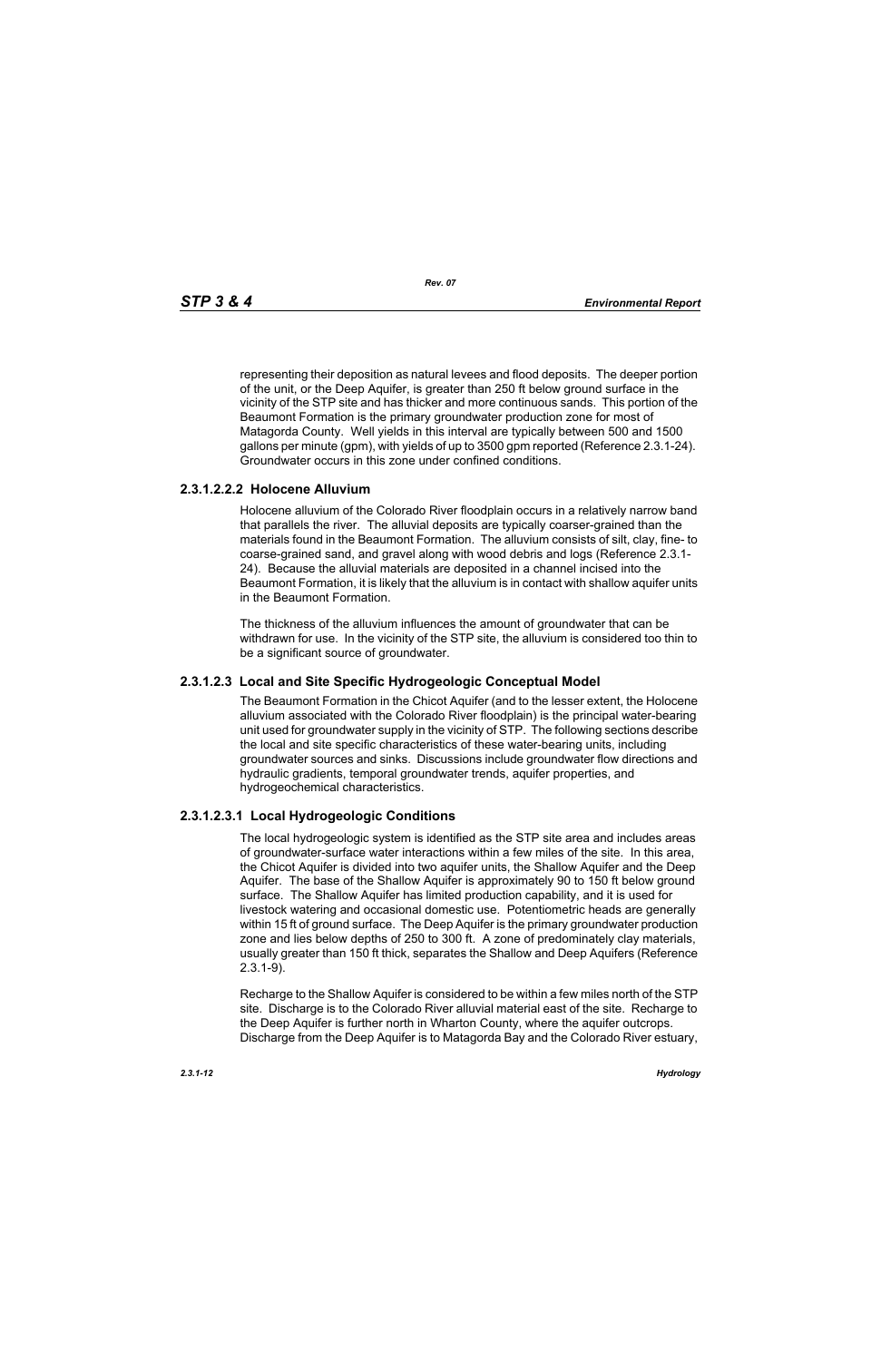representing their deposition as natural levees and flood deposits. The deeper portion of the unit, or the Deep Aquifer, is greater than 250 ft below ground surface in the vicinity of the STP site and has thicker and more continuous sands. This portion of the Beaumont Formation is the primary groundwater production zone for most of Matagorda County. Well yields in this interval are typically between 500 and 1500 gallons per minute (gpm), with yields of up to 3500 gpm reported (Reference 2.3.1-24). Groundwater occurs in this zone under confined conditions.

#### 2.3.1.2.2.2 Holocene Alluvium

Holocene alluvium of the Colorado River floodplain occurs in a relatively narrow band that parallels the river. The alluvial deposits are typically coarser-grained than the materials found in the Beaumont Formation. The alluvium consists of silt, clay, fine- to coarse-grained sand, and gravel along with wood debris and logs (Reference 2.3.1-24). Because the alluvial materials are deposited in a channel incised into the Beaumont Formation, it is likely that the alluvium is in contact with shallow aquifer units in the Beaumont Formation.

The thickness of the alluvium influences the amount of groundwater that can be withdrawn for use. In the vicinity of the STP site, the alluvium is considered too thin to be a significant source of groundwater.

### 2.3.1.2.3 Local and Site Specific Hydrogeologic Conceptual Model

The Beaumont Formation in the Chicot Aquifer (and to the lesser extent, the Holocene alluvium associated with the Colorado River floodplain) is the principal water-bearing unit used for groundwater supply in the vicinity of STP. The following sections describe the local and site specific characteristics of these water-bearing units, including groundwater sources and sinks. Discussions include groundwater flow directions and hydraulic gradients, temporal groundwater trends, aquifer properties, and hydrogeochemical characteristics.

#### 2.3.1.2.3.1 Local Hydrogeologic Conditions

The local hydrogeologic system is identified as the STP site area and includes areas of groundwater-surface water interactions within a few miles of the site. In this area, the Chicot Aquifer is divided into two aquifer units, the Shallow Aquifer and the Deep Aquifer. The base of the Shallow Aquifer is approximately 90 to 150 ft below ground surface. The Shallow Aquifer has limited production capability, and it is used for livestock watering and occasional domestic use. Potentiometric heads are generally within 15 ft of ground surface. The Deep Aquifer is the primary groundwater production zone and lies below depths of 250 to 300 ft. A zone of predominately clay materials, usually greater than 150 ft thick, separates the Shallow and Deep Aquifers (Reference 2.3.1-9).

Recharge to the Shallow Aquifer is considered to be within a few miles north of the STP site. Discharge is to the Colorado River alluvial material east of the site. Recharge to the Deep Aquifer is further north in Wharton County, where the aquifer outcrops. Discharge from the Deep Aquifer is to Matagorda Bay and the Colorado River estuary,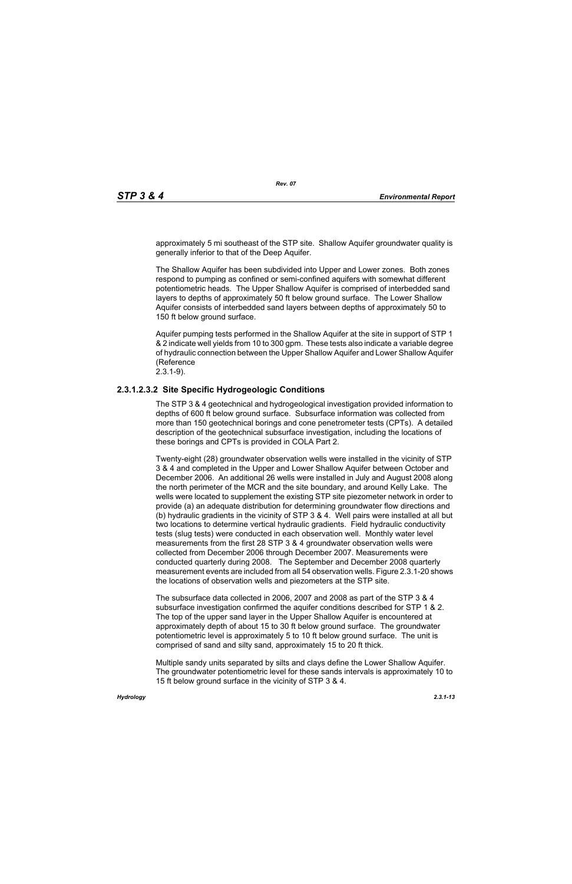approximately 5 mi southeast of the STP site. Shallow Aquifer groundwater quality is generally inferior to that of the Deep Aquifer.

The Shallow Aquifer has been subdivided into Upper and Lower zones. Both zones respond to pumping as confined or semi-confined aquifers with somewhat different potentiometric heads. The Upper Shallow Aquifer is comprised of interbedded sand layers to depths of approximately 50 ft below ground surface. The Lower Shallow Aquifer consists of interbedded sand layers between depths of approximately 50 to 150 ft below ground surface.

Aquifer pumping tests performed in the Shallow Aquifer at the site in support of STP 1 & 2 indicate well yields from 10 to 300 gpm. These tests also indicate a variable degree of hydraulic connection between the Upper Shallow Aquifer and Lower Shallow Aquifer (Reference 2.3.1-9).

#### 2.3.1.2.3.2 Site Specific Hydrogeologic Conditions

The STP 3 & 4 geotechnical and hydrogeological investigation provided information to depths of 600 ft below ground surface. Subsurface information was collected from more than 150 geotechnical borings and cone penetrometer tests (CPTs). A detailed description of the geotechnical subsurface investigation, including the locations of these borings and CPTs is provided in COLA Part 2.

Twenty-eight (28) groundwater observation wells were installed in the vicinity of STP 3 & 4 and completed in the Upper and Lower Shallow Aquifer between October and December 2006. An additional 26 wells were installed in July and August 2008 along the north perimeter of the MCR and the site boundary, and around Kelly Lake. The wells were located to supplement the existing STP site piezometer network in order to provide (a) an adequate distribution for determining groundwater flow directions and (b) hydraulic gradients in the vicinity of STP 3 & 4. Well pairs were installed at all but two locations to determine vertical hydraulic gradients. Field hydraulic conductivity tests (slug tests) were conducted in each observation well. Monthly water level measurements from the first 28 STP 3 & 4 groundwater observation wells were collected from December 2006 through December 2007. Measurements were conducted quarterly during 2008. The September and December 2008 quarterly measurement events are included from all 54 observation wells. Figure 2.3.1-20 shows the locations of observation wells and piezometers at the STP site.

The subsurface data collected in 2006, 2007 and 2008 as part of the STP 3 & 4 subsurface investigation confirmed the aquifer conditions described for STP 1 & 2. The top of the upper sand layer in the Upper Shallow Aquifer is encountered at approximately depth of about 15 to 30 ft below ground surface. The groundwater potentiometric level is approximately 5 to 10 ft below ground surface. The unit is comprised of sand and silty sand, approximately 15 to 20 ft thick.

Multiple sandy units separated by silts and clays define the Lower Shallow Aquifer. The groundwater potentiometric level for these sands intervals is approximately 10 to 15 ft below ground surface in the vicinity of STP 3 & 4.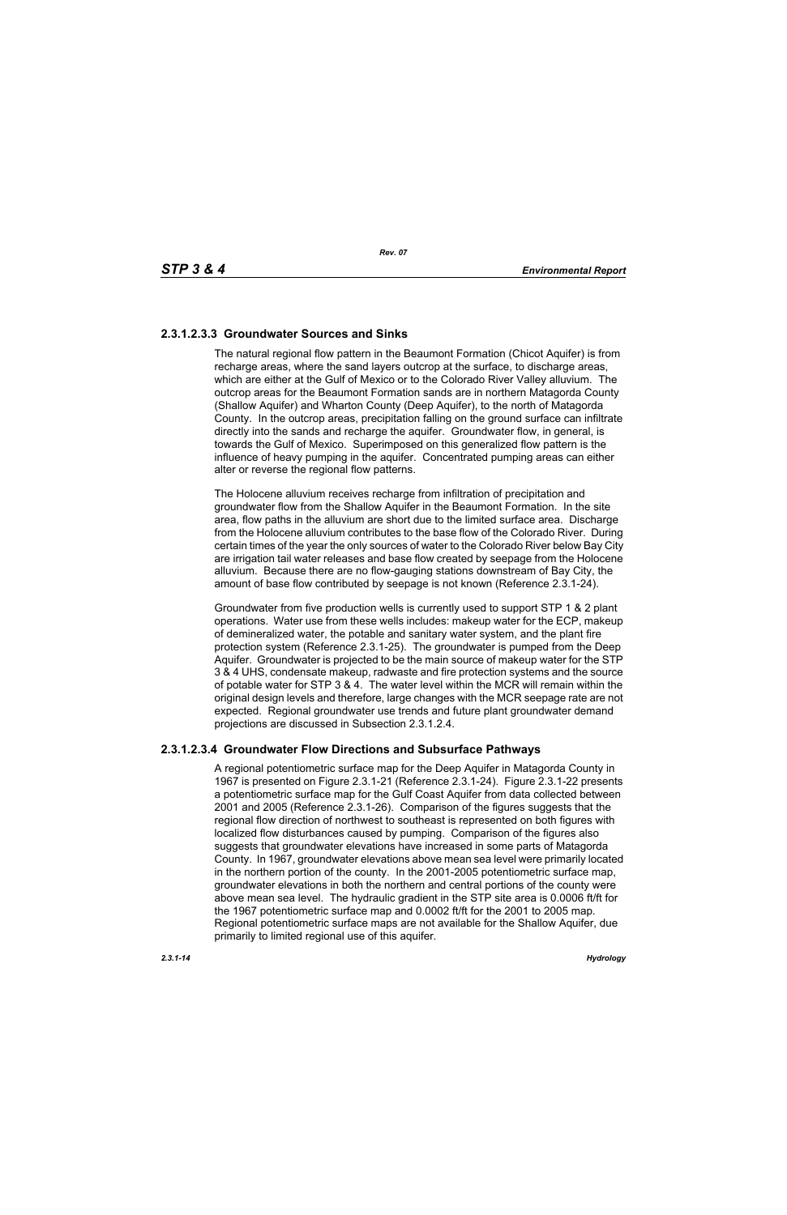### 2.3.1.2.3.3 Groundwater Sources and Sinks

The natural regional flow pattern in the Beaumont Formation (Chicot Aquifer) is from recharge areas, where the sand layers outcrop at the surface, to discharge areas, which are either at the Gulf of Mexico or to the Colorado River Valley alluvium. The outcrop areas for the Beaumont Formation sands are in northern Matagorda County (Shallow Aquifer) and Wharton County (Deep Aquifer), to the north of Matagorda County. In the outcrop areas, precipitation falling on the ground surface can infiltrate directly into the sands and recharge the aquifer. Groundwater flow, in general, is towards the Gulf of Mexico. Superimposed on this generalized flow pattern is the influence of heavy pumping in the aquifer. Concentrated pumping areas can either alter or reverse the regional flow patterns.

The Holocene alluvium receives recharge from infiltration of precipitation and groundwater flow from the Shallow Aquifer in the Beaumont Formation. In the site area, flow paths in the alluvium are short due to the limited surface area. Discharge from the Holocene alluvium contributes to the base flow of the Colorado River. During certain times of the year the only sources of water to the Colorado River below Bay City are irrigation tail water releases and base flow created by seepage from the Holocene alluvium. Because there are no flow-gauging stations downstream of Bay City, the amount of base flow contributed by seepage is not known (Reference 2.3.1-24).

Groundwater from five production wells is currently used to support STP 1 & 2 plant operations. Water use from these wells includes: makeup water for the ECP, makeup of demineralized water, the potable and sanitary water system, and the plant fire protection system (Reference 2.3.1-25). The groundwater is pumped from the Deep Aquifer. Groundwater is projected to be the main source of makeup water for the STP 3 & 4 UHS, condensate makeup, radwaste and fire protection systems and the source of potable water for STP 3 & 4. The water level within the MCR will remain within the original design levels and therefore, large changes with the MCR seepage rate are not expected. Regional groundwater use trends and future plant groundwater demand projections are discussed in Subsection 2.3.1.2.4.

### 2.3.1.2.3.4 Groundwater Flow Directions and Subsurface Pathways

A regional potentiometric surface map for the Deep Aquifer in Matagorda County in 1967 is presented on Figure 2.3.1-21 (Reference 2.3.1-24). Figure 2.3.1-22 presents a potentiometric surface map for the Gulf Coast Aquifer from data collected between 2001 and 2005 (Reference 2.3.1-26). Comparison of the figures suggests that the regional flow direction of northwest to southeast is represented on both figures with localized flow disturbances caused by pumping. Comparison of the figures also suggests that groundwater elevations have increased in some parts of Matagorda County. In 1967, groundwater elevations above mean sea level were primarily located in the northern portion of the county. In the 2001-2005 potentiometric surface map, groundwater elevations in both the northern and central portions of the county were above mean sea level. The hydraulic gradient in the STP site area is 0.0006 ft/ft for the 1967 potentiometric surface map and 0.0002 ft/ft for the 2001 to 2005 map. Regional potentiometric surface maps are not available for the Shallow Aquifer, due primarily to limited regional use of this aquifer.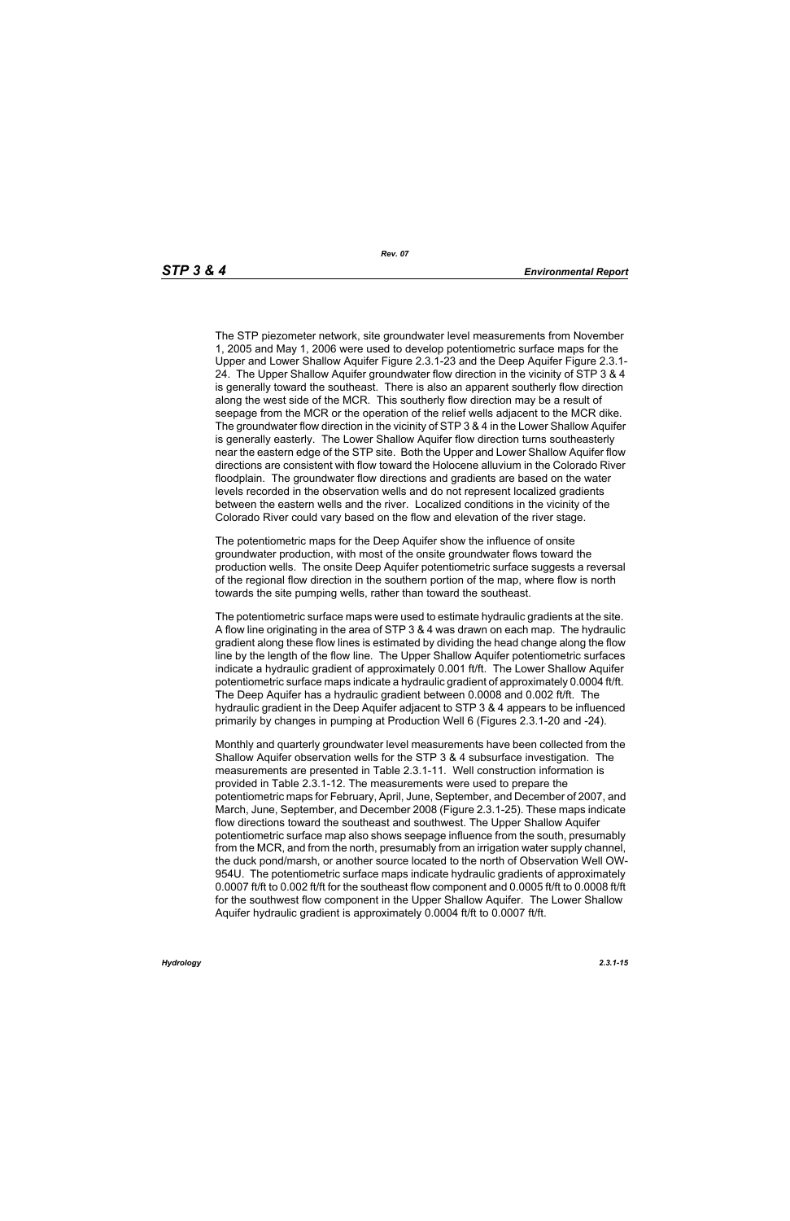The STP piezometer network, site groundwater level measurements from November 1, 2005 and May 1, 2006 were used to develop potentiometric surface maps for the Upper and Lower Shallow Aquifer Figure 2.3.1-23 and the Deep Aquifer Figure 2.3.1-24. The Upper Shallow Aquifer groundwater flow direction in the vicinity of STP 3 & 4 is generally toward the southeast. There is also an apparent southerly flow direction along the west side of the MCR. This southerly flow direction may be a result of seepage from the MCR or the operation of the relief wells adjacent to the MCR dike. The groundwater flow direction in the vicinity of STP 3 & 4 in the Lower Shallow Aquifer is generally easterly. The Lower Shallow Aquifer flow direction turns southeasterly near the eastern edge of the STP site. Both the Upper and Lower Shallow Aquifer flow directions are consistent with flow toward the Holocene alluvium in the Colorado River floodplain. The groundwater flow directions and gradients are based on the water levels recorded in the observation wells and do not represent localized gradients between the eastern wells and the river. Localized conditions in the vicinity of the Colorado River could vary based on the flow and elevation of the river stage.

The potentiometric maps for the Deep Aquifer show the influence of onsite groundwater production, with most of the onsite groundwater flows toward the production wells. The onsite Deep Aquifer potentiometric surface suggests a reversal of the regional flow direction in the southern portion of the map, where flow is north towards the site pumping wells, rather than toward the southeast.

The potentiometric surface maps were used to estimate hydraulic gradients at the site. A flow line originating in the area of STP 3 & 4 was drawn on each map. The hydraulic gradient along these flow lines is estimated by dividing the head change along the flow line by the length of the flow line. The Upper Shallow Aquifer potentiometric surfaces indicate a hydraulic gradient of approximately 0.001 ft/ft. The Lower Shallow Aquifer potentiometric surface maps indicate a hydraulic gradient of approximately 0.0004 ft/ft. The Deep Aquifer has a hydraulic gradient between 0.0008 and 0.002 ft/ft. The hydraulic gradient in the Deep Aquifer adjacent to STP 3 & 4 appears to be influenced primarily by changes in pumping at Production Well 6 (Figures 2.3.1-20 and -24).

Monthly and quarterly groundwater level measurements have been collected from the Shallow Aquifer observation wells for the STP 3 & 4 subsurface investigation. The measurements are presented in Table 2.3.1-11. Well construction information is provided in Table 2.3.1-12. The measurements were used to prepare the potentiometric maps for February, April, June, September, and December of 2007, and March, June, September, and December 2008 (Figure 2.3.1-25). These maps indicate flow directions toward the southeast and southwest. The Upper Shallow Aquifer potentiometric surface map also shows seepage influence from the south, presumably from the MCR, and from the north, presumably from an irrigation water supply channel, the duck pond/marsh, or another source located to the north of Observation Well OW-954U. The potentiometric surface maps indicate hydraulic gradients of approximately 0.0007 ft/ft to 0.002 ft/ft for the southeast flow component and 0.0005 ft/ft to 0.0008 ft/ft for the southwest flow component in the Upper Shallow Aquifer. The Lower Shallow Aquifer hydraulic gradient is approximately 0.0004 ft/ft to 0.0007 ft/ft.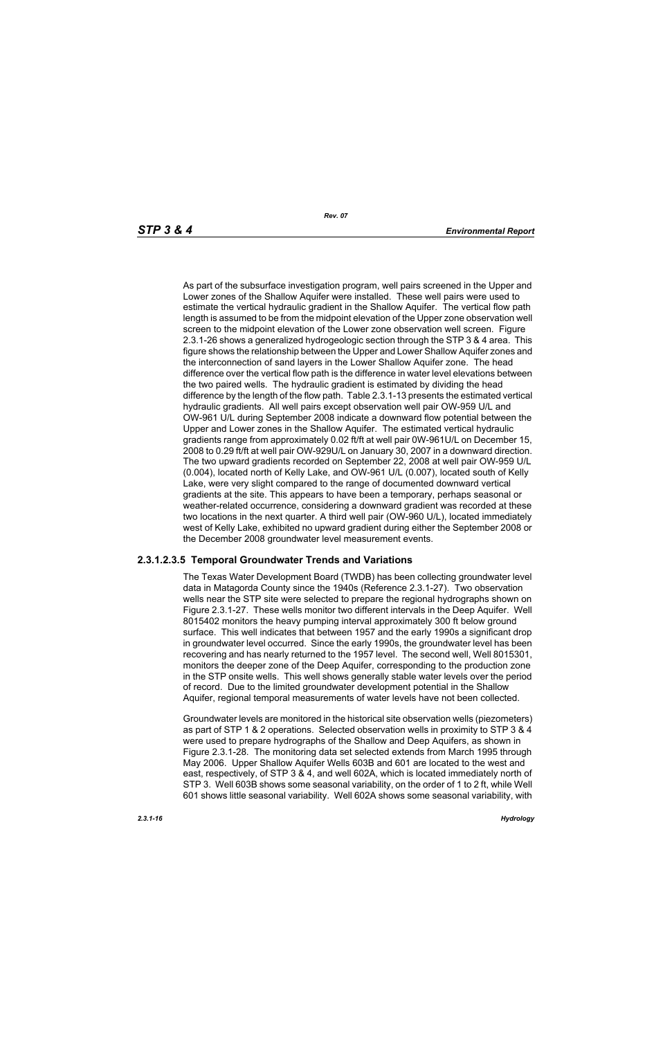As part of the subsurface investigation program, well pairs screened in the Upper and Lower zones of the Shallow Aquifer were installed. These well pairs were used to estimate the vertical hydraulic gradient in the Shallow Aquifer. The vertical flow path length is assumed to be from the midpoint elevation of the Upper zone observation well screen to the midpoint elevation of the Lower zone observation well screen. Figure 2.3.1-26 shows a generalized hydrogeologic section through the STP 3 & 4 area. This figure shows the relationship between the Upper and Lower Shallow Aquifer zones and the interconnection of sand layers in the Lower Shallow Aquifer zone. The head difference over the vertical flow path is the difference in water level elevations between the two paired wells. The hydraulic gradient is estimated by dividing the head difference by the length of the flow path. Table 2.3.1-13 presents the estimated vertical hydraulic gradients. All well pairs except observation well pair OW-959 U/L and OW-961 U/L during September 2008 indicate a downward flow potential between the Upper and Lower zones in the Shallow Aquifer. The estimated vertical hydraulic gradients range from approximately 0.02 ft/ft at well pair 0W-961U/L on December 15, 2008 to 0.29 ft/ft at well pair OW-929U/L on January 30, 2007 in a downward direction. The two upward gradients recorded on September 22, 2008 at well pair OW-959 U/L (0.004), located north of Kelly Lake, and OW-961 U/L (0.007), located south of Kelly Lake, were very slight compared to the range of documented downward vertical gradients at the site. This appears to have been a temporary, perhaps seasonal or weather-related occurrence, considering a downward gradient was recorded at these two locations in the next quarter. A third well pair (OW-960 U/L), located immediately west of Kelly Lake, exhibited no upward gradient during either the September 2008 or the December 2008 groundwater level measurement events.

#### 2.3.1.2.3.5 Temporal Groundwater Trends and Variations

The Texas Water Development Board (TWDB) has been collecting groundwater level data in Matagorda County since the 1940s (Reference 2.3.1-27). Two observation wells near the STP site were selected to prepare the regional hydrographs shown on Figure 2.3.1-27. These wells monitor two different intervals in the Deep Aquifer. Well 8015402 monitors the heavy pumping interval approximately 300 ft below ground surface. This well indicates that between 1957 and the early 1990s a significant drop in groundwater level occurred. Since the early 1990s, the groundwater level has been recovering and has nearly returned to the 1957 level. The second well, Well 8015301, monitors the deeper zone of the Deep Aquifer, corresponding to the production zone in the STP onsite wells. This well shows generally stable water levels over the period of record. Due to the limited groundwater development potential in the Shallow Aquifer, regional temporal measurements of water levels have not been collected.

Groundwater levels are monitored in the historical site observation wells (piezometers) as part of STP 1 & 2 operations. Selected observation wells in proximity to STP 3 & 4 were used to prepare hydrographs of the Shallow and Deep Aquifers, as shown in Figure 2.3.1-28. The monitoring data set selected extends from March 1995 through May 2006. Upper Shallow Aquifer Wells 603B and 601 are located to the west and east, respectively, of STP 3 & 4, and well 602A, which is located immediately north of STP 3. Well 603B shows some seasonal variability, on the order of 1 to 2 ft, while Well 601 shows little seasonal variability. Well 602A shows some seasonal variability, with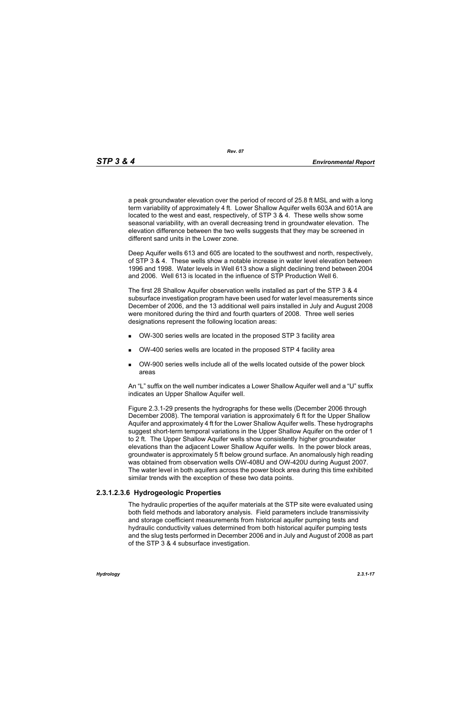a peak groundwater elevation over the period of record of 25.8 ft MSL and with a long term variability of approximately 4 ft. Lower Shallow Aquifer wells 603A and 601A are located to the west and east, respectively, of STP 3 & 4. These wells show some seasonal variability, with an overall decreasing trend in groundwater elevation. The elevation difference between the two wells suggests that they may be screened in different sand units in the Lower zone.

Deep Aquifer wells 613 and 605 are located to the southwest and north, respectively, of STP 3 & 4. These wells show a notable increase in water level elevation between 1996 and 1998. Water levels in Well 613 show a slight declining trend between 2004 and 2006. Well 613 is located in the influence of STP Production Well 6.

The first 28 Shallow Aquifer observation wells installed as part of the STP 3 & 4 subsurface investigation program have been used for water level measurements since December of 2006, and the 13 additional well pairs installed in July and August 2008 were monitored during the third and fourth quarters of 2008. Three well series designations represent the following location areas:

- OW-300 series wells are located in the proposed STP 3 facility area
- OW-400 series wells are located in the proposed STP 4 facility area
- OW-900 series wells include all of the wells located outside of the power block areas

An "L" suffix on the well number indicates a Lower Shallow Aquifer well and a "U" suffix indicates an Upper Shallow Aquifer well.

Figure 2.3.1-29 presents the hydrographs for these wells (December 2006 through December 2008). The temporal variation is approximately 6 ft for the Upper Shallow Aquifer and approximately 4 ft for the Lower Shallow Aquifer wells. These hydrographs suggest short-term temporal variations in the Upper Shallow Aquifer on the order of 1 to 2 ft. The Upper Shallow Aquifer wells show consistently higher groundwater elevations than the adjacent Lower Shallow Aquifer wells. In the power block areas, groundwater is approximately 5 ft below ground surface. An anomalously high reading was obtained from observation wells OW-408U and OW-420U during August 2007. The water level in both aquifers across the power block area during this time exhibited similar trends with the exception of these two data points.

#### 2.3.1.2.3.6 Hydrogeologic Properties

The hydraulic properties of the aquifer materials at the STP site were evaluated using both field methods and laboratory analysis. Field parameters include transmissivity and storage coefficient measurements from historical aquifer pumping tests and hydraulic conductivity values determined from both historical aquifer pumping tests and the slug tests performed in December 2006 and in July and August of 2008 as part of the STP 3 & 4 subsurface investigation.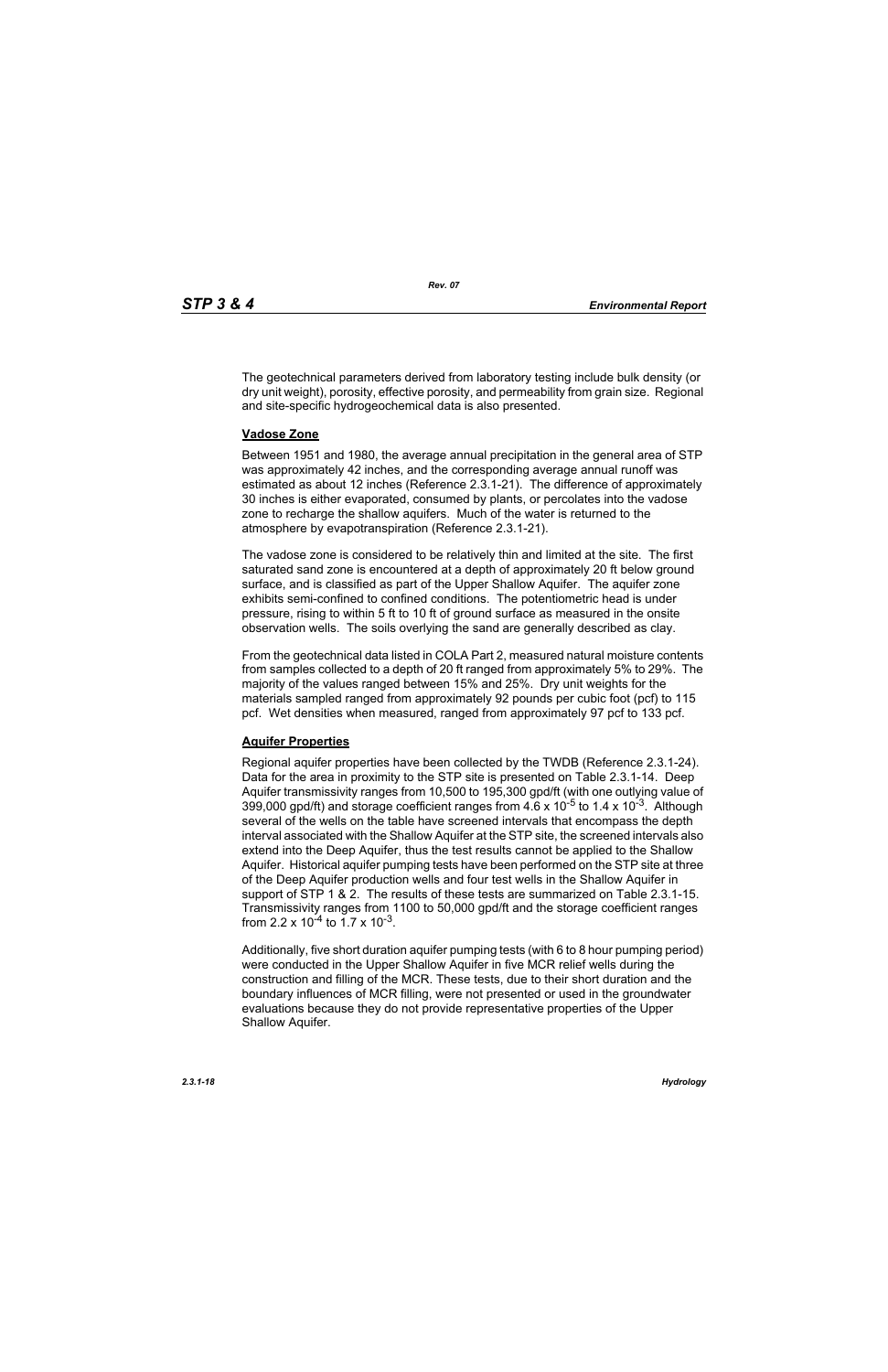The geotechnical parameters derived from laboratory testing include bulk density (or dry unit weight), porosity, effective porosity, and permeability from grain size. Regional and site-specific hydrogeochemical data is also presented.

**Vadose Zone**

Between 1951 and 1980, the average annual precipitation in the general area of STP was approximately 42 inches, and the corresponding average annual runoff was estimated as about 12 inches (Reference 2.3.1-21). The difference of approximately 30 inches is either evaporated, consumed by plants, or percolates into the vadose zone to recharge the shallow aquifers. Much of the water is returned to the atmosphere by evapotranspiration (Reference 2.3.1-21).

The vadose zone is considered to be relatively thin and limited at the site. The first saturated sand zone is encountered at a depth of approximately 20 ft below ground surface, and is classified as part of the Upper Shallow Aquifer. The aquifer zone exhibits semi-confined to confined conditions. The potentiometric head is under pressure, rising to within 5 ft to 10 ft of ground surface as measured in the onsite observation wells. The soils overlying the sand are generally described as clay.

From the geotechnical data listed in COLA Part 2, measured natural moisture contents from samples collected to a depth of 20 ft ranged from approximately 5% to 29%. The majority of the values ranged between 15% and 25%. Dry unit weights for the materials sampled ranged from approximately 92 pounds per cubic foot (pcf) to 115 pcf. Wet densities when measured, ranged from approximately 97 pcf to 133 pcf.

**Aquifer Properties**

Regional aquifer properties have been collected by the TWDB (Reference 2.3.1-24). Data for the area in proximity to the STP site is presented on Table 2.3.1-14. Deep Aquifer transmissivity ranges from 10,500 to 195,300 gpd/ft (with one outlying value of 399,000 gpd/ft) and storage coefficient ranges from $4.6 \times 10^{-5}$ to $1.4 \times 10^{-3}$. Although several of the wells on the table have screened intervals that encompass the depth interval associated with the Shallow Aquifer at the STP site, the screened intervals also extend into the Deep Aquifer, thus the test results cannot be applied to the Shallow Aquifer. Historical aquifer pumping tests have been performed on the STP site at three of the Deep Aquifer production wells and four test wells in the Shallow Aquifer in support of STP 1 & 2. The results of these tests are summarized on Table 2.3.1-15. Transmissivity ranges from 1100 to 50,000 gpd/ft and the storage coefficient ranges from $2.2 \times 10^{-4}$ to $1.7 \times 10^{-3}$.

Additionally, five short duration aquifer pumping tests (with 6 to 8 hour pumping period) were conducted in the Upper Shallow Aquifer in five MCR relief wells during the construction and filling of the MCR. These tests, due to their short duration and the boundary influences of MCR filling, were not presented or used in the groundwater evaluations because they do not provide representative properties of the Upper Shallow Aquifer.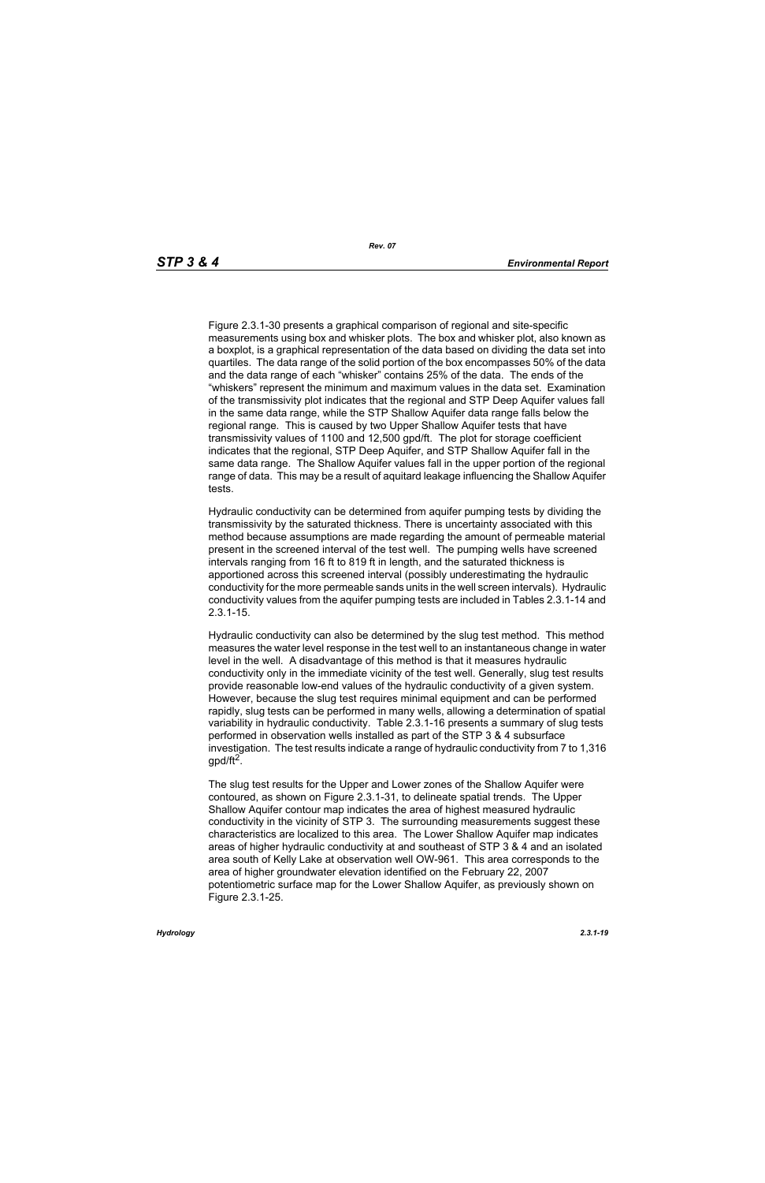Figure 2.3.1-30 presents a graphical comparison of regional and site-specific measurements using box and whisker plots. The box and whisker plot, also known as a boxplot, is a graphical representation of the data based on dividing the data set into quartiles. The data range of the solid portion of the box encompasses 50% of the data and the data range of each "whisker" contains 25% of the data. The ends of the "whiskers" represent the minimum and maximum values in the data set. Examination of the transmissivity plot indicates that the regional and STP Deep Aquifer values fall in the same data range, while the STP Shallow Aquifer data range falls below the regional range. This is caused by two Upper Shallow Aquifer tests that have transmissivity values of 1100 and 12,500 gpd/ft. The plot for storage coefficient indicates that the regional, STP Deep Aquifer, and STP Shallow Aquifer fall in the same data range. The Shallow Aquifer values fall in the upper portion of the regional range of data. This may be a result of aquitard leakage influencing the Shallow Aquifer tests.

Hydraulic conductivity can be determined from aquifer pumping tests by dividing the transmissivity by the saturated thickness. There is uncertainty associated with this method because assumptions are made regarding the amount of permeable material present in the screened interval of the test well. The pumping wells have screened intervals ranging from 16 ft to 819 ft in length, and the saturated thickness is apportioned across this screened interval (possibly underestimating the hydraulic conductivity for the more permeable sands units in the well screen intervals). Hydraulic conductivity values from the aquifer pumping tests are included in Tables 2.3.1-14 and 2.3.1-15.

Hydraulic conductivity can also be determined by the slug test method. This method measures the water level response in the test well to an instantaneous change in water level in the well. A disadvantage of this method is that it measures hydraulic conductivity only in the immediate vicinity of the test well. Generally, slug test results provide reasonable low-end values of the hydraulic conductivity of a given system. However, because the slug test requires minimal equipment and can be performed rapidly, slug tests can be performed in many wells, allowing a determination of spatial variability in hydraulic conductivity. Table 2.3.1-16 presents a summary of slug tests performed in observation wells installed as part of the STP 3 & 4 subsurface investigation. The test results indicate a range of hydraulic conductivity from 7 to 1,316 gpd/ft$^2$.

The slug test results for the Upper and Lower zones of the Shallow Aquifer were contoured, as shown on Figure 2.3.1-31, to delineate spatial trends. The Upper Shallow Aquifer contour map indicates the area of highest measured hydraulic conductivity in the vicinity of STP 3. The surrounding measurements suggest these characteristics are localized to this area. The Lower Shallow Aquifer map indicates areas of higher hydraulic conductivity at and southeast of STP 3 & 4 and an isolated area south of Kelly Lake at observation well OW-961. This area corresponds to the area of higher groundwater elevation identified on the February 22, 2007 potentiometric surface map for the Lower Shallow Aquifer, as previously shown on Figure 2.3.1-25.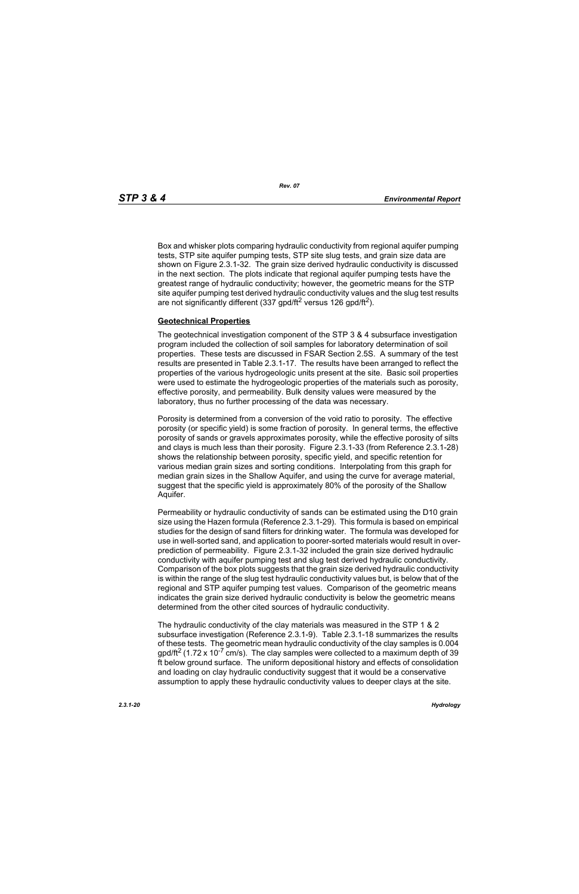Box and whisker plots comparing hydraulic conductivity from regional aquifer pumping tests, STP site aquifer pumping tests, STP site slug tests, and grain size data are shown on Figure 2.3.1-32. The grain size derived hydraulic conductivity is discussed in the next section. The plots indicate that regional aquifer pumping tests have the greatest range of hydraulic conductivity; however, the geometric means for the STP site aquifer pumping test derived hydraulic conductivity values and the slug test results are not significantly different (337 gpd/ft$^2$ versus 126 gpd/ft$^2$).

**Geotechnical Properties**

The geotechnical investigation component of the STP 3 & 4 subsurface investigation program included the collection of soil samples for laboratory determination of soil properties. These tests are discussed in FSAR Section 2.5S. A summary of the test results are presented in Table 2.3.1-17. The results have been arranged to reflect the properties of the various hydrogeologic units present at the site. Basic soil properties were used to estimate the hydrogeologic properties of the materials such as porosity, effective porosity, and permeability. Bulk density values were measured by the laboratory, thus no further processing of the data was necessary.

Porosity is determined from a conversion of the void ratio to porosity. The effective porosity (or specific yield) is some fraction of porosity. In general terms, the effective porosity of sands or gravels approximates porosity, while the effective porosity of silts and clays is much less than their porosity. Figure 2.3.1-33 (from Reference 2.3.1-28) shows the relationship between porosity, specific yield, and specific retention for various median grain sizes and sorting conditions. Interpolating from this graph for median grain sizes in the Shallow Aquifer, and using the curve for average material, suggest that the specific yield is approximately 80% of the porosity of the Shallow Aquifer.

Permeability or hydraulic conductivity of sands can be estimated using the D10 grain size using the Hazen formula (Reference 2.3.1-29). This formula is based on empirical studies for the design of sand filters for drinking water. The formula was developed for use in well-sorted sand, and application to poorer-sorted materials would result in over-prediction of permeability. Figure 2.3.1-32 included the grain size derived hydraulic conductivity with aquifer pumping test and slug test derived hydraulic conductivity. Comparison of the box plots suggests that the grain size derived hydraulic conductivity is within the range of the slug test hydraulic conductivity values but, is below that of the regional and STP aquifer pumping test values. Comparison of the geometric means indicates the grain size derived hydraulic conductivity is below the geometric means determined from the other cited sources of hydraulic conductivity.

The hydraulic conductivity of the clay materials was measured in the STP 1 & 2 subsurface investigation (Reference 2.3.1-9). Table 2.3.1-18 summarizes the results of these tests. The geometric mean hydraulic conductivity of the clay samples is 0.004 gpd/ft$^2$ ($1.72 \times 10^{-7}$ cm/s). The clay samples were collected to a maximum depth of 39 ft below ground surface. The uniform depositional history and effects of consolidation and loading on clay hydraulic conductivity suggest that it would be a conservative assumption to apply these hydraulic conductivity values to deeper clays at the site.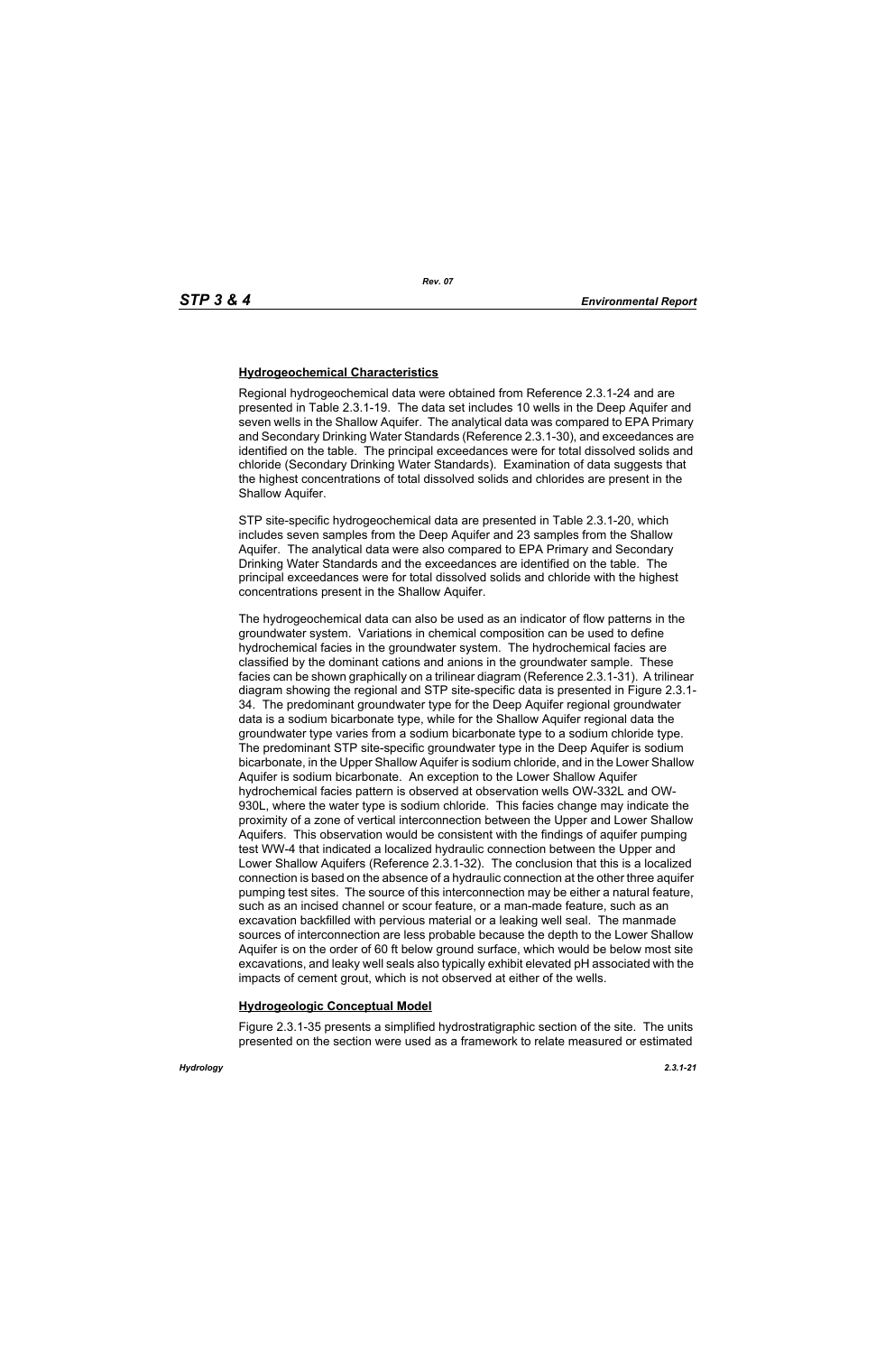## Hydrogeochemical Characteristics

Regional hydrogeochemical data were obtained from Reference 2.3.1-24 and are presented in Table 2.3.1-19. The data set includes 10 wells in the Deep Aquifer and seven wells in the Shallow Aquifer. The analytical data was compared to EPA Primary and Secondary Drinking Water Standards (Reference 2.3.1-30), and exceedances are identified on the table. The principal exceedances were for total dissolved solids and chloride (Secondary Drinking Water Standards). Examination of data suggests that the highest concentrations of total dissolved solids and chlorides are present in the Shallow Aquifer.

STP site-specific hydrogeochemical data are presented in Table 2.3.1-20, which includes seven samples from the Deep Aquifer and 23 samples from the Shallow Aquifer. The analytical data were also compared to EPA Primary and Secondary Drinking Water Standards and the exceedances are identified on the table. The principal exceedances were for total dissolved solids and chloride with the highest concentrations present in the Shallow Aquifer.

The hydrogeochemical data can also be used as an indicator of flow patterns in the groundwater system. Variations in chemical composition can be used to define hydrochemical facies in the groundwater system. The hydrochemical facies are classified by the dominant cations and anions in the groundwater sample. These facies can be shown graphically on a trilinear diagram (Reference 2.3.1-31). A trilinear diagram showing the regional and STP site-specific data is presented in Figure 2.3.1-34. The predominant groundwater type for the Deep Aquifer regional groundwater data is a sodium bicarbonate type, while for the Shallow Aquifer regional data the groundwater type varies from a sodium bicarbonate type to a sodium chloride type. The predominant STP site-specific groundwater type in the Deep Aquifer is sodium bicarbonate, in the Upper Shallow Aquifer is sodium chloride, and in the Lower Shallow Aquifer is sodium bicarbonate. An exception to the Lower Shallow Aquifer hydrochemical facies pattern is observed at observation wells OW-332L and OW-930L, where the water type is sodium chloride. This facies change may indicate the proximity of a zone of vertical interconnection between the Upper and Lower Shallow Aquifers. This observation would be consistent with the findings of aquifer pumping test WW-4 that indicated a localized hydraulic connection between the Upper and Lower Shallow Aquifers (Reference 2.3.1-32). The conclusion that this is a localized connection is based on the absence of a hydraulic connection at the other three aquifer pumping test sites. The source of this interconnection may be either a natural feature, such as an incised channel or scour feature, or a man-made feature, such as an excavation backfilled with pervious material or a leaking well seal. The manmade sources of interconnection are less probable because the depth to the Lower Shallow Aquifer is on the order of 60 ft below ground surface, which would be below most site excavations, and leaky well seals also typically exhibit elevated pH associated with the impacts of cement grout, which is not observed at either of the wells.

## Hydrogeologic Conceptual Model

Figure 2.3.1-35 presents a simplified hydrostratigraphic section of the site. The units presented on the section were used as a framework to relate measured or estimated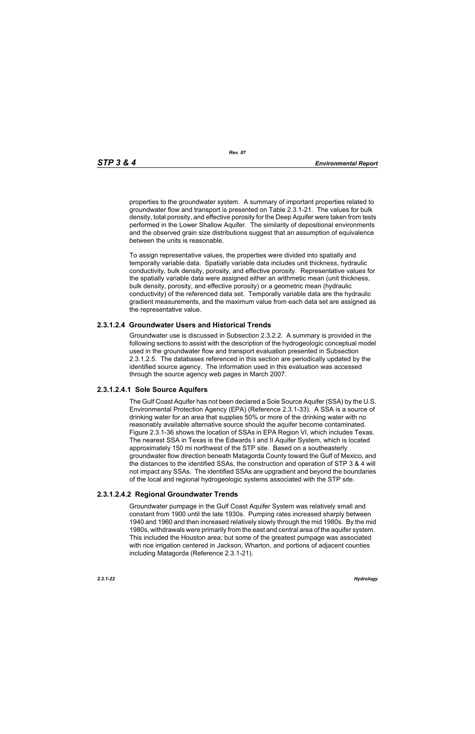properties to the groundwater system. A summary of important properties related to groundwater flow and transport is presented on Table 2.3.1-21. The values for bulk density, total porosity, and effective porosity for the Deep Aquifer were taken from tests performed in the Lower Shallow Aquifer. The similarity of depositional environments and the observed grain size distributions suggest that an assumption of equivalence between the units is reasonable.

To assign representative values, the properties were divided into spatially and temporally variable data. Spatially variable data includes unit thickness, hydraulic conductivity, bulk density, porosity, and effective porosity. Representative values for the spatially variable data were assigned either an arithmetic mean (unit thickness, bulk density, porosity, and effective porosity) or a geometric mean (hydraulic conductivity) of the referenced data set. Temporally variable data are the hydraulic gradient measurements, and the maximum value from each data set are assigned as the representative value.

### 2.3.1.2.4 Groundwater Users and Historical Trends

Groundwater use is discussed in Subsection 2.3.2.2. A summary is provided in the following sections to assist with the description of the hydrogeologic conceptual model used in the groundwater flow and transport evaluation presented in Subsection 2.3.1.2.5. The databases referenced in this section are periodically updated by the identified source agency. The information used in this evaluation was accessed through the source agency web pages in March 2007.

#### 2.3.1.2.4.1 Sole Source Aquifers

The Gulf Coast Aquifer has not been declared a Sole Source Aquifer (SSA) by the U.S. Environmental Protection Agency (EPA) (Reference 2.3.1-33). A SSA is a source of drinking water for an area that supplies 50% or more of the drinking water with no reasonably available alternative source should the aquifer become contaminated. Figure 2.3.1-36 shows the location of SSAs in EPA Region VI, which includes Texas. The nearest SSA in Texas is the Edwards I and II Aquifer System, which is located approximately 150 mi northwest of the STP site. Based on a southeasterly groundwater flow direction beneath Matagorda County toward the Gulf of Mexico, and the distances to the identified SSAs, the construction and operation of STP 3 & 4 will not impact any SSAs. The identified SSAs are upgradient and beyond the boundaries of the local and regional hydrogeologic systems associated with the STP site.

#### 2.3.1.2.4.2 Regional Groundwater Trends

Groundwater pumpage in the Gulf Coast Aquifer System was relatively small and constant from 1900 until the late 1930s. Pumping rates increased sharply between 1940 and 1960 and then increased relatively slowly through the mid 1980s. By the mid 1980s, withdrawals were primarily from the east and central area of the aquifer system. This included the Houston area; but some of the greatest pumpage was associated with rice irrigation centered in Jackson, Wharton, and portions of adjacent counties including Matagorda (Reference 2.3.1-21).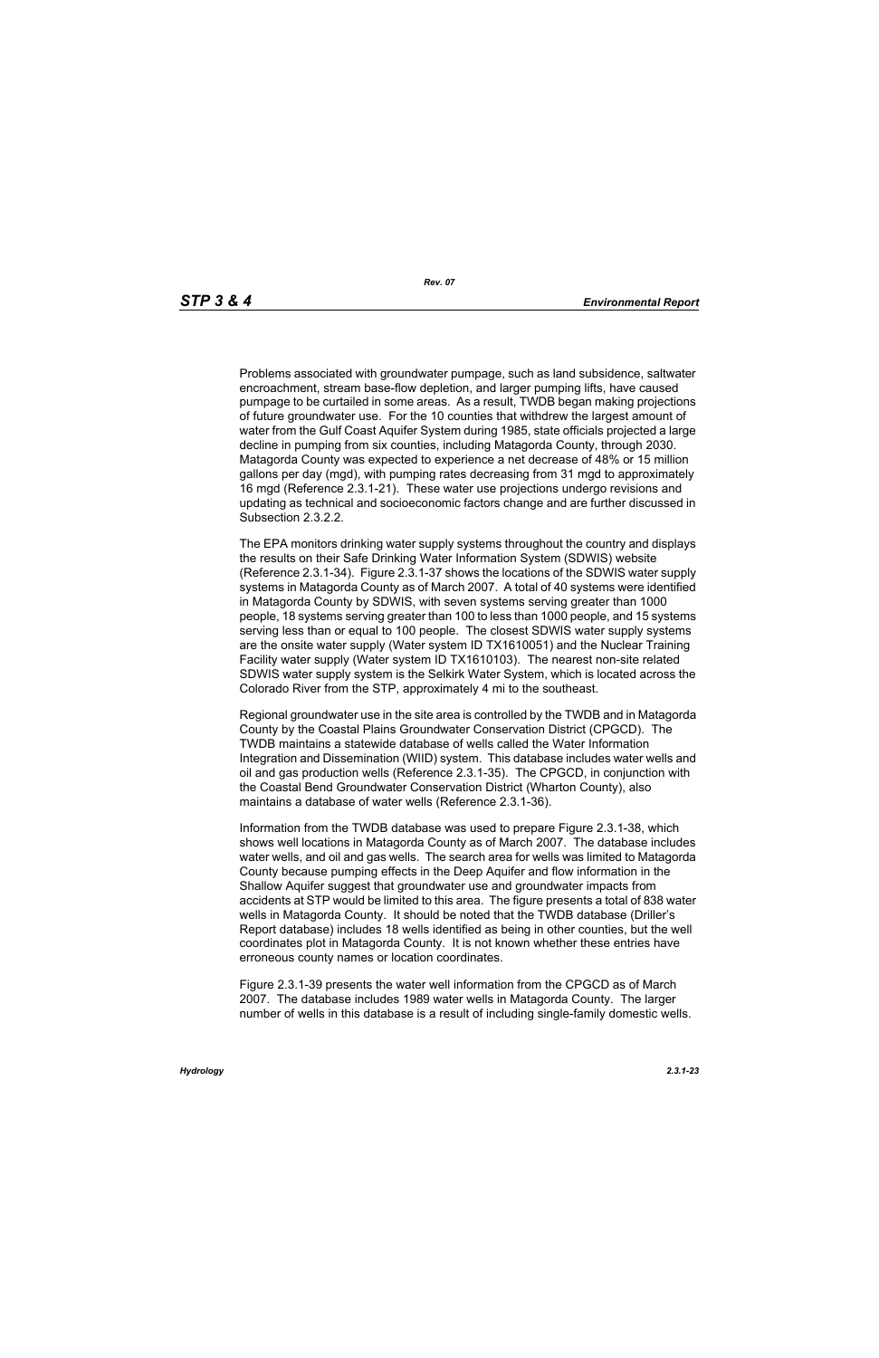Problems associated with groundwater pumpage, such as land subsidence, saltwater encroachment, stream base-flow depletion, and larger pumping lifts, have caused pumpage to be curtailed in some areas. As a result, TWDB began making projections of future groundwater use. For the 10 counties that withdrew the largest amount of water from the Gulf Coast Aquifer System during 1985, state officials projected a large decline in pumping from six counties, including Matagorda County, through 2030. Matagorda County was expected to experience a net decrease of 48% or 15 million gallons per day (mgd), with pumping rates decreasing from 31 mgd to approximately 16 mgd (Reference 2.3.1-21). These water use projections undergo revisions and updating as technical and socioeconomic factors change and are further discussed in Subsection 2.3.2.2.

The EPA monitors drinking water supply systems throughout the country and displays the results on their Safe Drinking Water Information System (SDWIS) website (Reference 2.3.1-34). Figure 2.3.1-37 shows the locations of the SDWIS water supply systems in Matagorda County as of March 2007. A total of 40 systems were identified in Matagorda County by SDWIS, with seven systems serving greater than 1000 people, 18 systems serving greater than 100 to less than 1000 people, and 15 systems serving less than or equal to 100 people. The closest SDWIS water supply systems are the onsite water supply (Water system ID TX1610051) and the Nuclear Training Facility water supply (Water system ID TX1610103). The nearest non-site related SDWIS water supply system is the Selkirk Water System, which is located across the Colorado River from the STP, approximately 4 mi to the southeast.

Regional groundwater use in the site area is controlled by the TWDB and in Matagorda County by the Coastal Plains Groundwater Conservation District (CPGCD). The TWDB maintains a statewide database of wells called the Water Information Integration and Dissemination (WIID) system. This database includes water wells and oil and gas production wells (Reference 2.3.1-35). The CPGCD, in conjunction with the Coastal Bend Groundwater Conservation District (Wharton County), also maintains a database of water wells (Reference 2.3.1-36).

Information from the TWDB database was used to prepare Figure 2.3.1-38, which shows well locations in Matagorda County as of March 2007. The database includes water wells, and oil and gas wells. The search area for wells was limited to Matagorda County because pumping effects in the Deep Aquifer and flow information in the Shallow Aquifer suggest that groundwater use and groundwater impacts from accidents at STP would be limited to this area. The figure presents a total of 838 water wells in Matagorda County. It should be noted that the TWDB database (Driller's Report database) includes 18 wells identified as being in other counties, but the well coordinates plot in Matagorda County. It is not known whether these entries have erroneous county names or location coordinates.

Figure 2.3.1-39 presents the water well information from the CPGCD as of March 2007. The database includes 1989 water wells in Matagorda County. The larger number of wells in this database is a result of including single-family domestic wells.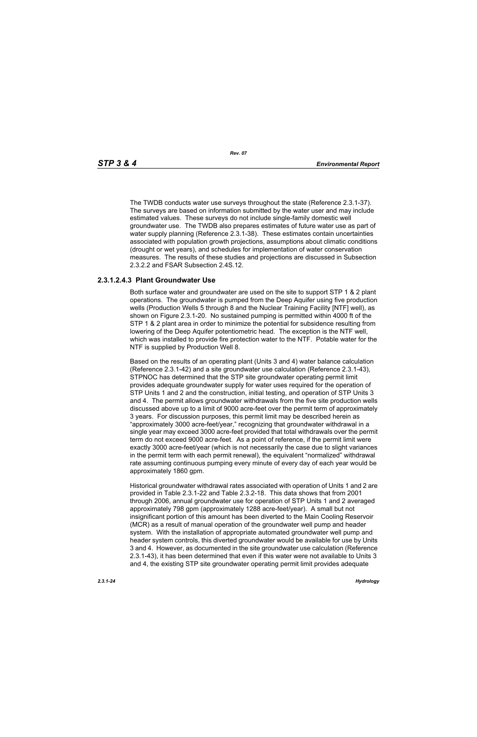The TWDB conducts water use surveys throughout the state (Reference 2.3.1-37). The surveys are based on information submitted by the water user and may include estimated values. These surveys do not include single-family domestic well groundwater use. The TWDB also prepares estimates of future water use as part of water supply planning (Reference 2.3.1-38). These estimates contain uncertainties associated with population growth projections, assumptions about climatic conditions (drought or wet years), and schedules for implementation of water conservation measures. The results of these studies and projections are discussed in Subsection 2.3.2.2 and FSAR Subsection 2.4S.12.

### 2.3.1.2.4.3 Plant Groundwater Use

Both surface water and groundwater are used on the site to support STP 1 & 2 plant operations. The groundwater is pumped from the Deep Aquifer using five production wells (Production Wells 5 through 8 and the Nuclear Training Facility [NTF] well), as shown on Figure 2.3.1-20. No sustained pumping is permitted within 4000 ft of the STP 1 & 2 plant area in order to minimize the potential for subsidence resulting from lowering of the Deep Aquifer potentiometric head. The exception is the NTF well, which was installed to provide fire protection water to the NTF. Potable water for the NTF is supplied by Production Well 8.

Based on the results of an operating plant (Units 3 and 4) water balance calculation (Reference 2.3.1-42) and a site groundwater use calculation (Reference 2.3.1-43), STPNOC has determined that the STP site groundwater operating permit limit provides adequate groundwater supply for water uses required for the operation of STP Units 1 and 2 and the construction, initial testing, and operation of STP Units 3 and 4. The permit allows groundwater withdrawals from the five site production wells discussed above up to a limit of 9000 acre-feet over the permit term of approximately 3 years. For discussion purposes, this permit limit may be described herein as "approximately 3000 acre-feet/year," recognizing that groundwater withdrawal in a single year may exceed 3000 acre-feet provided that total withdrawals over the permit term do not exceed 9000 acre-feet. As a point of reference, if the permit limit were exactly 3000 acre-feet/year (which is not necessarily the case due to slight variances in the permit term with each permit renewal), the equivalent "normalized" withdrawal rate assuming continuous pumping every minute of every day of each year would be approximately 1860 gpm.

Historical groundwater withdrawal rates associated with operation of Units 1 and 2 are provided in Table 2.3.1-22 and Table 2.3.2-18. This data shows that from 2001 through 2006, annual groundwater use for operation of STP Units 1 and 2 averaged approximately 798 gpm (approximately 1288 acre-feet/year). A small but not insignificant portion of this amount has been diverted to the Main Cooling Reservoir (MCR) as a result of manual operation of the groundwater well pump and header system. With the installation of appropriate automated groundwater well pump and header system controls, this diverted groundwater would be available for use by Units 3 and 4. However, as documented in the site groundwater use calculation (Reference 2.3.1-43), it has been determined that even if this water were not available to Units 3 and 4, the existing STP site groundwater operating permit limit provides adequate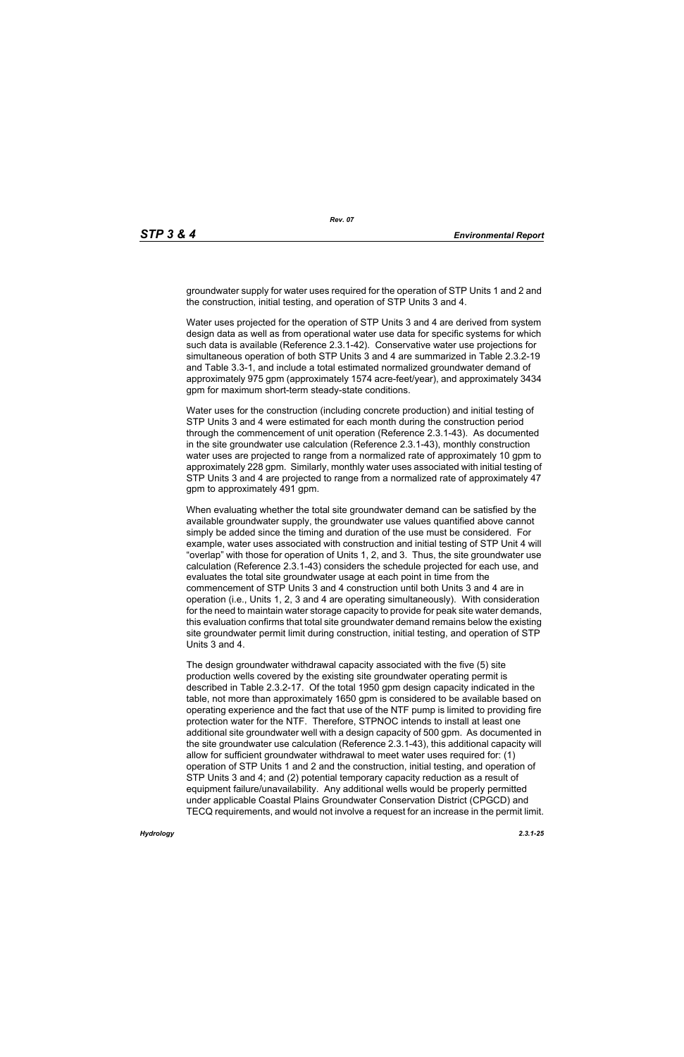groundwater supply for water uses required for the operation of STP Units 1 and 2 and the construction, initial testing, and operation of STP Units 3 and 4.

Water uses projected for the operation of STP Units 3 and 4 are derived from system design data as well as from operational water use data for specific systems for which such data is available (Reference 2.3.1-42). Conservative water use projections for simultaneous operation of both STP Units 3 and 4 are summarized in Table 2.3.2-19 and Table 3.3-1, and include a total estimated normalized groundwater demand of approximately 975 gpm (approximately 1574 acre-feet/year), and approximately 3434 gpm for maximum short-term steady-state conditions.

Water uses for the construction (including concrete production) and initial testing of STP Units 3 and 4 were estimated for each month during the construction period through the commencement of unit operation (Reference 2.3.1-43). As documented in the site groundwater use calculation (Reference 2.3.1-43), monthly construction water uses are projected to range from a normalized rate of approximately 10 gpm to approximately 228 gpm. Similarly, monthly water uses associated with initial testing of STP Units 3 and 4 are projected to range from a normalized rate of approximately 47 gpm to approximately 491 gpm.

When evaluating whether the total site groundwater demand can be satisfied by the available groundwater supply, the groundwater use values quantified above cannot simply be added since the timing and duration of the use must be considered. For example, water uses associated with construction and initial testing of STP Unit 4 will "overlap" with those for operation of Units 1, 2, and 3. Thus, the site groundwater use calculation (Reference 2.3.1-43) considers the schedule projected for each use, and evaluates the total site groundwater usage at each point in time from the commencement of STP Units 3 and 4 construction until both Units 3 and 4 are in operation (i.e., Units 1, 2, 3 and 4 are operating simultaneously). With consideration for the need to maintain water storage capacity to provide for peak site water demands, this evaluation confirms that total site groundwater demand remains below the existing site groundwater permit limit during construction, initial testing, and operation of STP Units 3 and 4.

The design groundwater withdrawal capacity associated with the five (5) site production wells covered by the existing site groundwater operating permit is described in Table 2.3.2-17. Of the total 1950 gpm design capacity indicated in the table, not more than approximately 1650 gpm is considered to be available based on operating experience and the fact that use of the NTF pump is limited to providing fire protection water for the NTF. Therefore, STPNOC intends to install at least one additional site groundwater well with a design capacity of 500 gpm. As documented in the site groundwater use calculation (Reference 2.3.1-43), this additional capacity will allow for sufficient groundwater withdrawal to meet water uses required for: (1) operation of STP Units 1 and 2 and the construction, initial testing, and operation of STP Units 3 and 4; and (2) potential temporary capacity reduction as a result of equipment failure/unavailability. Any additional wells would be properly permitted under applicable Coastal Plains Groundwater Conservation District (CPGCD) and TECQ requirements, and would not involve a request for an increase in the permit limit.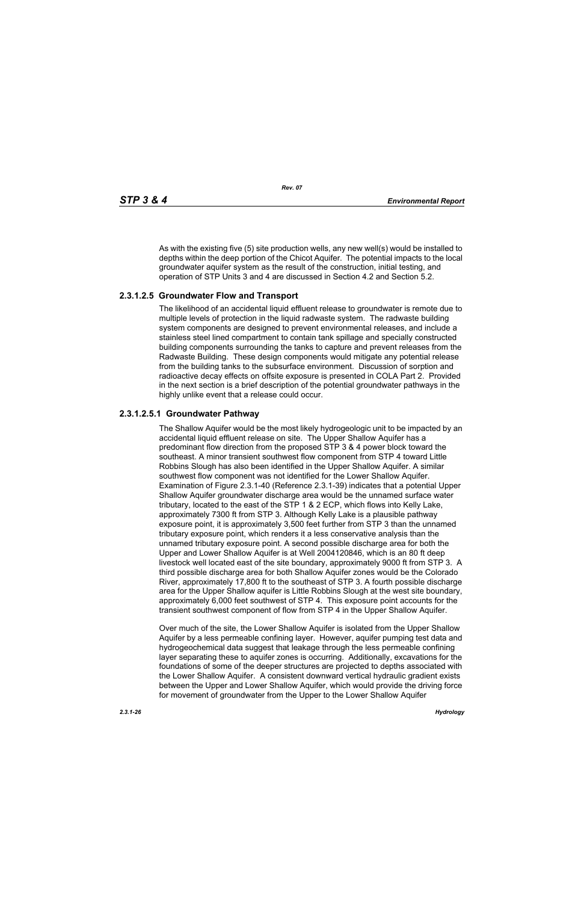As with the existing five (5) site production wells, any new well(s) would be installed to depths within the deep portion of the Chicot Aquifer. The potential impacts to the local groundwater aquifer system as the result of the construction, initial testing, and operation of STP Units 3 and 4 are discussed in Section 4.2 and Section 5.2.

### 2.3.1.2.5 Groundwater Flow and Transport

The likelihood of an accidental liquid effluent release to groundwater is remote due to multiple levels of protection in the liquid radwaste system. The radwaste building system components are designed to prevent environmental releases, and include a stainless steel lined compartment to contain tank spillage and specially constructed building components surrounding the tanks to capture and prevent releases from the Radwaste Building. These design components would mitigate any potential release from the building tanks to the subsurface environment. Discussion of sorption and radioactive decay effects on offsite exposure is presented in COLA Part 2. Provided in the next section is a brief description of the potential groundwater pathways in the highly unlike event that a release could occur.

#### 2.3.1.2.5.1 Groundwater Pathway

The Shallow Aquifer would be the most likely hydrogeologic unit to be impacted by an accidental liquid effluent release on site. The Upper Shallow Aquifer has a predominant flow direction from the proposed STP 3 & 4 power block toward the southeast. A minor transient southwest flow component from STP 4 toward Little Robbins Slough has also been identified in the Upper Shallow Aquifer. A similar southwest flow component was not identified for the Lower Shallow Aquifer. Examination of Figure 2.3.1-40 (Reference 2.3.1-39) indicates that a potential Upper Shallow Aquifer groundwater discharge area would be the unnamed surface water tributary, located to the east of the STP 1 & 2 ECP, which flows into Kelly Lake, approximately 7300 ft from STP 3. Although Kelly Lake is a plausible pathway exposure point, it is approximately 3,500 feet further from STP 3 than the unnamed tributary exposure point, which renders it a less conservative analysis than the unnamed tributary exposure point. A second possible discharge area for both the Upper and Lower Shallow Aquifer is at Well 2004120846, which is an 80 ft deep livestock well located east of the site boundary, approximately 9000 ft from STP 3. A third possible discharge area for both Shallow Aquifer zones would be the Colorado River, approximately 17,800 ft to the southeast of STP 3. A fourth possible discharge area for the Upper Shallow aquifer is Little Robbins Slough at the west site boundary, approximately 6,000 feet southwest of STP 4. This exposure point accounts for the transient southwest component of flow from STP 4 in the Upper Shallow Aquifer.

Over much of the site, the Lower Shallow Aquifer is isolated from the Upper Shallow Aquifer by a less permeable confining layer. However, aquifer pumping test data and hydrogeochemical data suggest that leakage through the less permeable confining layer separating these to aquifer zones is occurring. Additionally, excavations for the foundations of some of the deeper structures are projected to depths associated with the Lower Shallow Aquifer. A consistent downward vertical hydraulic gradient exists between the Upper and Lower Shallow Aquifer, which would provide the driving force for movement of groundwater from the Upper to the Lower Shallow Aquifer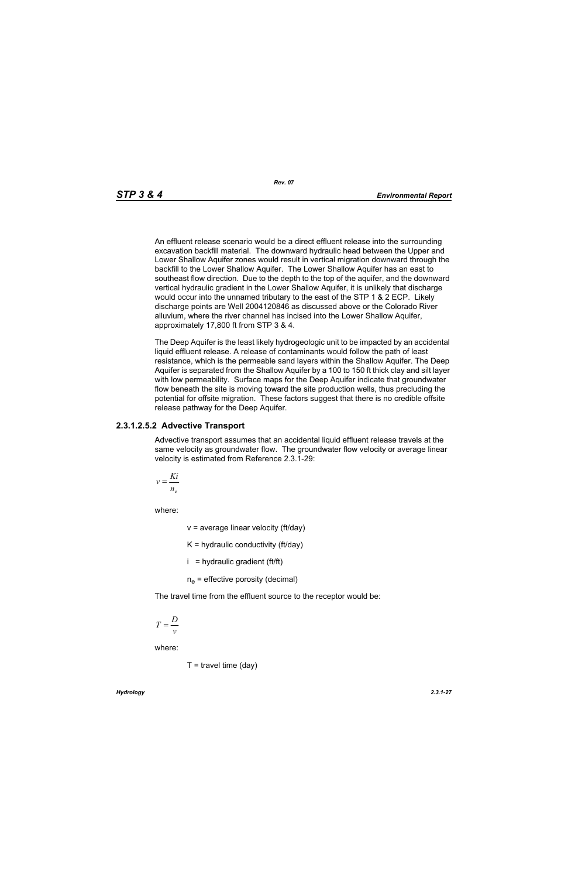An effluent release scenario would be a direct effluent release into the surrounding excavation backfill material. The downward hydraulic head between the Upper and Lower Shallow Aquifer zones would result in vertical migration downward through the backfill to the Lower Shallow Aquifer. The Lower Shallow Aquifer has an east to southeast flow direction. Due to the depth to the top of the aquifer, and the downward vertical hydraulic gradient in the Lower Shallow Aquifer, it is unlikely that discharge would occur into the unnamed tributary to the east of the STP 1 & 2 ECP. Likely discharge points are Well 2004120846 as discussed above or the Colorado River alluvium, where the river channel has incised into the Lower Shallow Aquifer, approximately 17,800 ft from STP 3 & 4.

The Deep Aquifer is the least likely hydrogeologic unit to be impacted by an accidental liquid effluent release. A release of contaminants would follow the path of least resistance, which is the permeable sand layers within the Shallow Aquifer. The Deep Aquifer is separated from the Shallow Aquifer by a 100 to 150 ft thick clay and silt layer with low permeability. Surface maps for the Deep Aquifer indicate that groundwater flow beneath the site is moving toward the site production wells, thus precluding the potential for offsite migration. These factors suggest that there is no credible offsite release pathway for the Deep Aquifer.

### 2.3.1.2.5.2 Advective Transport

Advective transport assumes that an accidental liquid effluent release travels at the same velocity as groundwater flow. The groundwater flow velocity or average linear velocity is estimated from Reference 2.3.1-29:

$$v = \frac{Ki}{n_e}$$

where:

v = average linear velocity (ft/day)

K = hydraulic conductivity (ft/day)

i = hydraulic gradient (ft/ft)

$n_e$ = effective porosity (decimal)

The travel time from the effluent source to the receptor would be:

$$T = \frac{D}{v}$$

where:

T = travel time (day)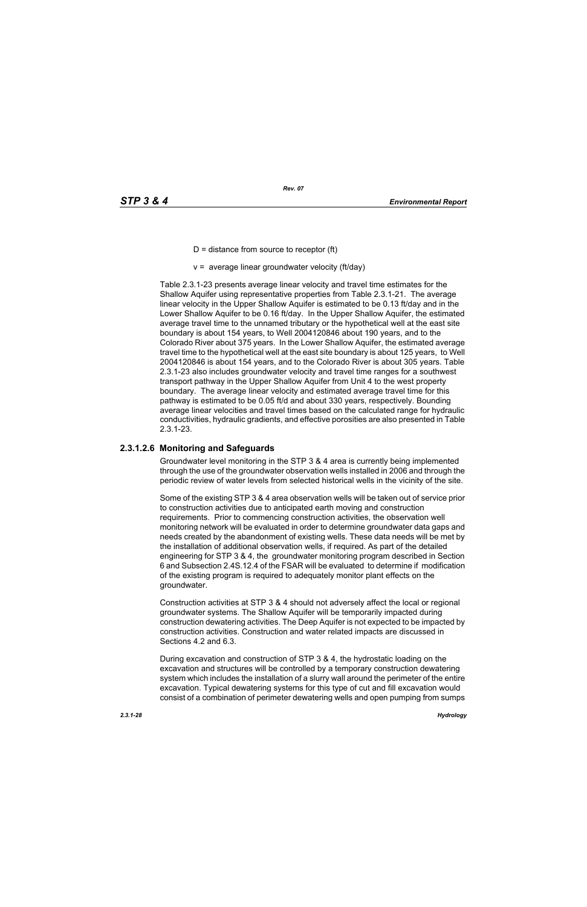D = distance from source to receptor (ft)

v = average linear groundwater velocity (ft/day)

Table 2.3.1-23 presents average linear velocity and travel time estimates for the Shallow Aquifer using representative properties from Table 2.3.1-21. The average linear velocity in the Upper Shallow Aquifer is estimated to be 0.13 ft/day and in the Lower Shallow Aquifer to be 0.16 ft/day. In the Upper Shallow Aquifer, the estimated average travel time to the unnamed tributary or the hypothetical well at the east site boundary is about 154 years, to Well 2004120846 about 190 years, and to the Colorado River about 375 years. In the Lower Shallow Aquifer, the estimated average travel time to the hypothetical well at the east site boundary is about 125 years, to Well 2004120846 is about 154 years, and to the Colorado River is about 305 years. Table 2.3.1-23 also includes groundwater velocity and travel time ranges for a southwest transport pathway in the Upper Shallow Aquifer from Unit 4 to the west property boundary. The average linear velocity and estimated average travel time for this pathway is estimated to be 0.05 ft/d and about 330 years, respectively. Bounding average linear velocities and travel times based on the calculated range for hydraulic conductivities, hydraulic gradients, and effective porosities are also presented in Table 2.3.1-23.

### 2.3.1.2.6 Monitoring and Safeguards

Groundwater level monitoring in the STP 3 & 4 area is currently being implemented through the use of the groundwater observation wells installed in 2006 and through the periodic review of water levels from selected historical wells in the vicinity of the site.

Some of the existing STP 3 & 4 area observation wells will be taken out of service prior to construction activities due to anticipated earth moving and construction requirements. Prior to commencing construction activities, the observation well monitoring network will be evaluated in order to determine groundwater data gaps and needs created by the abandonment of existing wells. These data needs will be met by the installation of additional observation wells, if required. As part of the detailed engineering for STP 3 & 4, the groundwater monitoring program described in Section 6 and Subsection 2.4S.12.4 of the FSAR will be evaluated to determine if modification of the existing program is required to adequately monitor plant effects on the groundwater.

Construction activities at STP 3 & 4 should not adversely affect the local or regional groundwater systems. The Shallow Aquifer will be temporarily impacted during construction dewatering activities. The Deep Aquifer is not expected to be impacted by construction activities. Construction and water related impacts are discussed in Sections 4.2 and 6.3.

During excavation and construction of STP 3 & 4, the hydrostatic loading on the excavation and structures will be controlled by a temporary construction dewatering system which includes the installation of a slurry wall around the perimeter of the entire excavation. Typical dewatering systems for this type of cut and fill excavation would consist of a combination of perimeter dewatering wells and open pumping from sumps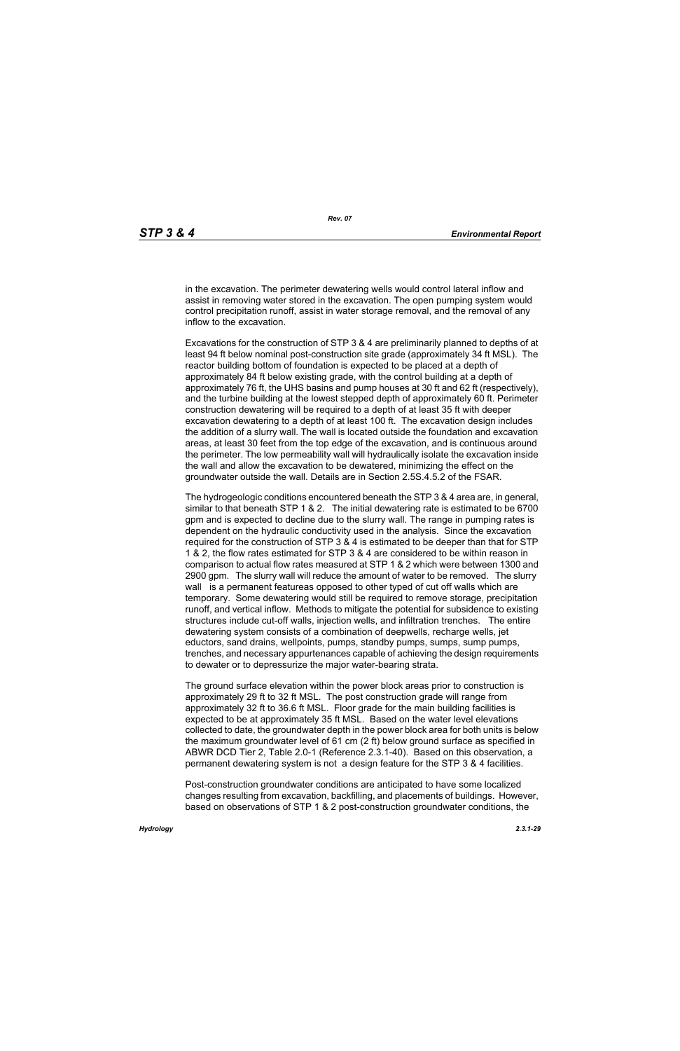in the excavation. The perimeter dewatering wells would control lateral inflow and assist in removing water stored in the excavation. The open pumping system would control precipitation runoff, assist in water storage removal, and the removal of any inflow to the excavation.

Excavations for the construction of STP 3 & 4 are preliminarily planned to depths of at least 94 ft below nominal post-construction site grade (approximately 34 ft MSL). The reactor building bottom of foundation is expected to be placed at a depth of approximately 84 ft below existing grade, with the control building at a depth of approximately 76 ft, the UHS basins and pump houses at 30 ft and 62 ft (respectively), and the turbine building at the lowest stepped depth of approximately 60 ft. Perimeter construction dewatering will be required to a depth of at least 35 ft with deeper excavation dewatering to a depth of at least 100 ft. The excavation design includes the addition of a slurry wall. The wall is located outside the foundation and excavation areas, at least 30 feet from the top edge of the excavation, and is continuous around the perimeter. The low permeability wall will hydraulically isolate the excavation inside the wall and allow the excavation to be dewatered, minimizing the effect on the groundwater outside the wall. Details are in Section 2.5S.4.5.2 of the FSAR.

The hydrogeologic conditions encountered beneath the STP 3 & 4 area are, in general, similar to that beneath STP 1 & 2. The initial dewatering rate is estimated to be 6700 gpm and is expected to decline due to the slurry wall. The range in pumping rates is dependent on the hydraulic conductivity used in the analysis. Since the excavation required for the construction of STP 3 & 4 is estimated to be deeper than that for STP 1 & 2, the flow rates estimated for STP 3 & 4 are considered to be within reason in comparison to actual flow rates measured at STP 1 & 2 which were between 1300 and 2900 gpm. The slurry wall will reduce the amount of water to be removed. The slurry wall is a permanent featureas opposed to other typed of cut off walls which are temporary. Some dewatering would still be required to remove storage, precipitation runoff, and vertical inflow. Methods to mitigate the potential for subsidence to existing structures include cut-off walls, injection wells, and infiltration trenches. The entire dewatering system consists of a combination of deepwells, recharge wells, jet eductors, sand drains, wellpoints, pumps, standby pumps, sumps, sump pumps, trenches, and necessary appurtenances capable of achieving the design requirements to dewater or to depressurize the major water-bearing strata.

The ground surface elevation within the power block areas prior to construction is approximately 29 ft to 32 ft MSL. The post construction grade will range from approximately 32 ft to 36.6 ft MSL. Floor grade for the main building facilities is expected to be at approximately 35 ft MSL. Based on the water level elevations collected to date, the groundwater depth in the power block area for both units is below the maximum groundwater level of 61 cm (2 ft) below ground surface as specified in ABWR DCD Tier 2, Table 2.0-1 (Reference 2.3.1-40). Based on this observation, a permanent dewatering system is not a design feature for the STP 3 & 4 facilities.

Post-construction groundwater conditions are anticipated to have some localized changes resulting from excavation, backfilling, and placements of buildings. However, based on observations of STP 1 & 2 post-construction groundwater conditions, the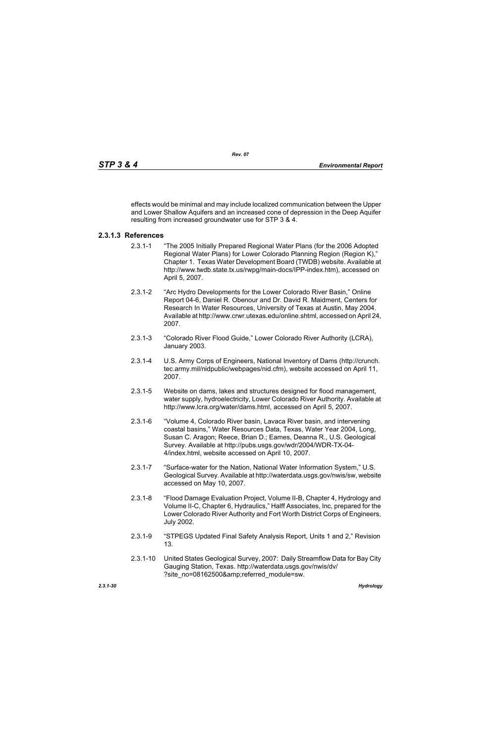effects would be minimal and may include localized communication between the Upper and Lower Shallow Aquifers and an increased cone of depression in the Deep Aquifer resulting from increased groundwater use for STP 3 & 4.

### 2.3.1.3 References

2.3.1-1 "The 2005 Initially Prepared Regional Water Plans (for the 2006 Adopted Regional Water Plans) for Lower Colorado Planning Region (Region K)," Chapter 1. Texas Water Development Board (TWDB) website. Available at http://www.twdb.state.tx.us/rwpg/main-docs/IPP-index.htm), accessed on April 5, 2007.

2.3.1-2 "Arc Hydro Developments for the Lower Colorado River Basin," Online Report 04-6, Daniel R. Obenour and Dr. David R. Maidment, Centers for Research In Water Resources, University of Texas at Austin, May 2004. Available at http://www.crwr.utexas.edu/online.shtml, accessed on April 24, 2007.

2.3.1-3 "Colorado River Flood Guide," Lower Colorado River Authority (LCRA), January 2003.

2.3.1-4 U.S. Army Corps of Engineers, National Inventory of Dams (http://crunch.tec.army.mil/nidpublic/webpages/nid.cfm), website accessed on April 11, 2007.

2.3.1-5 Website on dams, lakes and structures designed for flood management, water supply, hydroelectricity, Lower Colorado River Authority. Available at http://www.lcra.org/water/dams.html, accessed on April 5, 2007.

2.3.1-6 "Volume 4, Colorado River basin, Lavaca River basin, and intervening coastal basins," Water Resources Data, Texas, Water Year 2004, Long, Susan C. Aragon; Reece, Brian D.; Eames, Deanna R., U.S. Geological Survey. Available at http://pubs.usgs.gov/wdr/2004/WDR-TX-04-4/index.html, website accessed on April 10, 2007.

2.3.1-7 "Surface-water for the Nation, National Water Information System," U.S. Geological Survey. Available at http://waterdata.usgs.gov/nwis/sw, website accessed on May 10, 2007.

2.3.1-8 "Flood Damage Evaluation Project, Volume II-B, Chapter 4, Hydrology and Volume II-C, Chapter 6, Hydraulics," Halff Associates, Inc, prepared for the Lower Colorado River Authority and Fort Worth District Corps of Engineers, July 2002.

2.3.1-9 "STPEGS Updated Final Safety Analysis Report, Units 1 and 2," Revision 13.

2.3.1-10 United States Geological Survey, 2007: Daily Streamflow Data for Bay City Gauging Station, Texas. http://waterdata.usgs.gov/nwis/dv/?site_no=08162500&amp;referred_module=sw.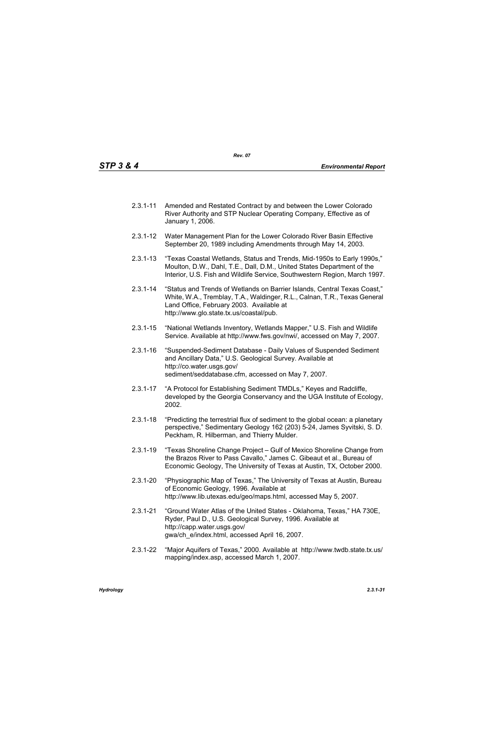2.3.1-11 Amended and Restated Contract by and between the Lower Colorado River Authority and STP Nuclear Operating Company, Effective as of January 1, 2006.

2.3.1-12 Water Management Plan for the Lower Colorado River Basin Effective September 20, 1989 including Amendments through May 14, 2003.

2.3.1-13 "Texas Coastal Wetlands, Status and Trends, Mid-1950s to Early 1990s," Moulton, D.W., Dahl, T.E., Dall, D.M., United States Department of the Interior, U.S. Fish and Wildlife Service, Southwestern Region, March 1997.

2.3.1-14 "Status and Trends of Wetlands on Barrier Islands, Central Texas Coast," White, W.A., Tremblay, T.A., Waldinger, R.L., Calnan, T.R., Texas General Land Office, February 2003. Available at http://www.glo.state.tx.us/coastal/pub.

2.3.1-15 "National Wetlands Inventory, Wetlands Mapper," U.S. Fish and Wildlife Service. Available at http://www.fws.gov/nwi/, accessed on May 7, 2007.

2.3.1-16 "Suspended-Sediment Database - Daily Values of Suspended Sediment and Ancillary Data," U.S. Geological Survey. Available at http://co.water.usgs.gov/sediment/seddatabase.cfm, accessed on May 7, 2007.

2.3.1-17 "A Protocol for Establishing Sediment TMDLs," Keyes and Radcliffe, developed by the Georgia Conservancy and the UGA Institute of Ecology, 2002.

2.3.1-18 "Predicting the terrestrial flux of sediment to the global ocean: a planetary perspective," Sedimentary Geology 162 (203) 5-24, James Syvitski, S. D. Peckham, R. Hilberman, and Thierry Mulder.

2.3.1-19 "Texas Shoreline Change Project – Gulf of Mexico Shoreline Change from the Brazos River to Pass Cavallo," James C. Gibeaut et al., Bureau of Economic Geology, The University of Texas at Austin, TX, October 2000.

2.3.1-20 "Physiographic Map of Texas," The University of Texas at Austin, Bureau of Economic Geology, 1996. Available at http://www.lib.utexas.edu/geo/maps.html, accessed May 5, 2007.

2.3.1-21 "Ground Water Atlas of the United States - Oklahoma, Texas," HA 730E, Ryder, Paul D., U.S. Geological Survey, 1996. Available at http://capp.water.usgs.gov/gwa/ch_e/index.html, accessed April 16, 2007.

2.3.1-22 "Major Aquifers of Texas," 2000. Available at http://www.twdb.state.tx.us/mapping/index.asp, accessed March 1, 2007.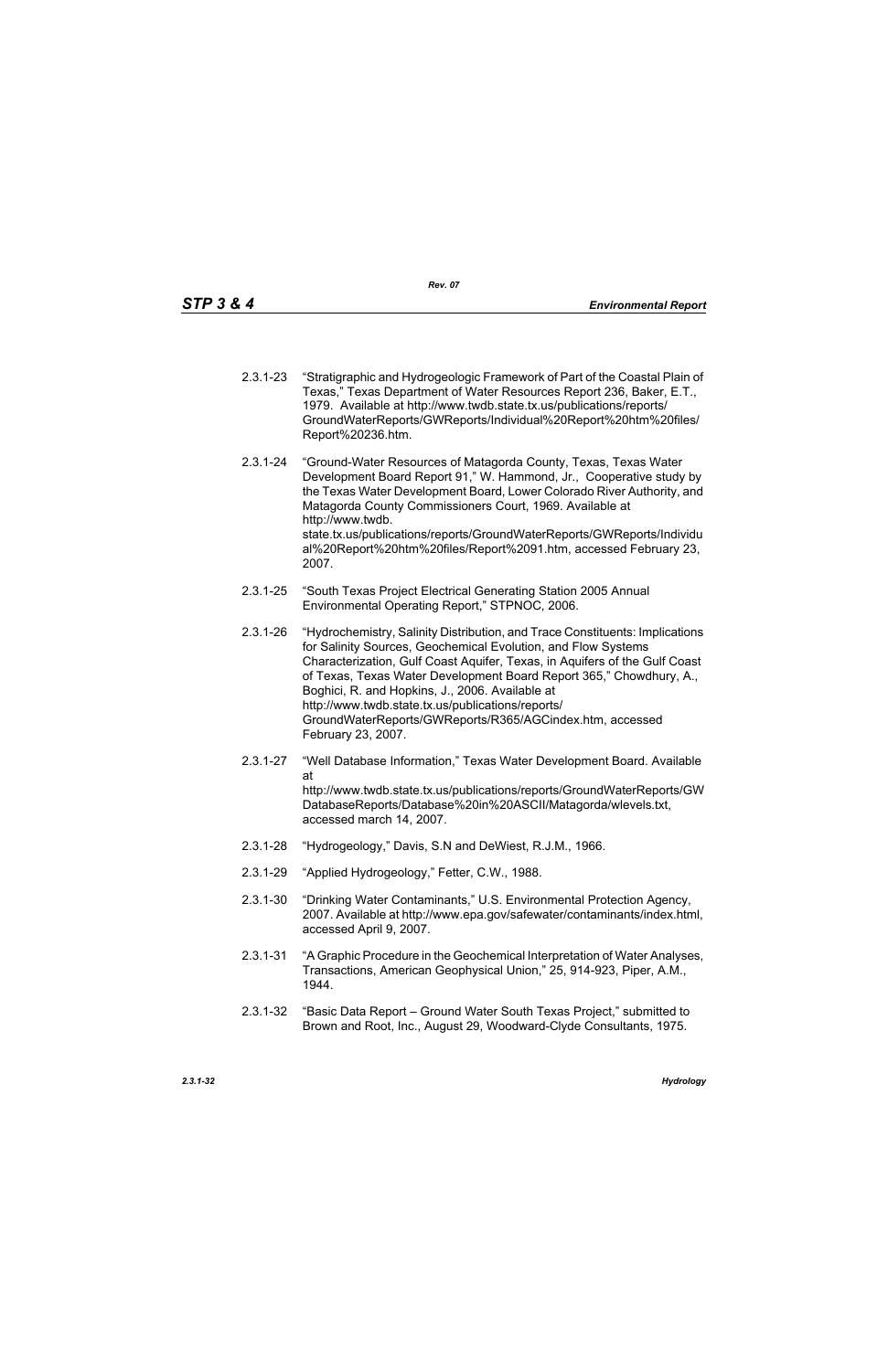2.3.1-23 "Stratigraphic and Hydrogeologic Framework of Part of the Coastal Plain of Texas," Texas Department of Water Resources Report 236, Baker, E.T., 1979. Available at http://www.twdb.state.tx.us/publications/reports/GroundWaterReports/GWReports/Individual%20Report%20htm%20files/Report%20236.htm.

2.3.1-24 "Ground-Water Resources of Matagorda County, Texas, Texas Water Development Board Report 91," W. Hammond, Jr., Cooperative study by the Texas Water Development Board, Lower Colorado River Authority, and Matagorda County Commissioners Court, 1969. Available at http://www.twdb.state.tx.us/publications/reports/GroundWaterReports/GWReports/Individual%20Report%20htm%20files/Report%2091.htm, accessed February 23, 2007.

2.3.1-25 "South Texas Project Electrical Generating Station 2005 Annual Environmental Operating Report," STPNOC, 2006.

2.3.1-26 "Hydrochemistry, Salinity Distribution, and Trace Constituents: Implications for Salinity Sources, Geochemical Evolution, and Flow Systems Characterization, Gulf Coast Aquifer, Texas, in Aquifers of the Gulf Coast of Texas, Texas Water Development Board Report 365," Chowdhury, A., Boghici, R. and Hopkins, J., 2006. Available at http://www.twdb.state.tx.us/publications/reports/GroundWaterReports/GWReports/R365/AGCindex.htm, accessed February 23, 2007.

2.3.1-27 "Well Database Information," Texas Water Development Board. Available at http://www.twdb.state.tx.us/publications/reports/GroundWaterReports/GWDatabaseReports/Database%20in%20ASCII/Matagorda/wlevels.txt, accessed march 14, 2007.

2.3.1-28 "Hydrogeology," Davis, S.N and DeWiest, R.J.M., 1966.

2.3.1-29 "Applied Hydrogeology," Fetter, C.W., 1988.

2.3.1-30 "Drinking Water Contaminants," U.S. Environmental Protection Agency, 2007. Available at http://www.epa.gov/safewater/contaminants/index.html, accessed April 9, 2007.

2.3.1-31 "A Graphic Procedure in the Geochemical Interpretation of Water Analyses, Transactions, American Geophysical Union," 25, 914-923, Piper, A.M., 1944.

2.3.1-32 "Basic Data Report – Ground Water South Texas Project," submitted to Brown and Root, Inc., August 29, Woodward-Clyde Consultants, 1975.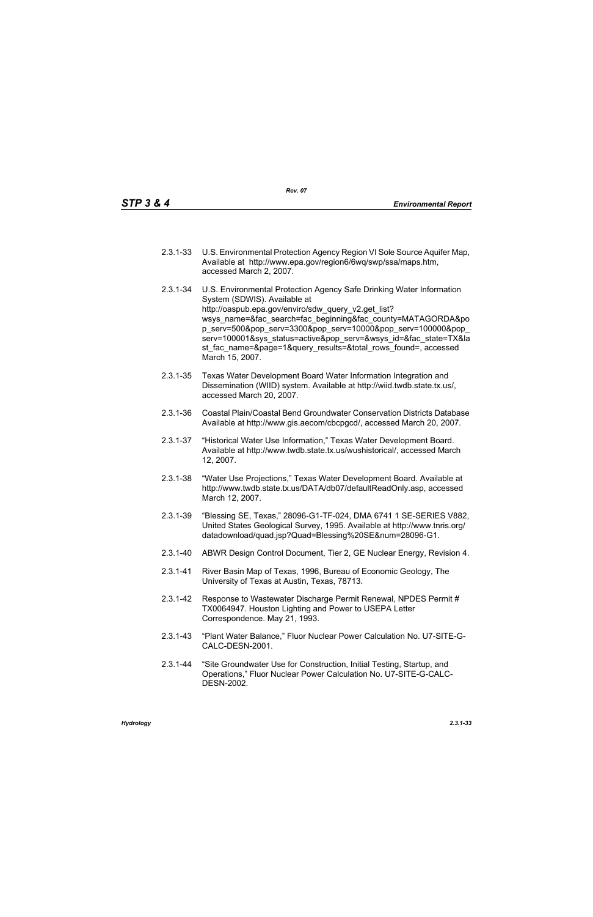2.3.1-33 U.S. Environmental Protection Agency Region VI Sole Source Aquifer Map, Available at http://www.epa.gov/region6/6wq/swp/ssa/maps.htm, accessed March 2, 2007.

2.3.1-34 U.S. Environmental Protection Agency Safe Drinking Water Information System (SDWIS). Available at http://oaspub.epa.gov/enviro/sdw_query_v2.get_list?wsys_name=&fac_search=fac_beginning&fac_county=MATAGORDA&pop_serv=500&pop_serv=3300&pop_serv=10000&pop_serv=100000&pop_serv=100001&sys_status=active&pop_serv=&wsys_id=&fac_state=TX&last_fac_name=&page=1&query_results=&total_rows_found=, accessed March 15, 2007.

2.3.1-35 Texas Water Development Board Water Information Integration and Dissemination (WIID) system. Available at http://wiid.twdb.state.tx.us/, accessed March 20, 2007.

2.3.1-36 Coastal Plain/Coastal Bend Groundwater Conservation Districts Database Available at http://www.gis.aecom/cbcpgcd/, accessed March 20, 2007.

2.3.1-37 "Historical Water Use Information," Texas Water Development Board. Available at http://www.twdb.state.tx.us/wushistorical/, accessed March 12, 2007.

2.3.1-38 "Water Use Projections," Texas Water Development Board. Available at http://www.twdb.state.tx.us/DATA/db07/defaultReadOnly.asp, accessed March 12, 2007.

2.3.1-39 "Blessing SE, Texas," 28096-G1-TF-024, DMA 6741 1 SE-SERIES V882, United States Geological Survey, 1995. Available at http://www.tnris.org/datadownload/quad.jsp?Quad=Blessing%20SE&num=28096-G1.

2.3.1-40 ABWR Design Control Document, Tier 2, GE Nuclear Energy, Revision 4.

2.3.1-41 River Basin Map of Texas, 1996, Bureau of Economic Geology, The University of Texas at Austin, Texas, 78713.

2.3.1-42 Response to Wastewater Discharge Permit Renewal, NPDES Permit # TX0064947. Houston Lighting and Power to USEPA Letter Correspondence. May 21, 1993.

2.3.1-43 "Plant Water Balance," Fluor Nuclear Power Calculation No. U7-SITE-G-CALC-DESN-2001.

2.3.1-44 "Site Groundwater Use for Construction, Initial Testing, Startup, and Operations," Fluor Nuclear Power Calculation No. U7-SITE-G-CALC-DESN-2002.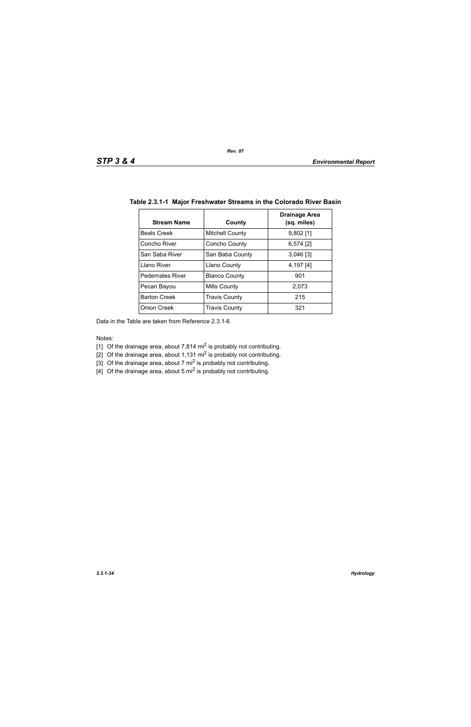### Table 2.3.1-1 Major Freshwater Streams in the Colorado River Basin

| Stream Name | County | Drainage Area (sq. miles) |
|---|---|---|
| Beals Creek | Mitchell County | 9,802 [1] |
| Concho River | Concho County | 6,574 [2] |
| San Saba River | San Baba County | 3,046 [3] |
| Llano River | Llano County | 4,197 [4] |
| Pedernales River | Blanco County | 901 |
| Pecan Bayou | Mills County | 2,073 |
| Barton Creek | Travis County | 215 |
| Onion Creek | Travis County | 321 |

Data in the Table are taken from Reference 2.3.1-6

Notes:

[1] Of the drainage area, about 7,814 $mi^2$ is probably not contributing.

[2] Of the drainage area, about 1,131 $mi^2$ is probably not contributing.

[3] Of the drainage area, about 7 $mi^2$ is probably not contributing.

[4] Of the drainage area, about 5 $mi^2$ is probably not contributing.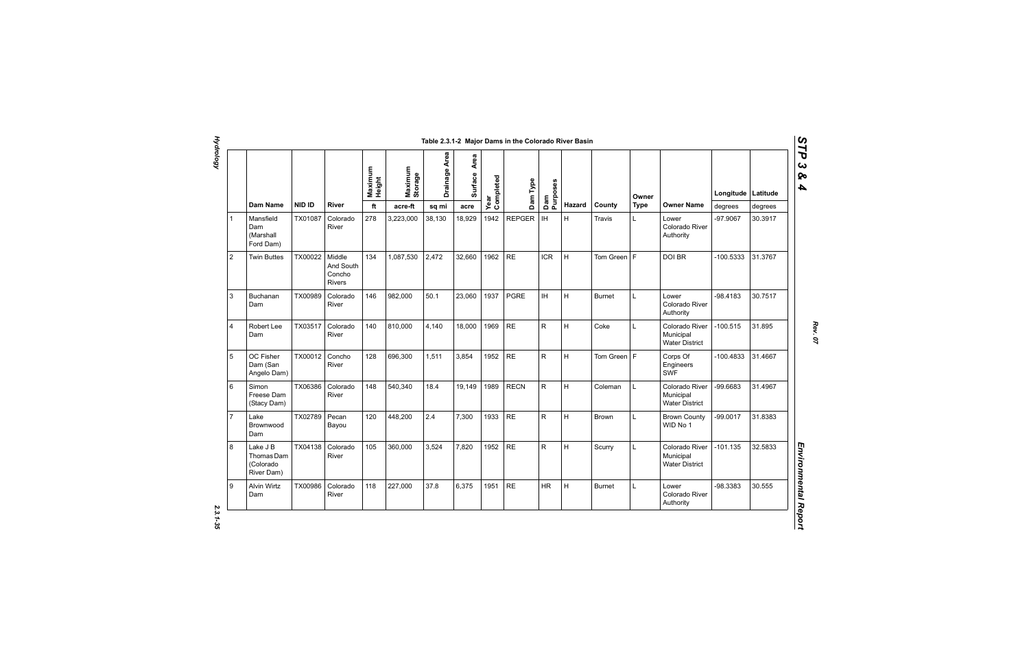Table 2.3.1-2 Major Dams in the Colorado River Basin

| | Dam Name | NID ID | River | Maximum Height | Maximum Storage | Drainage Area | Surface Area | Year Completed | Dam Type | Dam Purposes | Hazard | County | Owner Type | Owner Name | Longitude | Latitude |
|---|---|---|---|---|---|---|---|---|---|---|---|---|---|---|---|---|
| | | | | ft | acre-ft | sq mi | acre | | | | | | | | degrees | degrees |
| 1 | Mansfield Dam (Marshall Ford Dam) | TX01087 | Colorado River | 278 | 3,223,000 | 38,130 | 18,929 | 1942 | REPGER | IH | H | Travis | L | Lower Colorado River Authority | -97.9067 | 30.3917 |
| 2 | Twin Buttes | TX00022 | Middle And South Concho Rivers | 134 | 1,087,530 | 2,472 | 32,660 | 1962 | RE | ICR | H | Tom Green | F | DOI BR | -100.5333 | 31.3767 |
| 3 | Buchanan Dam | TX00989 | Colorado River | 146 | 982,000 | 50.1 | 23,060 | 1937 | PGRE | IH | H | Burnet | L | Lower Colorado River Authority | -98.4183 | 30.7517 |
| 4 | Robert Lee Dam | TX03517 | Colorado River | 140 | 810,000 | 4,140 | 18,000 | 1969 | RE | R | H | Coke | L | Colorado River Municipal Water District | -100.515 | 31.895 |
| 5 | OC Fisher Dam (San Angelo Dam) | TX00012 | Concho River | 128 | 696,300 | 1,511 | 3,854 | 1952 | RE | R | H | Tom Green | F | Corps Of Engineers SWF | -100.4833 | 31.4667 |
| 6 | Simon Freese Dam (Stacy Dam) | TX06386 | Colorado River | 148 | 540,340 | 18.4 | 19,149 | 1989 | RECN | R | H | Coleman | L | Colorado River Municipal Water District | -99.6683 | 31.4967 |
| 7 | Lake Brownwood Dam | TX02789 | Pecan Bayou | 120 | 448,200 | 2.4 | 7,300 | 1933 | RE | R | H | Brown | L | Brown County WID No 1 | -99.0017 | 31.8383 |
| 8 | Lake J B Thomas Dam (Colorado River Dam) | TX04138 | Colorado River | 105 | 360,000 | 3,524 | 7,820 | 1952 | RE | R | H | Scurry | L | Colorado River Municipal Water District | -101.135 | 32.5833 |
| 9 | Alvin Wirtz Dam | TX00986 | Colorado River | 118 | 227,000 | 37.8 | 6,375 | 1951 | RE | HR | H | Burnet | L | Lower Colorado River Authority | -98.3383 | 30.555 |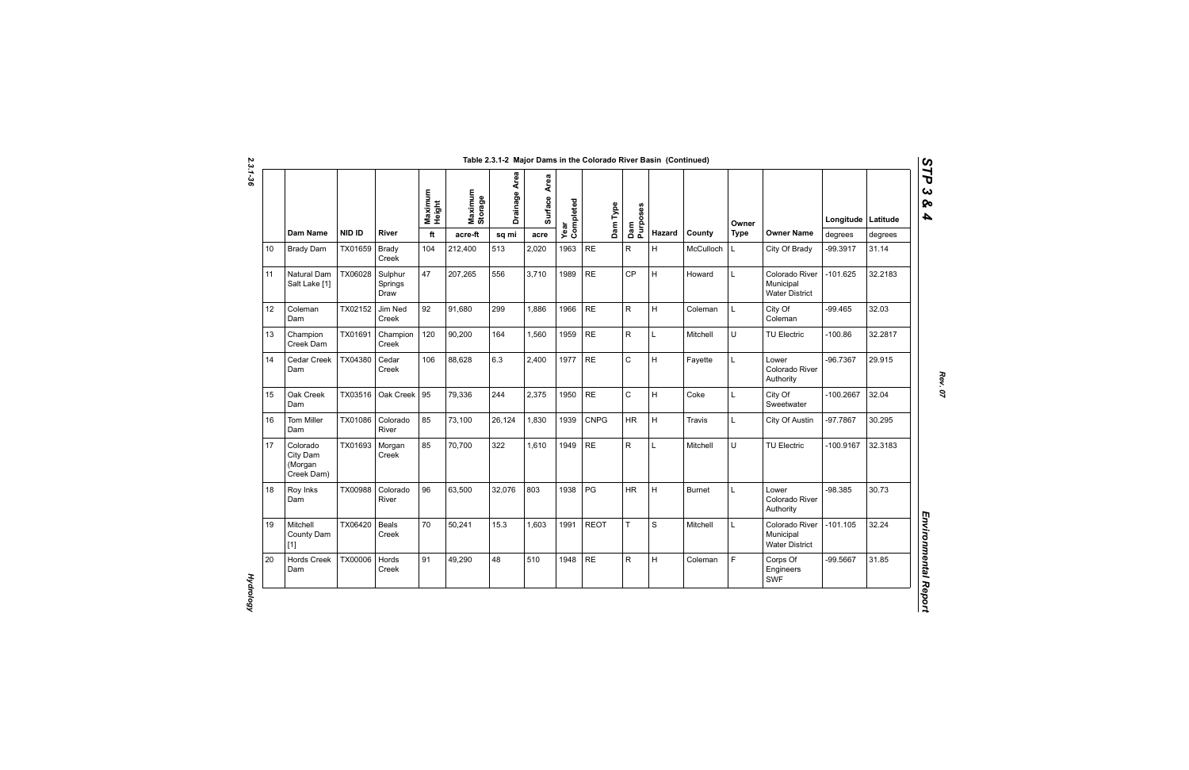Table 2.3.1-2 Major Dams in the Colorado River Basin (Continued)

| | Dam Name | NID ID | River | Maximum Height | Maximum Storage | Drainage Area | Surface Area | Year Completed | Dam Type | Dam Purposes | Hazard | County | Owner Type | Owner Name | Longitude | Latitude |
|---|---|---|---|---|---|---|---|---|---|---|---|---|---|---|---|---|
| | | | | ft | acre-ft | sq mi | acre | | | | | | | | degrees | degrees |
| 10 | Brady Dam | TX01659 | Brady Creek | 104 | 212,400 | 513 | 2,020 | 1963 | RE | R | H | McCulloch | L | City Of Brady | -99.3917 | 31.14 |
| 11 | Natural Dam Salt Lake [1] | TX06028 | Sulphur Springs Draw | 47 | 207,265 | 556 | 3,710 | 1989 | RE | CP | H | Howard | L | Colorado River Municipal Water District | -101.625 | 32.2183 |
| 12 | Coleman Dam | TX02152 | Jim Ned Creek | 92 | 91,680 | 299 | 1,886 | 1966 | RE | R | H | Coleman | L | City Of Coleman | -99.465 | 32.03 |
| 13 | Champion Creek Dam | TX01691 | Champion Creek | 120 | 90,200 | 164 | 1,560 | 1959 | RE | R | L | Mitchell | U | TU Electric | -100.86 | 32.2817 |
| 14 | Cedar Creek Dam | TX04380 | Cedar Creek | 106 | 88,628 | 6.3 | 2,400 | 1977 | RE | C | H | Fayette | L | Lower Colorado River Authority | -96.7367 | 29.915 |
| 15 | Oak Creek Dam | TX03516 | Oak Creek | 95 | 79,336 | 244 | 2,375 | 1950 | RE | C | H | Coke | L | City Of Sweetwater | -100.2667 | 32.04 |
| 16 | Tom Miller Dam | TX01086 | Colorado River | 85 | 73,100 | 26,124 | 1,830 | 1939 | CNPG | HR | H | Travis | L | City Of Austin | -97.7867 | 30.295 |
| 17 | Colorado City Dam (Morgan Creek Dam) | TX01693 | Morgan Creek | 85 | 70,700 | 322 | 1,610 | 1949 | RE | R | L | Mitchell | U | TU Electric | -100.9167 | 32.3183 |
| 18 | Roy Inks Dam | TX00988 | Colorado River | 96 | 63,500 | 32,076 | 803 | 1938 | PG | HR | H | Burnet | L | Lower Colorado River Authority | -98.385 | 30.73 |
| 19 | Mitchell County Dam [1] | TX06420 | Beals Creek | 70 | 50,241 | 15.3 | 1,603 | 1991 | REOT | T | S | Mitchell | L | Colorado River Municipal Water District | -101.105 | 32.24 |
| 20 | Hords Creek Dam | TX00006 | Hords Creek | 91 | 49,290 | 48 | 510 | 1948 | RE | R | H | Coleman | F | Corps Of Engineers SWF | -99.5667 | 31.85 |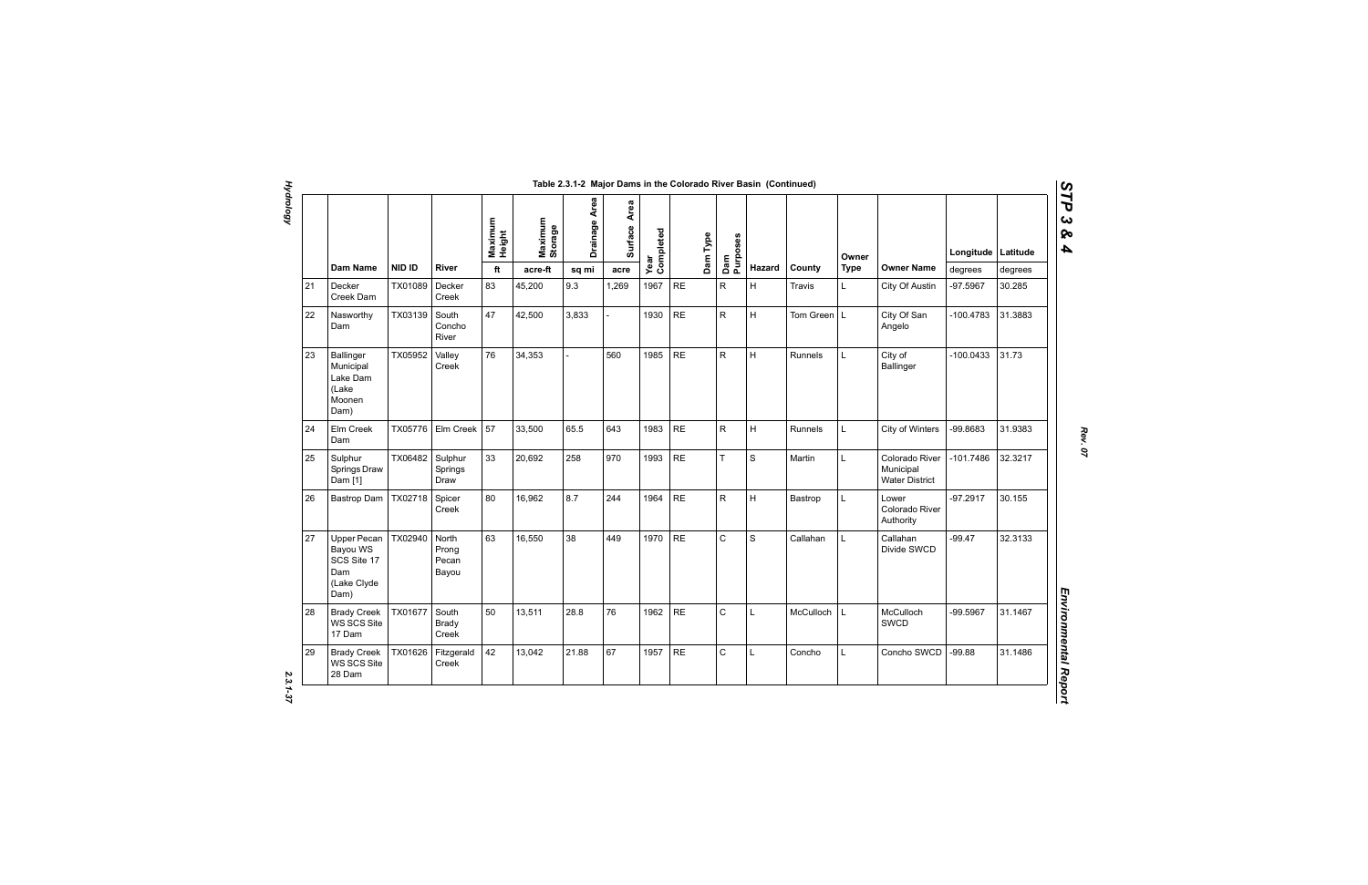Table 2.3.1-2 Major Dams in the Colorado River Basin (Continued)

| | Dam Name | NID ID | River | Maximum Height | Maximum Storage | Drainage Area | Surface Area | Year Completed | Dam Type | Dam Purposes | Hazard | County | Owner Type | Owner Name | Longitude | Latitude |
|---|---|---|---|---|---|---|---|---|---|---|---|---|---|---|---|---|
| | | | | ft | acre-ft | sq mi | acre | | | | | | | | degrees | degrees |
| 21 | Decker Creek Dam | TX01089 | Decker Creek | 83 | 45,200 | 9.3 | 1,269 | 1967 | RE | R | H | Travis | L | City Of Austin | -97.5967 | 30.285 |
| 22 | Nasworthy Dam | TX03139 | South Concho River | 47 | 42,500 | 3,833 | - | 1930 | RE | R | H | Tom Green | L | City Of San Angelo | -100.4783 | 31.3883 |
| 23 | Ballinger Municipal Lake Dam (Lake Moonen Dam) | TX05952 | Valley Creek | 76 | 34,353 | - | 560 | 1985 | RE | R | H | Runnels | L | City of Ballinger | -100.0433 | 31.73 |
| 24 | Elm Creek Dam | TX05776 | Elm Creek | 57 | 33,500 | 65.5 | 643 | 1983 | RE | R | H | Runnels | L | City of Winters | -99.8683 | 31.9383 |
| 25 | Sulphur Springs Draw Dam [1] | TX06482 | Sulphur Springs Draw | 33 | 20,692 | 258 | 970 | 1993 | RE | T | S | Martin | L | Colorado River Municipal Water District | -101.7486 | 32.3217 |
| 26 | Bastrop Dam | TX02718 | Spicer Creek | 80 | 16,962 | 8.7 | 244 | 1964 | RE | R | H | Bastrop | L | Lower Colorado River Authority | -97.2917 | 30.155 |
| 27 | Upper Pecan Bayou WS SCS Site 17 Dam (Lake Clyde Dam) | TX02940 | North Prong Pecan Bayou | 63 | 16,550 | 38 | 449 | 1970 | RE | C | S | Callahan | L | Callahan Divide SWCD | -99.47 | 32.3133 |
| 28 | Brady Creek WS SCS Site 17 Dam | TX01677 | South Brady Creek | 50 | 13,511 | 28.8 | 76 | 1962 | RE | C | L | McCulloch | L | McCulloch SWCD | -99.5967 | 31.1467 |
| 29 | Brady Creek WS SCS Site 28 Dam | TX01626 | Fitzgerald Creek | 42 | 13,042 | 21.88 | 67 | 1957 | RE | C | L | Concho | L | Concho SWCD | -99.88 | 31.1486 |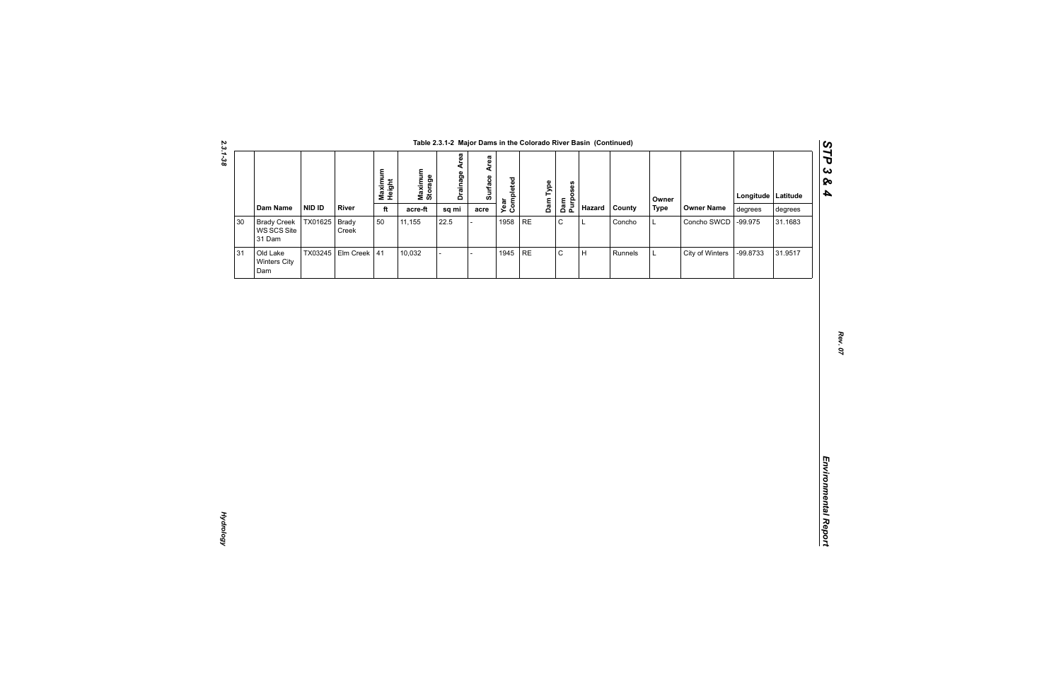Table 2.3.1-2 Major Dams in the Colorado River Basin (Continued)

| | Dam Name | NID ID | River | Maximum Height | Maximum Storage | Drainage Area | Surface Area | Year Completed | Dam Type | Dam Purposes | Hazard | County | Owner Type | Owner Name | Longitude | Latitude |
|---|---|---|---|---|---|---|---|---|---|---|---|---|---|---|---|---|
| | | | | ft | acre-ft | sq mi | acre | | | | | | | | degrees | degrees |
| 30 | Brady Creek WS SCS Site 31 Dam | TX01625 | Brady Creek | 50 | 11,155 | 22.5 | - | 1958 | RE | C | L | Concho | L | Concho SWCD | -99.975 | 31.1683 |
| 31 | Old Lake Winters City Dam | TX03245 | Elm Creek | 41 | 10,032 | - | - | 1945 | RE | C | H | Runnels | L | City of Winters | -99.8733 | 31.9517 |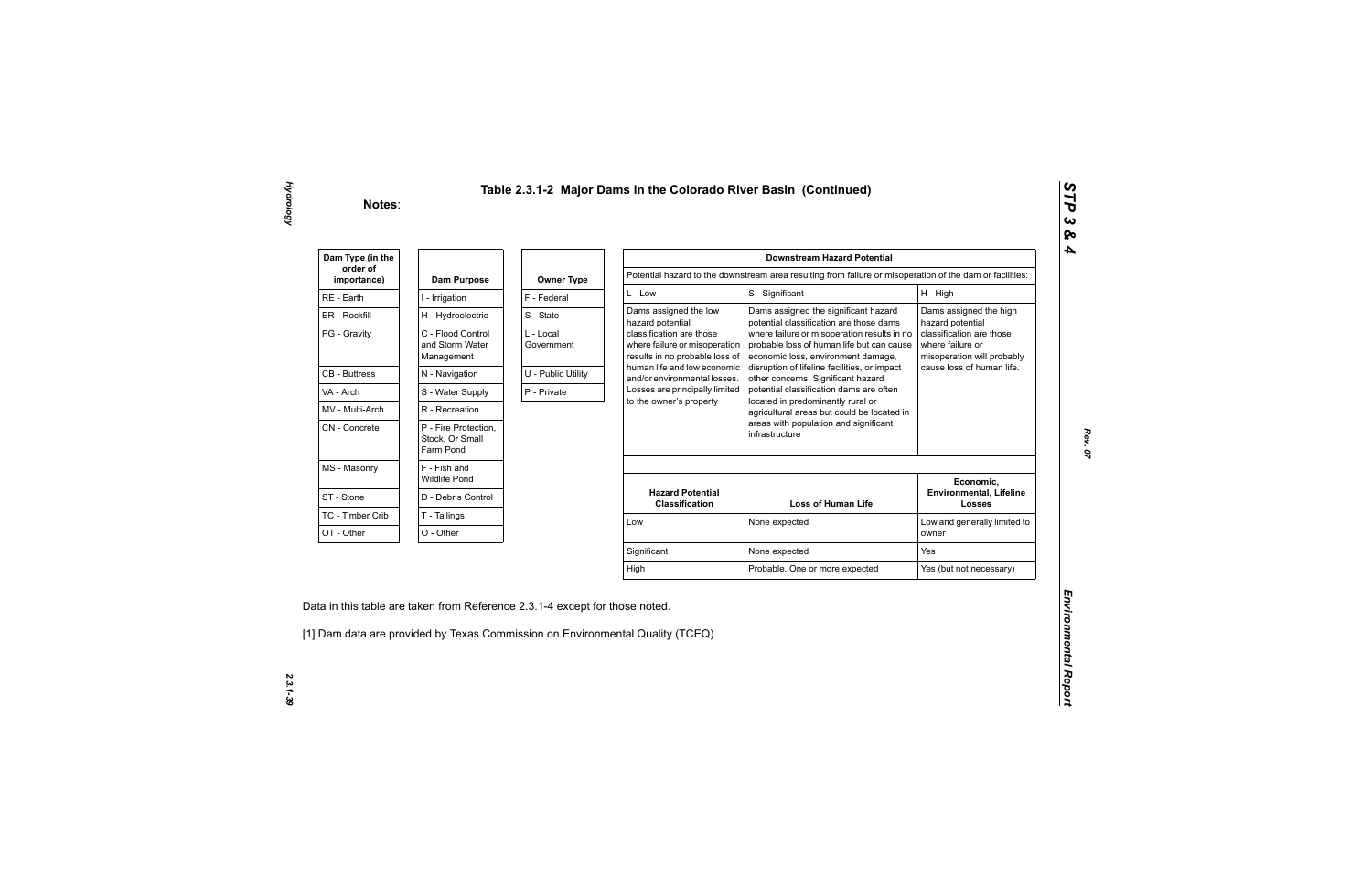# Table 2.3.1-2 Major Dams in the Colorado River Basin (Continued)

**Notes**:

| Dam Type (in the order of importance) |
|---|
| RE - Earth |
| ER - Rockfill |
| PG - Gravity |
| CB - Buttress |
| VA - Arch |
| MV - Multi-Arch |
| CN - Concrete |
| MS - Masonry |
| ST - Stone |
| TC - Timber Crib |
| OT - Other |

| Dam Purpose |
|---|
| I - Irrigation |
| H - Hydroelectric |
| C - Flood Control and Storm Water Management |
| N - Navigation |
| S - Water Supply |
| R - Recreation |
| P - Fire Protection, Stock, Or Small Farm Pond |
| F - Fish and Wildlife Pond |
| D - Debris Control |
| T - Tailings |
| O - Other |

| Owner Type |
|---|
| F - Federal |
| S - State |
| L - Local Government |
| U - Public Utility |
| P - Private |

| Downstream Hazard Potential | | |
|---|---|---|
| Potential hazard to the downstream area resulting from failure or misoperation of the dam or facilities: | | |
| L - Low | S - Significant | H - High |
| Dams assigned the low hazard potential classification are those where failure or misoperation results in no probable loss of human life and low economic and/or environmental losses. Losses are principally limited to the owner's property | Dams assigned the significant hazard potential classification are those dams where failure or misoperation results in no probable loss of human life but can cause economic loss, environment damage, disruption of lifeline facilities, or impact other concerns. Significant hazard potential classification dams are often located in predominantly rural or agricultural areas but could be located in areas with population and significant infrastructure | Dams assigned the high hazard potential classification are those where failure or misoperation will probably cause loss of human life. |

| Hazard Potential Classification | Loss of Human Life | Economic, Environmental, Lifeline Losses |
|---|---|---|
| Low | None expected | Low and generally limited to owner |
| Significant | None expected | Yes |
| High | Probable. One or more expected | Yes (but not necessary) |

Data in this table are taken from Reference 2.3.1-4 except for those noted.

[1] Dam data are provided by Texas Commission on Environmental Quality (TCEQ)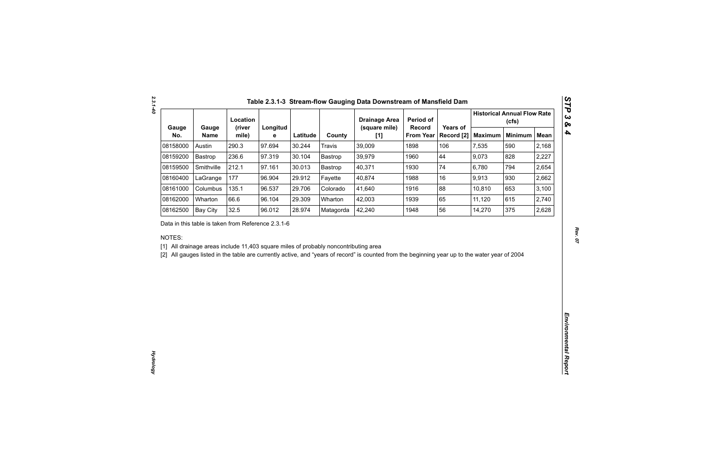## Table 2.3.1-3 Stream-flow Gauging Data Downstream of Mansfield Dam

| Gauge No. | Gauge Name | Location (river mile) | Longitude | Latitude | County | Drainage Area (square mile) [1] | Period of Record From Year | Years of Record [2] | Historical Annual Flow Rate (cfs) | | |
|---|---|---|---|---|---|---|---|---|---|---|---|
| | | | | | | | | | Maximum | Minimum | Mean |
| 08158000 | Austin | 290.3 | 97.694 | 30.244 | Travis | 39,009 | 1898 | 106 | 7,535 | 590 | 2,168 |
| 08159200 | Bastrop | 236.6 | 97.319 | 30.104 | Bastrop | 39,979 | 1960 | 44 | 9,073 | 828 | 2,227 |
| 08159500 | Smithville | 212.1 | 97.161 | 30.013 | Bastrop | 40,371 | 1930 | 74 | 6,780 | 794 | 2,654 |
| 08160400 | LaGrange | 177 | 96.904 | 29.912 | Fayette | 40,874 | 1988 | 16 | 9,913 | 930 | 2,662 |
| 08161000 | Columbus | 135.1 | 96.537 | 29.706 | Colorado | 41,640 | 1916 | 88 | 10,810 | 653 | 3,100 |
| 08162000 | Wharton | 66.6 | 96.104 | 29.309 | Wharton | 42,003 | 1939 | 65 | 11,120 | 615 | 2,740 |
| 08162500 | Bay City | 32.5 | 96.012 | 28.974 | Matagorda | 42,240 | 1948 | 56 | 14,270 | 375 | 2,628 |

Data in this table is taken from Reference 2.3.1-6

NOTES:

[1] All drainage areas include 11,403 square miles of probably noncontributing area

[2] All gauges listed in the table are currently active, and "years of record" is counted from the beginning year up to the water year of 2004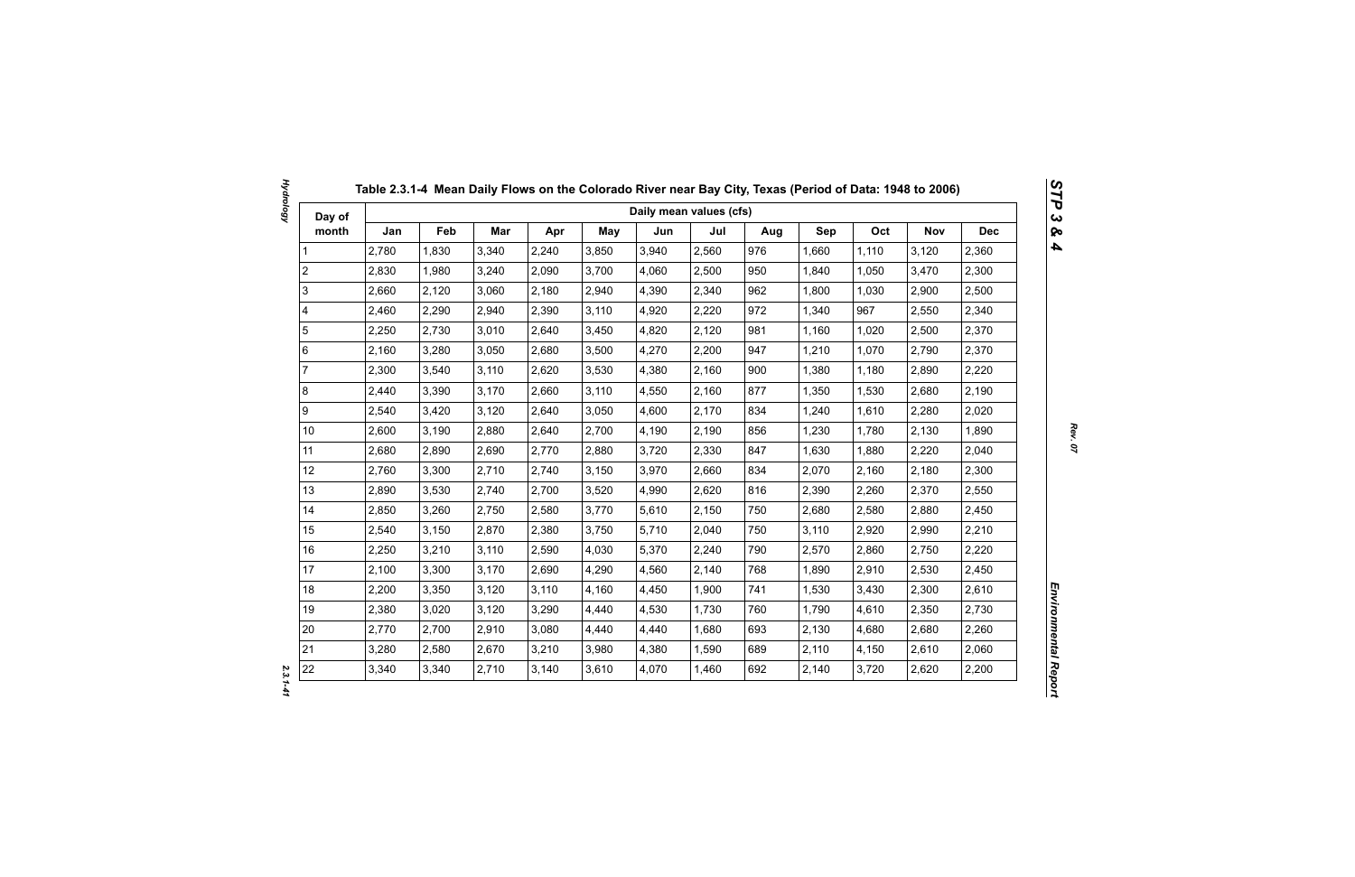**Table 2.3.1-4 Mean Daily Flows on the Colorado River near Bay City, Texas (Period of Data: 1948 to 2006)**

| Day of month | Daily mean values (cfs) | | | | | | | | | | | |
|---|---|---|---|---|---|---|---|---|---|---|---|---|
| | Jan | Feb | Mar | Apr | May | Jun | Jul | Aug | Sep | Oct | Nov | Dec |
| 1 | 2,780 | 1,830 | 3,340 | 2,240 | 3,850 | 3,940 | 2,560 | 976 | 1,660 | 1,110 | 3,120 | 2,360 |
| 2 | 2,830 | 1,980 | 3,240 | 2,090 | 3,700 | 4,060 | 2,500 | 950 | 1,840 | 1,050 | 3,470 | 2,300 |
| 3 | 2,660 | 2,120 | 3,060 | 2,180 | 2,940 | 4,390 | 2,340 | 962 | 1,800 | 1,030 | 2,900 | 2,500 |
| 4 | 2,460 | 2,290 | 2,940 | 2,390 | 3,110 | 4,920 | 2,220 | 972 | 1,340 | 967 | 2,550 | 2,340 |
| 5 | 2,250 | 2,730 | 3,010 | 2,640 | 3,450 | 4,820 | 2,120 | 981 | 1,160 | 1,020 | 2,500 | 2,370 |
| 6 | 2,160 | 3,280 | 3,050 | 2,680 | 3,500 | 4,270 | 2,200 | 947 | 1,210 | 1,070 | 2,790 | 2,370 |
| 7 | 2,300 | 3,540 | 3,110 | 2,620 | 3,530 | 4,380 | 2,160 | 900 | 1,380 | 1,180 | 2,890 | 2,220 |
| 8 | 2,440 | 3,390 | 3,170 | 2,660 | 3,110 | 4,550 | 2,160 | 877 | 1,350 | 1,530 | 2,680 | 2,190 |
| 9 | 2,540 | 3,420 | 3,120 | 2,640 | 3,050 | 4,600 | 2,170 | 834 | 1,240 | 1,610 | 2,280 | 2,020 |
| 10 | 2,600 | 3,190 | 2,880 | 2,640 | 2,700 | 4,190 | 2,190 | 856 | 1,230 | 1,780 | 2,130 | 1,890 |
| 11 | 2,680 | 2,890 | 2,690 | 2,770 | 2,880 | 3,720 | 2,330 | 847 | 1,630 | 1,880 | 2,220 | 2,040 |
| 12 | 2,760 | 3,300 | 2,710 | 2,740 | 3,150 | 3,970 | 2,660 | 834 | 2,070 | 2,160 | 2,180 | 2,300 |
| 13 | 2,890 | 3,530 | 2,740 | 2,700 | 3,520 | 4,990 | 2,620 | 816 | 2,390 | 2,260 | 2,370 | 2,550 |
| 14 | 2,850 | 3,260 | 2,750 | 2,580 | 3,770 | 5,610 | 2,150 | 750 | 2,680 | 2,580 | 2,880 | 2,450 |
| 15 | 2,540 | 3,150 | 2,870 | 2,380 | 3,750 | 5,710 | 2,040 | 750 | 3,110 | 2,920 | 2,990 | 2,210 |
| 16 | 2,250 | 3,210 | 3,110 | 2,590 | 4,030 | 5,370 | 2,240 | 790 | 2,570 | 2,860 | 2,750 | 2,220 |
| 17 | 2,100 | 3,300 | 3,170 | 2,690 | 4,290 | 4,560 | 2,140 | 768 | 1,890 | 2,910 | 2,530 | 2,450 |
| 18 | 2,200 | 3,350 | 3,120 | 3,110 | 4,160 | 4,450 | 1,900 | 741 | 1,530 | 3,430 | 2,300 | 2,610 |
| 19 | 2,380 | 3,020 | 3,120 | 3,290 | 4,440 | 4,530 | 1,730 | 760 | 1,790 | 4,610 | 2,350 | 2,730 |
| 20 | 2,770 | 2,700 | 2,910 | 3,080 | 4,440 | 4,440 | 1,680 | 693 | 2,130 | 4,680 | 2,680 | 2,260 |
| 21 | 3,280 | 2,580 | 2,670 | 3,210 | 3,980 | 4,380 | 1,590 | 689 | 2,110 | 4,150 | 2,610 | 2,060 |
| 22 | 3,340 | 3,340 | 2,710 | 3,140 | 3,610 | 4,070 | 1,460 | 692 | 2,140 | 3,720 | 2,620 | 2,200 |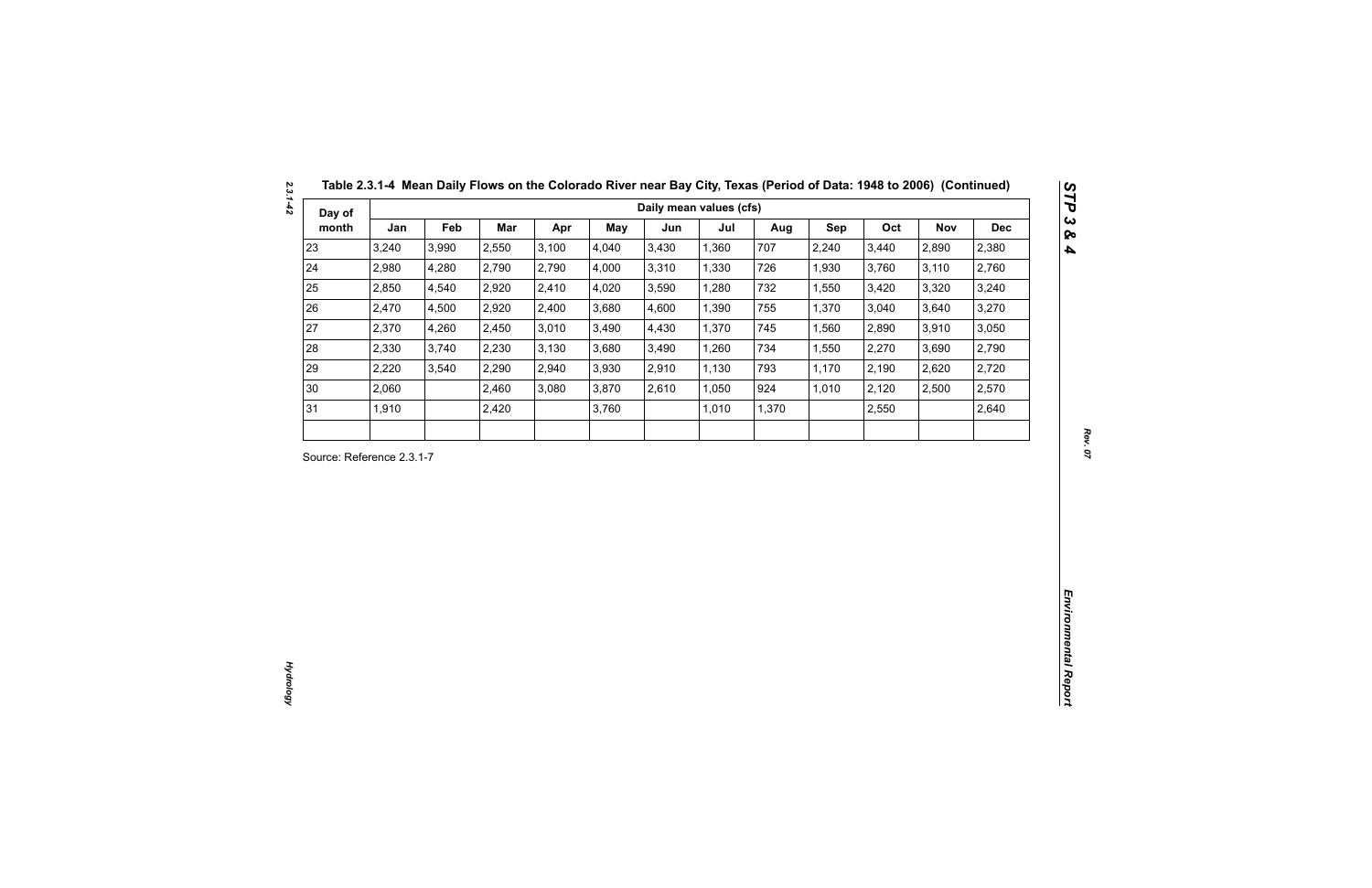Table 2.3.1-4 Mean Daily Flows on the Colorado River near Bay City, Texas (Period of Data: 1948 to 2006) (Continued)

| Day of month | Daily mean values (cfs) | | | | | | | | | | | |
|---|---|---|---|---|---|---|---|---|---|---|---|---|
| | Jan | Feb | Mar | Apr | May | Jun | Jul | Aug | Sep | Oct | Nov | Dec |
| 23 | 3,240 | 3,990 | 2,550 | 3,100 | 4,040 | 3,430 | 1,360 | 707 | 2,240 | 3,440 | 2,890 | 2,380 |
| 24 | 2,980 | 4,280 | 2,790 | 2,790 | 4,000 | 3,310 | 1,330 | 726 | 1,930 | 3,760 | 3,110 | 2,760 |
| 25 | 2,850 | 4,540 | 2,920 | 2,410 | 4,020 | 3,590 | 1,280 | 732 | 1,550 | 3,420 | 3,320 | 3,240 |
| 26 | 2,470 | 4,500 | 2,920 | 2,400 | 3,680 | 4,600 | 1,390 | 755 | 1,370 | 3,040 | 3,640 | 3,270 |
| 27 | 2,370 | 4,260 | 2,450 | 3,010 | 3,490 | 4,430 | 1,370 | 745 | 1,560 | 2,890 | 3,910 | 3,050 |
| 28 | 2,330 | 3,740 | 2,230 | 3,130 | 3,680 | 3,490 | 1,260 | 734 | 1,550 | 2,270 | 3,690 | 2,790 |
| 29 | 2,220 | 3,540 | 2,290 | 2,940 | 3,930 | 2,910 | 1,130 | 793 | 1,170 | 2,190 | 2,620 | 2,720 |
| 30 | 2,060 | | 2,460 | 3,080 | 3,870 | 2,610 | 1,050 | 924 | 1,010 | 2,120 | 2,500 | 2,570 |
| 31 | 1,910 | | 2,420 | | 3,760 | | 1,010 | 1,370 | | 2,550 | | 2,640 |
| | | | | | | | | | | | | |

Source: Reference 2.3.1-7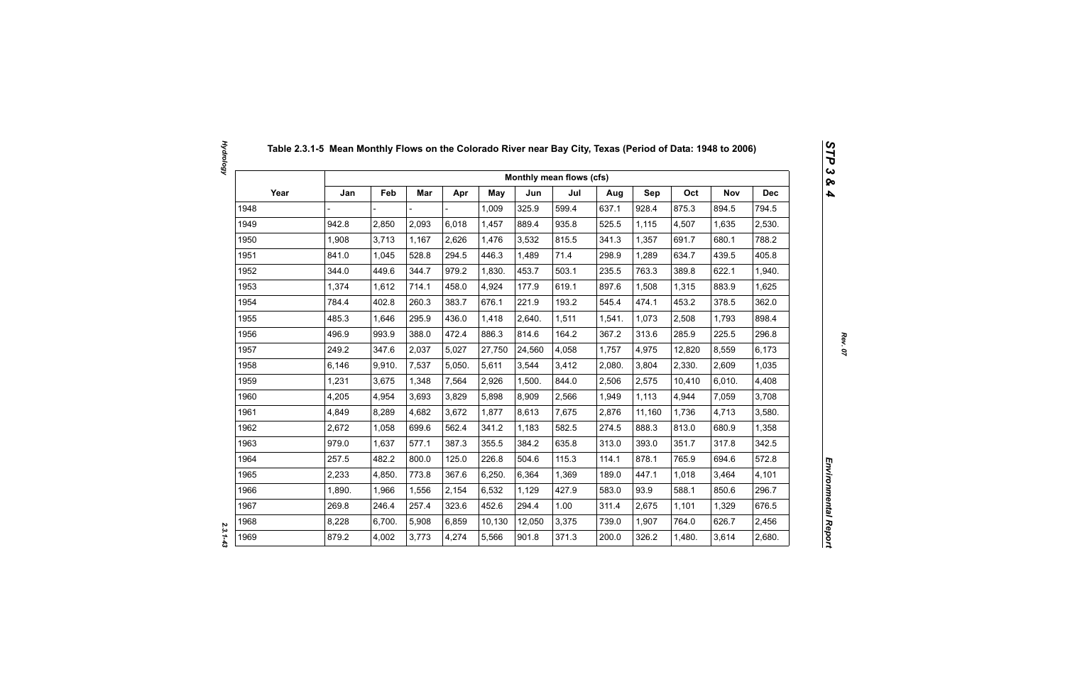# Table 2.3.1-5 Mean Monthly Flows on the Colorado River near Bay City, Texas (Period of Data: 1948 to 2006)

| Year | Monthly mean flows (cfs) | | | | | | | | | | | |
|---|---|---|---|---|---|---|---|---|---|---|---|---|
| | Jan | Feb | Mar | Apr | May | Jun | Jul | Aug | Sep | Oct | Nov | Dec |
| 1948 | - | - | - | - | 1,009 | 325.9 | 599.4 | 637.1 | 928.4 | 875.3 | 894.5 | 794.5 |
| 1949 | 942.8 | 2,850 | 2,093 | 6,018 | 1,457 | 889.4 | 935.8 | 525.5 | 1,115 | 4,507 | 1,635 | 2,530. |
| 1950 | 1,908 | 3,713 | 1,167 | 2,626 | 1,476 | 3,532 | 815.5 | 341.3 | 1,357 | 691.7 | 680.1 | 788.2 |
| 1951 | 841.0 | 1,045 | 528.8 | 294.5 | 446.3 | 1,489 | 71.4 | 298.9 | 1,289 | 634.7 | 439.5 | 405.8 |
| 1952 | 344.0 | 449.6 | 344.7 | 979.2 | 1,830. | 453.7 | 503.1 | 235.5 | 763.3 | 389.8 | 622.1 | 1,940. |
| 1953 | 1,374 | 1,612 | 714.1 | 458.0 | 4,924 | 177.9 | 619.1 | 897.6 | 1,508 | 1,315 | 883.9 | 1,625 |
| 1954 | 784.4 | 402.8 | 260.3 | 383.7 | 676.1 | 221.9 | 193.2 | 545.4 | 474.1 | 453.2 | 378.5 | 362.0 |
| 1955 | 485.3 | 1,646 | 295.9 | 436.0 | 1,418 | 2,640. | 1,511 | 1,541. | 1,073 | 2,508 | 1,793 | 898.4 |
| 1956 | 496.9 | 993.9 | 388.0 | 472.4 | 886.3 | 814.6 | 164.2 | 367.2 | 313.6 | 285.9 | 225.5 | 296.8 |
| 1957 | 249.2 | 347.6 | 2,037 | 5,027 | 27,750 | 24,560 | 4,058 | 1,757 | 4,975 | 12,820 | 8,559 | 6,173 |
| 1958 | 6,146 | 9,910. | 7,537 | 5,050. | 5,611 | 3,544 | 3,412 | 2,080. | 3,804 | 2,330. | 2,609 | 1,035 |
| 1959 | 1,231 | 3,675 | 1,348 | 7,564 | 2,926 | 1,500. | 844.0 | 2,506 | 2,575 | 10,410 | 6,010. | 4,408 |
| 1960 | 4,205 | 4,954 | 3,693 | 3,829 | 5,898 | 8,909 | 2,566 | 1,949 | 1,113 | 4,944 | 7,059 | 3,708 |
| 1961 | 4,849 | 8,289 | 4,682 | 3,672 | 1,877 | 8,613 | 7,675 | 2,876 | 11,160 | 1,736 | 4,713 | 3,580. |
| 1962 | 2,672 | 1,058 | 699.6 | 562.4 | 341.2 | 1,183 | 582.5 | 274.5 | 888.3 | 813.0 | 680.9 | 1,358 |
| 1963 | 979.0 | 1,637 | 577.1 | 387.3 | 355.5 | 384.2 | 635.8 | 313.0 | 393.0 | 351.7 | 317.8 | 342.5 |
| 1964 | 257.5 | 482.2 | 800.0 | 125.0 | 226.8 | 504.6 | 115.3 | 114.1 | 878.1 | 765.9 | 694.6 | 572.8 |
| 1965 | 2,233 | 4,850. | 773.8 | 367.6 | 6,250. | 6,364 | 1,369 | 189.0 | 447.1 | 1,018 | 3,464 | 4,101 |
| 1966 | 1,890. | 1,966 | 1,556 | 2,154 | 6,532 | 1,129 | 427.9 | 583.0 | 93.9 | 588.1 | 850.6 | 296.7 |
| 1967 | 269.8 | 246.4 | 257.4 | 323.6 | 452.6 | 294.4 | 1.00 | 311.4 | 2,675 | 1,101 | 1,329 | 676.5 |
| 1968 | 8,228 | 6,700. | 5,908 | 6,859 | 10,130 | 12,050 | 3,375 | 739.0 | 1,907 | 764.0 | 626.7 | 2,456 |
| 1969 | 879.2 | 4,002 | 3,773 | 4,274 | 5,566 | 901.8 | 371.3 | 200.0 | 326.2 | 1,480. | 3,614 | 2,680. |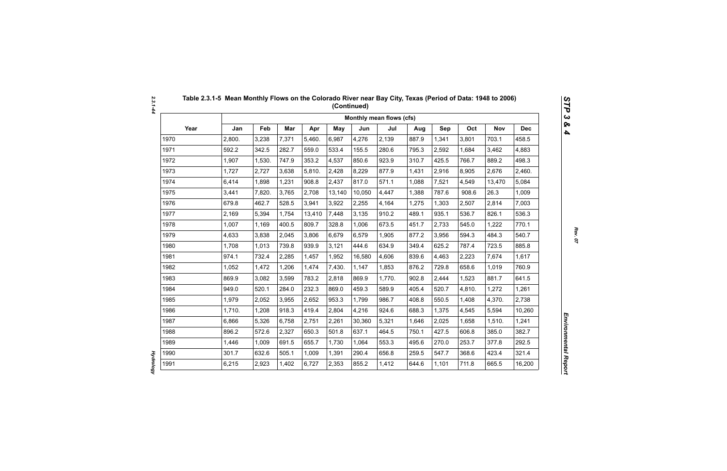## Table 2.3.1-5 Mean Monthly Flows on the Colorado River near Bay City, Texas (Period of Data: 1948 to 2006) (Continued)

| Year | Monthly mean flows (cfs) | | | | | | | | | | | |
|---|---|---|---|---|---|---|---|---|---|---|---|---|
| | Jan | Feb | Mar | Apr | May | Jun | Jul | Aug | Sep | Oct | Nov | Dec |
| 1970 | 2,800. | 3,238 | 7,371 | 5,460. | 6,987 | 4,276 | 2,139 | 887.9 | 1,341 | 3,801 | 703.1 | 458.5 |
| 1971 | 592.2 | 342.5 | 282.7 | 559.0 | 533.4 | 155.5 | 280.6 | 795.3 | 2,592 | 1,684 | 3,462 | 4,883 |
| 1972 | 1,907 | 1,530. | 747.9 | 353.2 | 4,537 | 850.6 | 923.9 | 310.7 | 425.5 | 766.7 | 889.2 | 498.3 |
| 1973 | 1,727 | 2,727 | 3,638 | 5,810. | 2,428 | 8,229 | 877.9 | 1,431 | 2,916 | 8,905 | 2,676 | 2,460. |
| 1974 | 6,414 | 1,898 | 1,231 | 908.8 | 2,437 | 817.0 | 571.1 | 1,088 | 7,521 | 4,549 | 13,470 | 5,084 |
| 1975 | 3,441 | 7,820. | 3,765 | 2,708 | 13,140 | 10,050 | 4,447 | 1,388 | 787.6 | 908.6 | 26.3 | 1,009 |
| 1976 | 679.8 | 462.7 | 528.5 | 3,941 | 3,922 | 2,255 | 4,164 | 1,275 | 1,303 | 2,507 | 2,814 | 7,003 |
| 1977 | 2,169 | 5,394 | 1,754 | 13,410 | 7,448 | 3,135 | 910.2 | 489.1 | 935.1 | 536.7 | 826.1 | 536.3 |
| 1978 | 1,007 | 1,169 | 400.5 | 809.7 | 328.8 | 1,006 | 673.5 | 451.7 | 2,733 | 545.0 | 1,222 | 770.1 |
| 1979 | 4,633 | 3,838 | 2,045 | 3,806 | 6,679 | 6,579 | 1,905 | 877.2 | 3,956 | 594.3 | 484.3 | 540.7 |
| 1980 | 1,708 | 1,013 | 739.8 | 939.9 | 3,121 | 444.6 | 634.9 | 349.4 | 625.2 | 787.4 | 723.5 | 885.8 |
| 1981 | 974.1 | 732.4 | 2,285 | 1,457 | 1,952 | 16,580 | 4,606 | 839.6 | 4,463 | 2,223 | 7,674 | 1,617 |
| 1982 | 1,052 | 1,472 | 1,206 | 1,474 | 7,430. | 1,147 | 1,853 | 876.2 | 729.8 | 658.6 | 1,019 | 760.9 |
| 1983 | 869.9 | 3,082 | 3,599 | 783.2 | 2,818 | 869.9 | 1,770. | 902.8 | 2,444 | 1,523 | 881.7 | 641.5 |
| 1984 | 949.0 | 520.1 | 284.0 | 232.3 | 869.0 | 459.3 | 589.9 | 405.4 | 520.7 | 4,810. | 1,272 | 1,261 |
| 1985 | 1,979 | 2,052 | 3,955 | 2,652 | 953.3 | 1,799 | 986.7 | 408.8 | 550.5 | 1,408 | 4,370. | 2,738 |
| 1986 | 1,710. | 1,208 | 918.3 | 419.4 | 2,804 | 4,216 | 924.6 | 688.3 | 1,375 | 4,545 | 5,594 | 10,260 |
| 1987 | 6,866 | 5,326 | 6,758 | 2,751 | 2,261 | 30,360 | 5,321 | 1,646 | 2,025 | 1,658 | 1,510. | 1,241 |
| 1988 | 896.2 | 572.6 | 2,327 | 650.3 | 501.8 | 637.1 | 464.5 | 750.1 | 427.5 | 606.8 | 385.0 | 382.7 |
| 1989 | 1,446 | 1,009 | 691.5 | 655.7 | 1,730 | 1,064 | 553.3 | 495.6 | 270.0 | 253.7 | 377.8 | 292.5 |
| 1990 | 301.7 | 632.6 | 505.1 | 1,009 | 1,391 | 290.4 | 656.8 | 259.5 | 547.7 | 368.6 | 423.4 | 321.4 |
| 1991 | 6,215 | 2,923 | 1,402 | 6,727 | 2,353 | 855.2 | 1,412 | 644.6 | 1,101 | 711.8 | 665.5 | 16,200 |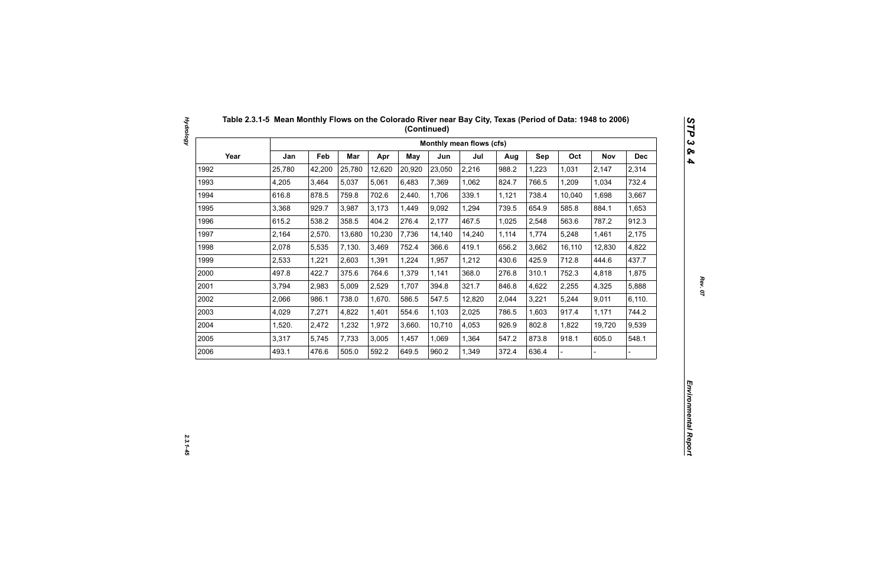### Table 2.3.1-5 Mean Monthly Flows on the Colorado River near Bay City, Texas (Period of Data: 1948 to 2006) (Continued)

| Year | Monthly mean flows (cfs) | | | | | | | | | | | |
|---|---|---|---|---|---|---|---|---|---|---|---|---|
| | Jan | Feb | Mar | Apr | May | Jun | Jul | Aug | Sep | Oct | Nov | Dec |
| 1992 | 25,780 | 42,200 | 25,780 | 12,620 | 20,920 | 23,050 | 2,216 | 988.2 | 1,223 | 1,031 | 2,147 | 2,314 |
| 1993 | 4,205 | 3,464 | 5,037 | 5,061 | 6,483 | 7,369 | 1,062 | 824.7 | 766.5 | 1,209 | 1,034 | 732.4 |
| 1994 | 616.8 | 878.5 | 759.8 | 702.6 | 2,440. | 1,706 | 339.1 | 1,121 | 738.4 | 10,040 | 1,698 | 3,667 |
| 1995 | 3,368 | 929.7 | 3,987 | 3,173 | 1,449 | 9,092 | 1,294 | 739.5 | 654.9 | 585.8 | 884.1 | 1,653 |
| 1996 | 615.2 | 538.2 | 358.5 | 404.2 | 276.4 | 2,177 | 467.5 | 1,025 | 2,548 | 563.6 | 787.2 | 912.3 |
| 1997 | 2,164 | 2,570. | 13,680 | 10,230 | 7,736 | 14,140 | 14,240 | 1,114 | 1,774 | 5,248 | 1,461 | 2,175 |
| 1998 | 2,078 | 5,535 | 7,130. | 3,469 | 752.4 | 366.6 | 419.1 | 656.2 | 3,662 | 16,110 | 12,830 | 4,822 |
| 1999 | 2,533 | 1,221 | 2,603 | 1,391 | 1,224 | 1,957 | 1,212 | 430.6 | 425.9 | 712.8 | 444.6 | 437.7 |
| 2000 | 497.8 | 422.7 | 375.6 | 764.6 | 1,379 | 1,141 | 368.0 | 276.8 | 310.1 | 752.3 | 4,818 | 1,875 |
| 2001 | 3,794 | 2,983 | 5,009 | 2,529 | 1,707 | 394.8 | 321.7 | 846.8 | 4,622 | 2,255 | 4,325 | 5,888 |
| 2002 | 2,066 | 986.1 | 738.0 | 1,670. | 586.5 | 547.5 | 12,820 | 2,044 | 3,221 | 5,244 | 9,011 | 6,110. |
| 2003 | 4,029 | 7,271 | 4,822 | 1,401 | 554.6 | 1,103 | 2,025 | 786.5 | 1,603 | 917.4 | 1,171 | 744.2 |
| 2004 | 1,520. | 2,472 | 1,232 | 1,972 | 3,660. | 10,710 | 4,053 | 926.9 | 802.8 | 1,822 | 19,720 | 9,539 |
| 2005 | 3,317 | 5,745 | 7,733 | 3,005 | 1,457 | 1,069 | 1,364 | 547.2 | 873.8 | 918.1 | 605.0 | 548.1 |
| 2006 | 493.1 | 476.6 | 505.0 | 592.2 | 649.5 | 960.2 | 1,349 | 372.4 | 636.4 | - | - | - |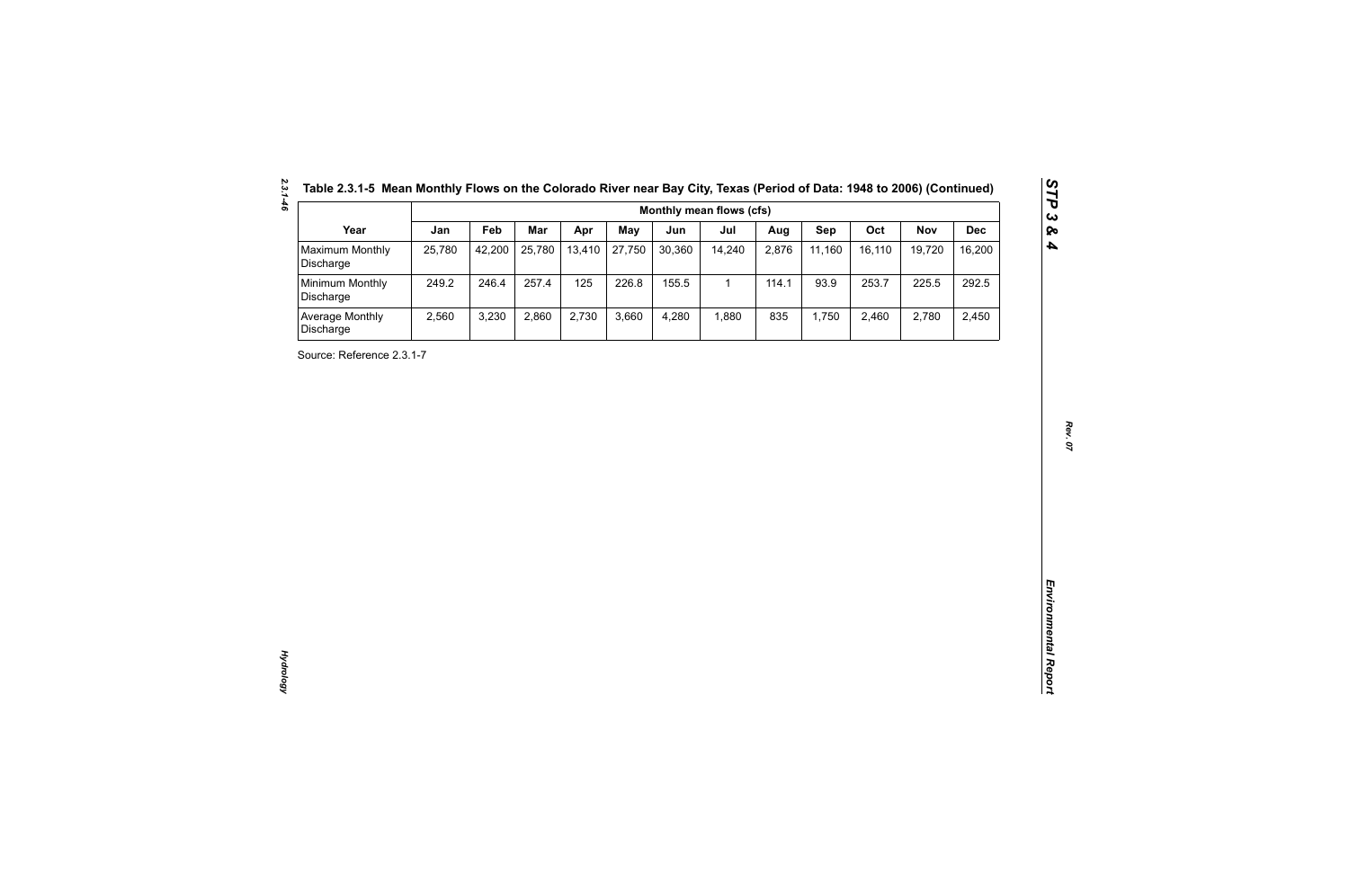Table 2.3.1-5 Mean Monthly Flows on the Colorado River near Bay City, Texas (Period of Data: 1948 to 2006) (Continued)

| Year | Monthly mean flows (cfs) | | | | | | | | | | | |
|---|---|---|---|---|---|---|---|---|---|---|---|---|
| | Jan | Feb | Mar | Apr | May | Jun | Jul | Aug | Sep | Oct | Nov | Dec |
| Maximum Monthly Discharge | 25,780 | 42,200 | 25,780 | 13,410 | 27,750 | 30,360 | 14,240 | 2,876 | 11,160 | 16,110 | 19,720 | 16,200 |
| Minimum Monthly Discharge | 249.2 | 246.4 | 257.4 | 125 | 226.8 | 155.5 | 1 | 114.1 | 93.9 | 253.7 | 225.5 | 292.5 |
| Average Monthly Discharge | 2,560 | 3,230 | 2,860 | 2,730 | 3,660 | 4,280 | 1,880 | 835 | 1,750 | 2,460 | 2,780 | 2,450 |

Source: Reference 2.3.1-7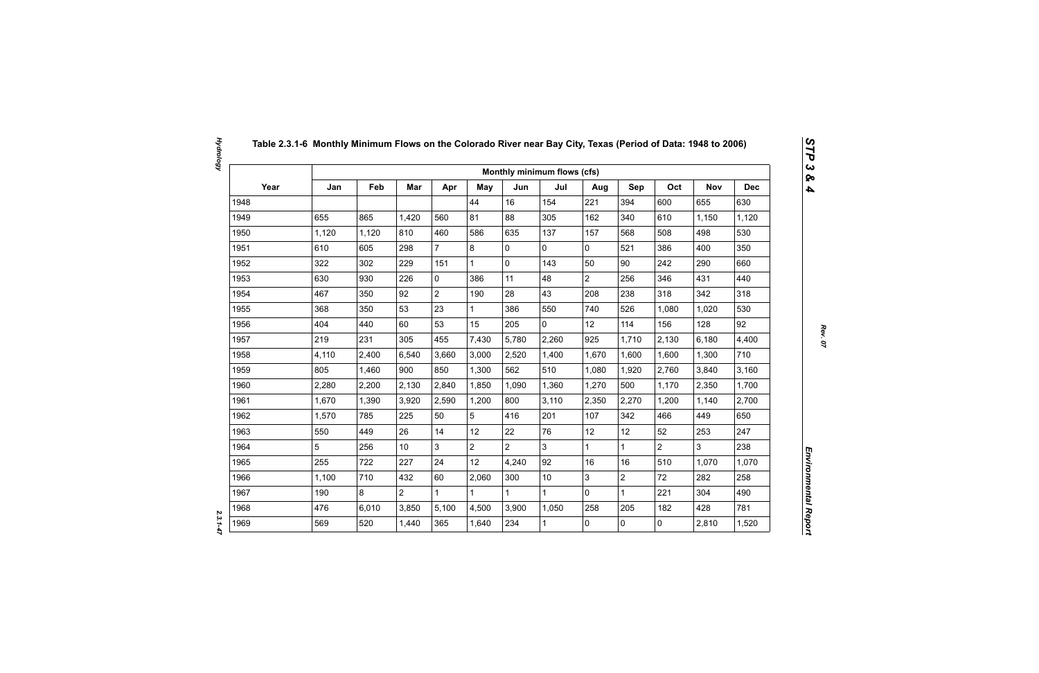# Table 2.3.1-6 Monthly Minimum Flows on the Colorado River near Bay City, Texas (Period of Data: 1948 to 2006)

| Year | Monthly minimum flows (cfs) | | | | | | | | | | | |
|---|---|---|---|---|---|---|---|---|---|---|---|---|
| | Jan | Feb | Mar | Apr | May | Jun | Jul | Aug | Sep | Oct | Nov | Dec |
| 1948 | | | | | 44 | 16 | 154 | 221 | 394 | 600 | 655 | 630 |
| 1949 | 655 | 865 | 1,420 | 560 | 81 | 88 | 305 | 162 | 340 | 610 | 1,150 | 1,120 |
| 1950 | 1,120 | 1,120 | 810 | 460 | 586 | 635 | 137 | 157 | 568 | 508 | 498 | 530 |
| 1951 | 610 | 605 | 298 | 7 | 8 | 0 | 0 | 0 | 521 | 386 | 400 | 350 |
| 1952 | 322 | 302 | 229 | 151 | 1 | 0 | 143 | 50 | 90 | 242 | 290 | 660 |
| 1953 | 630 | 930 | 226 | 0 | 386 | 11 | 48 | 2 | 256 | 346 | 431 | 440 |
| 1954 | 467 | 350 | 92 | 2 | 190 | 28 | 43 | 208 | 238 | 318 | 342 | 318 |
| 1955 | 368 | 350 | 53 | 23 | 1 | 386 | 550 | 740 | 526 | 1,080 | 1,020 | 530 |
| 1956 | 404 | 440 | 60 | 53 | 15 | 205 | 0 | 12 | 114 | 156 | 128 | 92 |
| 1957 | 219 | 231 | 305 | 455 | 7,430 | 5,780 | 2,260 | 925 | 1,710 | 2,130 | 6,180 | 4,400 |
| 1958 | 4,110 | 2,400 | 6,540 | 3,660 | 3,000 | 2,520 | 1,400 | 1,670 | 1,600 | 1,600 | 1,300 | 710 |
| 1959 | 805 | 1,460 | 900 | 850 | 1,300 | 562 | 510 | 1,080 | 1,920 | 2,760 | 3,840 | 3,160 |
| 1960 | 2,280 | 2,200 | 2,130 | 2,840 | 1,850 | 1,090 | 1,360 | 1,270 | 500 | 1,170 | 2,350 | 1,700 |
| 1961 | 1,670 | 1,390 | 3,920 | 2,590 | 1,200 | 800 | 3,110 | 2,350 | 2,270 | 1,200 | 1,140 | 2,700 |
| 1962 | 1,570 | 785 | 225 | 50 | 5 | 416 | 201 | 107 | 342 | 466 | 449 | 650 |
| 1963 | 550 | 449 | 26 | 14 | 12 | 22 | 76 | 12 | 12 | 52 | 253 | 247 |
| 1964 | 5 | 256 | 10 | 3 | 2 | 2 | 3 | 1 | 1 | 2 | 3 | 238 |
| 1965 | 255 | 722 | 227 | 24 | 12 | 4,240 | 92 | 16 | 16 | 510 | 1,070 | 1,070 |
| 1966 | 1,100 | 710 | 432 | 60 | 2,060 | 300 | 10 | 3 | 2 | 72 | 282 | 258 |
| 1967 | 190 | 8 | 2 | 1 | 1 | 1 | 1 | 0 | 1 | 221 | 304 | 490 |
| 1968 | 476 | 6,010 | 3,850 | 5,100 | 4,500 | 3,900 | 1,050 | 258 | 205 | 182 | 428 | 781 |
| 1969 | 569 | 520 | 1,440 | 365 | 1,640 | 234 | 1 | 0 | 0 | 0 | 2,810 | 1,520 |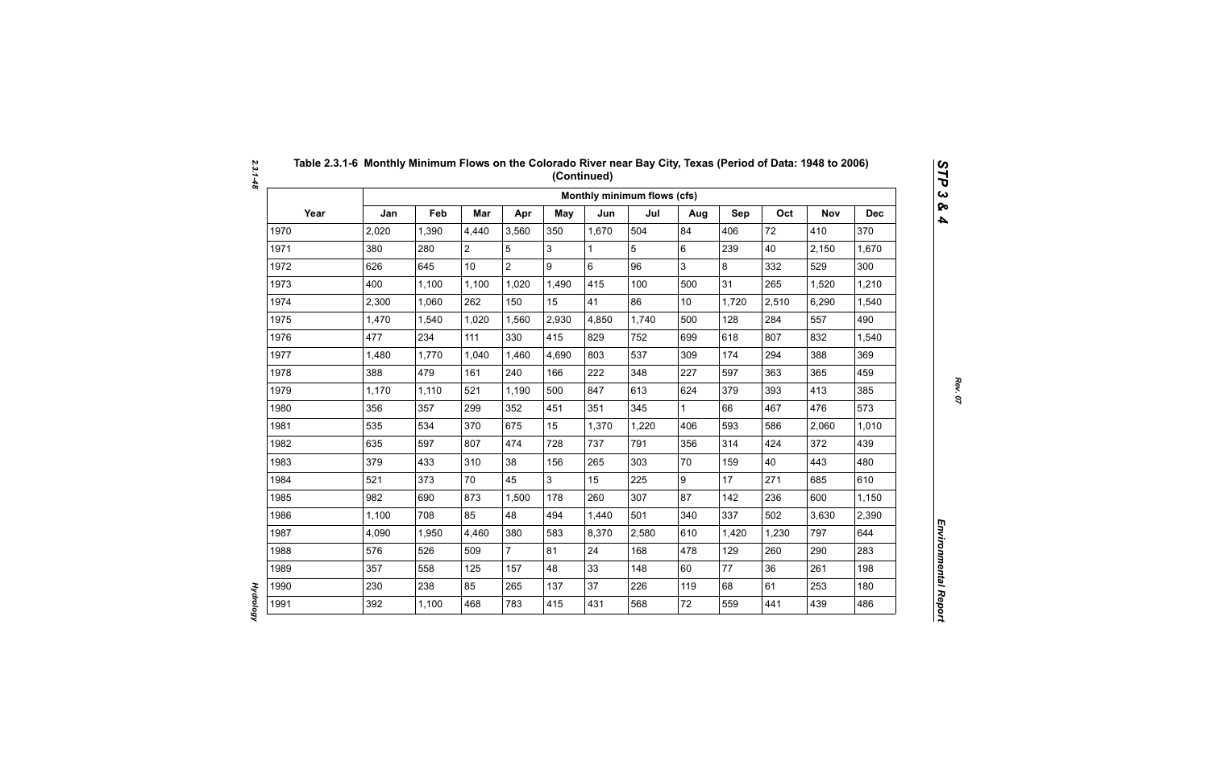## Table 2.3.1-6 Monthly Minimum Flows on the Colorado River near Bay City, Texas (Period of Data: 1948 to 2006) (Continued)

| Year | Monthly minimum flows (cfs) | | | | | | | | | | | |
|---|---|---|---|---|---|---|---|---|---|---|---|---|
| | Jan | Feb | Mar | Apr | May | Jun | Jul | Aug | Sep | Oct | Nov | Dec |
| 1970 | 2,020 | 1,390 | 4,440 | 3,560 | 350 | 1,670 | 504 | 84 | 406 | 72 | 410 | 370 |
| 1971 | 380 | 280 | 2 | 5 | 3 | 1 | 5 | 6 | 239 | 40 | 2,150 | 1,670 |
| 1972 | 626 | 645 | 10 | 2 | 9 | 6 | 96 | 3 | 8 | 332 | 529 | 300 |
| 1973 | 400 | 1,100 | 1,100 | 1,020 | 1,490 | 415 | 100 | 500 | 31 | 265 | 1,520 | 1,210 |
| 1974 | 2,300 | 1,060 | 262 | 150 | 15 | 41 | 86 | 10 | 1,720 | 2,510 | 6,290 | 1,540 |
| 1975 | 1,470 | 1,540 | 1,020 | 1,560 | 2,930 | 4,850 | 1,740 | 500 | 128 | 284 | 557 | 490 |
| 1976 | 477 | 234 | 111 | 330 | 415 | 829 | 752 | 699 | 618 | 807 | 832 | 1,540 |
| 1977 | 1,480 | 1,770 | 1,040 | 1,460 | 4,690 | 803 | 537 | 309 | 174 | 294 | 388 | 369 |
| 1978 | 388 | 479 | 161 | 240 | 166 | 222 | 348 | 227 | 597 | 363 | 365 | 459 |
| 1979 | 1,170 | 1,110 | 521 | 1,190 | 500 | 847 | 613 | 624 | 379 | 393 | 413 | 385 |
| 1980 | 356 | 357 | 299 | 352 | 451 | 351 | 345 | 1 | 66 | 467 | 476 | 573 |
| 1981 | 535 | 534 | 370 | 675 | 15 | 1,370 | 1,220 | 406 | 593 | 586 | 2,060 | 1,010 |
| 1982 | 635 | 597 | 807 | 474 | 728 | 737 | 791 | 356 | 314 | 424 | 372 | 439 |
| 1983 | 379 | 433 | 310 | 38 | 156 | 265 | 303 | 70 | 159 | 40 | 443 | 480 |
| 1984 | 521 | 373 | 70 | 45 | 3 | 15 | 225 | 9 | 17 | 271 | 685 | 610 |
| 1985 | 982 | 690 | 873 | 1,500 | 178 | 260 | 307 | 87 | 142 | 236 | 600 | 1,150 |
| 1986 | 1,100 | 708 | 85 | 48 | 494 | 1,440 | 501 | 340 | 337 | 502 | 3,630 | 2,390 |
| 1987 | 4,090 | 1,950 | 4,460 | 380 | 583 | 8,370 | 2,580 | 610 | 1,420 | 1,230 | 797 | 644 |
| 1988 | 576 | 526 | 509 | 7 | 81 | 24 | 168 | 478 | 129 | 260 | 290 | 283 |
| 1989 | 357 | 558 | 125 | 157 | 48 | 33 | 148 | 60 | 77 | 36 | 261 | 198 |
| 1990 | 230 | 238 | 85 | 265 | 137 | 37 | 226 | 119 | 68 | 61 | 253 | 180 |
| 1991 | 392 | 1,100 | 468 | 783 | 415 | 431 | 568 | 72 | 559 | 441 | 439 | 486 |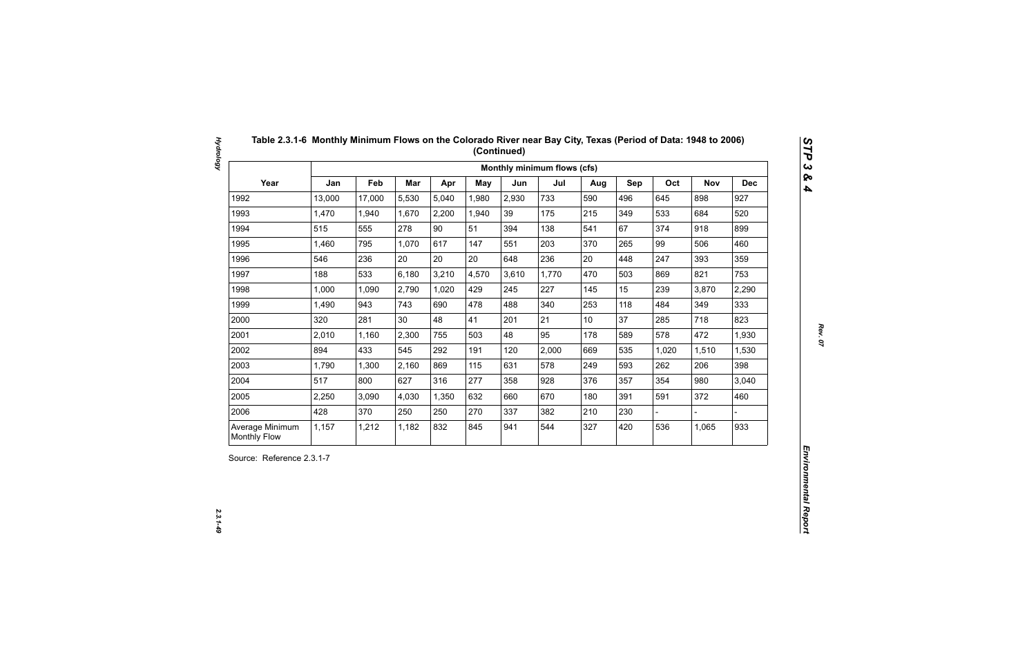## Table 2.3.1-6 Monthly Minimum Flows on the Colorado River near Bay City, Texas (Period of Data: 1948 to 2006) (Continued)

| Year | Monthly minimum flows (cfs) | | | | | | | | | | | |
|---|---|---|---|---|---|---|---|---|---|---|---|---|
| | Jan | Feb | Mar | Apr | May | Jun | Jul | Aug | Sep | Oct | Nov | Dec |
| 1992 | 13,000 | 17,000 | 5,530 | 5,040 | 1,980 | 2,930 | 733 | 590 | 496 | 645 | 898 | 927 |
| 1993 | 1,470 | 1,940 | 1,670 | 2,200 | 1,940 | 39 | 175 | 215 | 349 | 533 | 684 | 520 |
| 1994 | 515 | 555 | 278 | 90 | 51 | 394 | 138 | 541 | 67 | 374 | 918 | 899 |
| 1995 | 1,460 | 795 | 1,070 | 617 | 147 | 551 | 203 | 370 | 265 | 99 | 506 | 460 |
| 1996 | 546 | 236 | 20 | 20 | 20 | 648 | 236 | 20 | 448 | 247 | 393 | 359 |
| 1997 | 188 | 533 | 6,180 | 3,210 | 4,570 | 3,610 | 1,770 | 470 | 503 | 869 | 821 | 753 |
| 1998 | 1,000 | 1,090 | 2,790 | 1,020 | 429 | 245 | 227 | 145 | 15 | 239 | 3,870 | 2,290 |
| 1999 | 1,490 | 943 | 743 | 690 | 478 | 488 | 340 | 253 | 118 | 484 | 349 | 333 |
| 2000 | 320 | 281 | 30 | 48 | 41 | 201 | 21 | 10 | 37 | 285 | 718 | 823 |
| 2001 | 2,010 | 1,160 | 2,300 | 755 | 503 | 48 | 95 | 178 | 589 | 578 | 472 | 1,930 |
| 2002 | 894 | 433 | 545 | 292 | 191 | 120 | 2,000 | 669 | 535 | 1,020 | 1,510 | 1,530 |
| 2003 | 1,790 | 1,300 | 2,160 | 869 | 115 | 631 | 578 | 249 | 593 | 262 | 206 | 398 |
| 2004 | 517 | 800 | 627 | 316 | 277 | 358 | 928 | 376 | 357 | 354 | 980 | 3,040 |
| 2005 | 2,250 | 3,090 | 4,030 | 1,350 | 632 | 660 | 670 | 180 | 391 | 591 | 372 | 460 |
| 2006 | 428 | 370 | 250 | 250 | 270 | 337 | 382 | 210 | 230 | - | - | - |
| Average Minimum Monthly Flow | 1,157 | 1,212 | 1,182 | 832 | 845 | 941 | 544 | 327 | 420 | 536 | 1,065 | 933 |

Source: Reference 2.3.1-7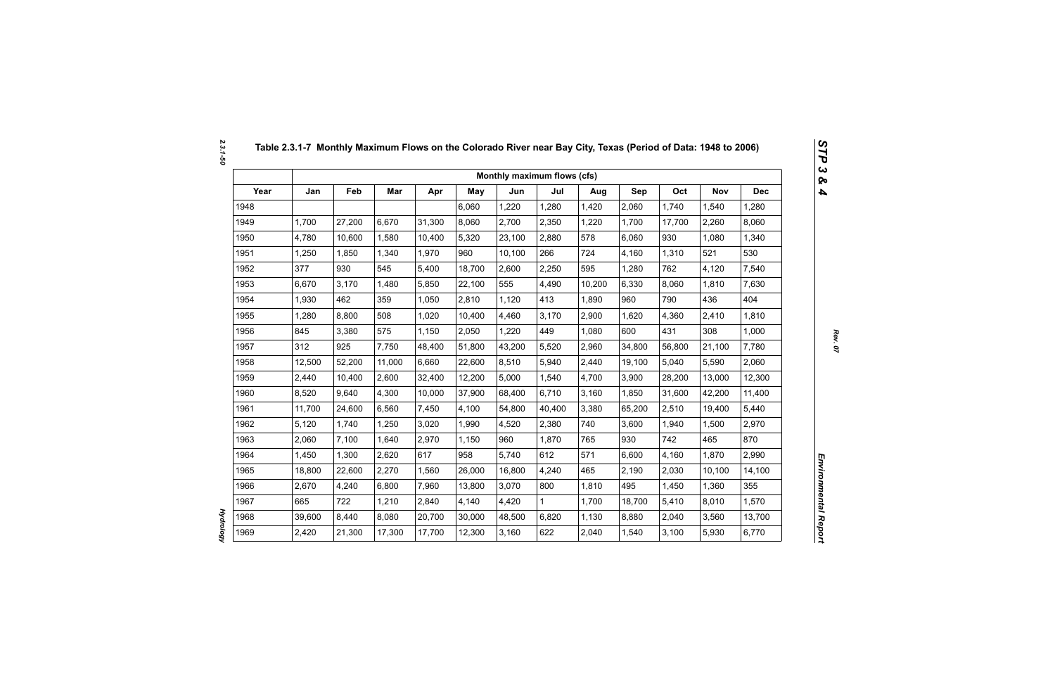## Table 2.3.1-7 Monthly Maximum Flows on the Colorado River near Bay City, Texas (Period of Data: 1948 to 2006)

| | Monthly maximum flows (cfs) | | | | | | | | | | | |
|---|---|---|---|---|---|---|---|---|---|---|---|---|
| Year | Jan | Feb | Mar | Apr | May | Jun | Jul | Aug | Sep | Oct | Nov | Dec |
| 1948 | | | | | 6,060 | 1,220 | 1,280 | 1,420 | 2,060 | 1,740 | 1,540 | 1,280 |
| 1949 | 1,700 | 27,200 | 6,670 | 31,300 | 8,060 | 2,700 | 2,350 | 1,220 | 1,700 | 17,700 | 2,260 | 8,060 |
| 1950 | 4,780 | 10,600 | 1,580 | 10,400 | 5,320 | 23,100 | 2,880 | 578 | 6,060 | 930 | 1,080 | 1,340 |
| 1951 | 1,250 | 1,850 | 1,340 | 1,970 | 960 | 10,100 | 266 | 724 | 4,160 | 1,310 | 521 | 530 |
| 1952 | 377 | 930 | 545 | 5,400 | 18,700 | 2,600 | 2,250 | 595 | 1,280 | 762 | 4,120 | 7,540 |
| 1953 | 6,670 | 3,170 | 1,480 | 5,850 | 22,100 | 555 | 4,490 | 10,200 | 6,330 | 8,060 | 1,810 | 7,630 |
| 1954 | 1,930 | 462 | 359 | 1,050 | 2,810 | 1,120 | 413 | 1,890 | 960 | 790 | 436 | 404 |
| 1955 | 1,280 | 8,800 | 508 | 1,020 | 10,400 | 4,460 | 3,170 | 2,900 | 1,620 | 4,360 | 2,410 | 1,810 |
| 1956 | 845 | 3,380 | 575 | 1,150 | 2,050 | 1,220 | 449 | 1,080 | 600 | 431 | 308 | 1,000 |
| 1957 | 312 | 925 | 7,750 | 48,400 | 51,800 | 43,200 | 5,520 | 2,960 | 34,800 | 56,800 | 21,100 | 7,780 |
| 1958 | 12,500 | 52,200 | 11,000 | 6,660 | 22,600 | 8,510 | 5,940 | 2,440 | 19,100 | 5,040 | 5,590 | 2,060 |
| 1959 | 2,440 | 10,400 | 2,600 | 32,400 | 12,200 | 5,000 | 1,540 | 4,700 | 3,900 | 28,200 | 13,000 | 12,300 |
| 1960 | 8,520 | 9,640 | 4,300 | 10,000 | 37,900 | 68,400 | 6,710 | 3,160 | 1,850 | 31,600 | 42,200 | 11,400 |
| 1961 | 11,700 | 24,600 | 6,560 | 7,450 | 4,100 | 54,800 | 40,400 | 3,380 | 65,200 | 2,510 | 19,400 | 5,440 |
| 1962 | 5,120 | 1,740 | 1,250 | 3,020 | 1,990 | 4,520 | 2,380 | 740 | 3,600 | 1,940 | 1,500 | 2,970 |
| 1963 | 2,060 | 7,100 | 1,640 | 2,970 | 1,150 | 960 | 1,870 | 765 | 930 | 742 | 465 | 870 |
| 1964 | 1,450 | 1,300 | 2,620 | 617 | 958 | 5,740 | 612 | 571 | 6,600 | 4,160 | 1,870 | 2,990 |
| 1965 | 18,800 | 22,600 | 2,270 | 1,560 | 26,000 | 16,800 | 4,240 | 465 | 2,190 | 2,030 | 10,100 | 14,100 |
| 1966 | 2,670 | 4,240 | 6,800 | 7,960 | 13,800 | 3,070 | 800 | 1,810 | 495 | 1,450 | 1,360 | 355 |
| 1967 | 665 | 722 | 1,210 | 2,840 | 4,140 | 4,420 | 1 | 1,700 | 18,700 | 5,410 | 8,010 | 1,570 |
| 1968 | 39,600 | 8,440 | 8,080 | 20,700 | 30,000 | 48,500 | 6,820 | 1,130 | 8,880 | 2,040 | 3,560 | 13,700 |
| 1969 | 2,420 | 21,300 | 17,300 | 17,700 | 12,300 | 3,160 | 622 | 2,040 | 1,540 | 3,100 | 5,930 | 6,770 |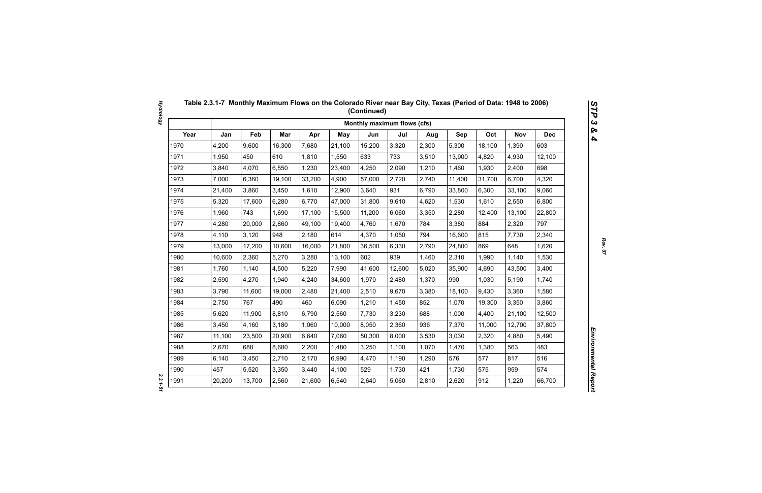## Table 2.3.1-7 Monthly Maximum Flows on the Colorado River near Bay City, Texas (Period of Data: 1948 to 2006) (Continued)

| | Monthly maximum flows (cfs) | | | | | | | | | | | |
|---|---|---|---|---|---|---|---|---|---|---|---|---|
| Year | Jan | Feb | Mar | Apr | May | Jun | Jul | Aug | Sep | Oct | Nov | Dec |
| 1970 | 4,200 | 9,600 | 16,300 | 7,680 | 21,100 | 15,200 | 3,320 | 2,300 | 5,300 | 18,100 | 1,390 | 603 |
| 1971 | 1,950 | 450 | 610 | 1,810 | 1,550 | 633 | 733 | 3,510 | 13,900 | 4,820 | 4,930 | 12,100 |
| 1972 | 3,840 | 4,070 | 6,550 | 1,230 | 23,400 | 4,250 | 2,090 | 1,210 | 1,460 | 1,930 | 2,400 | 698 |
| 1973 | 7,000 | 6,360 | 19,100 | 33,200 | 4,900 | 57,000 | 2,720 | 2,740 | 11,400 | 31,700 | 6,700 | 4,320 |
| 1974 | 21,400 | 3,860 | 3,450 | 1,610 | 12,900 | 3,640 | 931 | 6,790 | 33,800 | 6,300 | 33,100 | 9,060 |
| 1975 | 5,320 | 17,600 | 6,280 | 6,770 | 47,000 | 31,800 | 9,610 | 4,620 | 1,530 | 1,610 | 2,550 | 6,800 |
| 1976 | 1,960 | 743 | 1,690 | 17,100 | 15,500 | 11,200 | 6,060 | 3,350 | 2,280 | 12,400 | 13,100 | 22,800 |
| 1977 | 4,280 | 20,000 | 2,860 | 49,100 | 19,400 | 4,760 | 1,670 | 784 | 3,380 | 884 | 2,320 | 797 |
| 1978 | 4,110 | 3,120 | 948 | 2,180 | 614 | 4,370 | 1,050 | 794 | 16,600 | 815 | 7,730 | 2,340 |
| 1979 | 13,000 | 17,200 | 10,600 | 16,000 | 21,800 | 36,500 | 6,330 | 2,790 | 24,800 | 869 | 648 | 1,620 |
| 1980 | 10,600 | 2,360 | 5,270 | 3,280 | 13,100 | 602 | 939 | 1,460 | 2,310 | 1,990 | 1,140 | 1,530 |
| 1981 | 1,760 | 1,140 | 4,500 | 5,220 | 7,990 | 41,600 | 12,600 | 5,020 | 35,900 | 4,690 | 43,500 | 3,400 |
| 1982 | 2,590 | 4,270 | 1,940 | 4,240 | 34,600 | 1,970 | 2,480 | 1,370 | 990 | 1,030 | 5,190 | 1,740 |
| 1983 | 3,790 | 11,600 | 19,000 | 2,480 | 21,400 | 2,510 | 9,670 | 3,380 | 18,100 | 9,430 | 3,360 | 1,580 |
| 1984 | 2,750 | 767 | 490 | 460 | 6,090 | 1,210 | 1,450 | 852 | 1,070 | 19,300 | 3,350 | 3,860 |
| 1985 | 5,620 | 11,900 | 8,810 | 6,790 | 2,560 | 7,730 | 3,230 | 688 | 1,000 | 4,400 | 21,100 | 12,500 |
| 1986 | 3,450 | 4,160 | 3,180 | 1,060 | 10,000 | 8,050 | 2,360 | 936 | 7,370 | 11,000 | 12,700 | 37,800 |
| 1987 | 11,100 | 23,500 | 20,900 | 6,640 | 7,060 | 50,300 | 8,000 | 3,530 | 3,030 | 2,320 | 4,880 | 5,490 |
| 1988 | 2,670 | 688 | 8,680 | 2,200 | 1,480 | 3,250 | 1,100 | 1,070 | 1,470 | 1,380 | 563 | 483 |
| 1989 | 6,140 | 3,450 | 2,710 | 2,170 | 6,990 | 4,470 | 1,190 | 1,290 | 576 | 577 | 817 | 516 |
| 1990 | 457 | 5,520 | 3,350 | 3,440 | 4,100 | 529 | 1,730 | 421 | 1,730 | 575 | 959 | 574 |
| 1991 | 20,200 | 13,700 | 2,560 | 21,600 | 6,540 | 2,640 | 5,060 | 2,810 | 2,620 | 912 | 1,220 | 66,700 |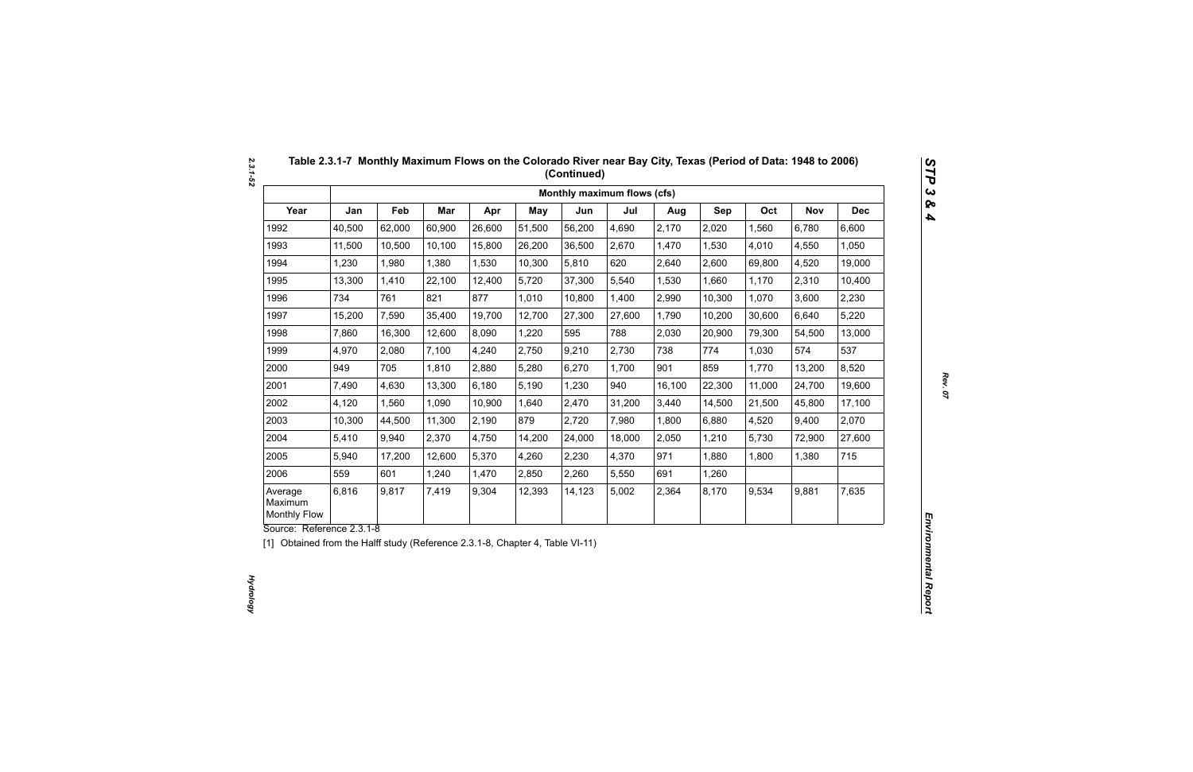### Table 2.3.1-7 Monthly Maximum Flows on the Colorado River near Bay City, Texas (Period of Data: 1948 to 2006) (Continued)

| | Monthly maximum flows (cfs) | | | | | | | | | | | |
|---|---|---|---|---|---|---|---|---|---|---|---|---|
| Year | Jan | Feb | Mar | Apr | May | Jun | Jul | Aug | Sep | Oct | Nov | Dec |
| 1992 | 40,500 | 62,000 | 60,900 | 26,600 | 51,500 | 56,200 | 4,690 | 2,170 | 2,020 | 1,560 | 6,780 | 6,600 |
| 1993 | 11,500 | 10,500 | 10,100 | 15,800 | 26,200 | 36,500 | 2,670 | 1,470 | 1,530 | 4,010 | 4,550 | 1,050 |
| 1994 | 1,230 | 1,980 | 1,380 | 1,530 | 10,300 | 5,810 | 620 | 2,640 | 2,600 | 69,800 | 4,520 | 19,000 |
| 1995 | 13,300 | 1,410 | 22,100 | 12,400 | 5,720 | 37,300 | 5,540 | 1,530 | 1,660 | 1,170 | 2,310 | 10,400 |
| 1996 | 734 | 761 | 821 | 877 | 1,010 | 10,800 | 1,400 | 2,990 | 10,300 | 1,070 | 3,600 | 2,230 |
| 1997 | 15,200 | 7,590 | 35,400 | 19,700 | 12,700 | 27,300 | 27,600 | 1,790 | 10,200 | 30,600 | 6,640 | 5,220 |
| 1998 | 7,860 | 16,300 | 12,600 | 8,090 | 1,220 | 595 | 788 | 2,030 | 20,900 | 79,300 | 54,500 | 13,000 |
| 1999 | 4,970 | 2,080 | 7,100 | 4,240 | 2,750 | 9,210 | 2,730 | 738 | 774 | 1,030 | 574 | 537 |
| 2000 | 949 | 705 | 1,810 | 2,880 | 5,280 | 6,270 | 1,700 | 901 | 859 | 1,770 | 13,200 | 8,520 |
| 2001 | 7,490 | 4,630 | 13,300 | 6,180 | 5,190 | 1,230 | 940 | 16,100 | 22,300 | 11,000 | 24,700 | 19,600 |
| 2002 | 4,120 | 1,560 | 1,090 | 10,900 | 1,640 | 2,470 | 31,200 | 3,440 | 14,500 | 21,500 | 45,800 | 17,100 |
| 2003 | 10,300 | 44,500 | 11,300 | 2,190 | 879 | 2,720 | 7,980 | 1,800 | 6,880 | 4,520 | 9,400 | 2,070 |
| 2004 | 5,410 | 9,940 | 2,370 | 4,750 | 14,200 | 24,000 | 18,000 | 2,050 | 1,210 | 5,730 | 72,900 | 27,600 |
| 2005 | 5,940 | 17,200 | 12,600 | 5,370 | 4,260 | 2,230 | 4,370 | 971 | 1,880 | 1,800 | 1,380 | 715 |
| 2006 | 559 | 601 | 1,240 | 1,470 | 2,850 | 2,260 | 5,550 | 691 | 1,260 | | | |
| Average Maximum Monthly Flow | 6,816 | 9,817 | 7,419 | 9,304 | 12,393 | 14,123 | 5,002 | 2,364 | 8,170 | 9,534 | 9,881 | 7,635 |

Source: Reference 2.3.1-8

[1] Obtained from the Halff study (Reference 2.3.1-8, Chapter 4, Table VI-11)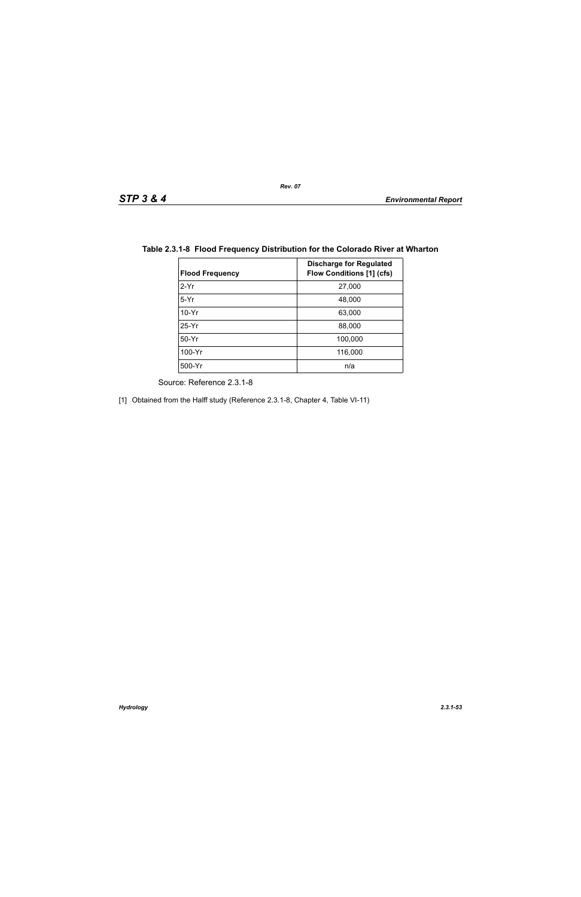**Table 2.3.1-8 Flood Frequency Distribution for the Colorado River at Wharton**

| Flood Frequency | Discharge for Regulated Flow Conditions [1] (cfs) |
|---|---|
| 2-Yr | 27,000 |
| 5-Yr | 48,000 |
| 10-Yr | 63,000 |
| 25-Yr | 88,000 |
| 50-Yr | 100,000 |
| 100-Yr | 116,000 |
| 500-Yr | n/a |

Source: Reference 2.3.1-8

[1] Obtained from the Halff study (Reference 2.3.1-8, Chapter 4, Table VI-11)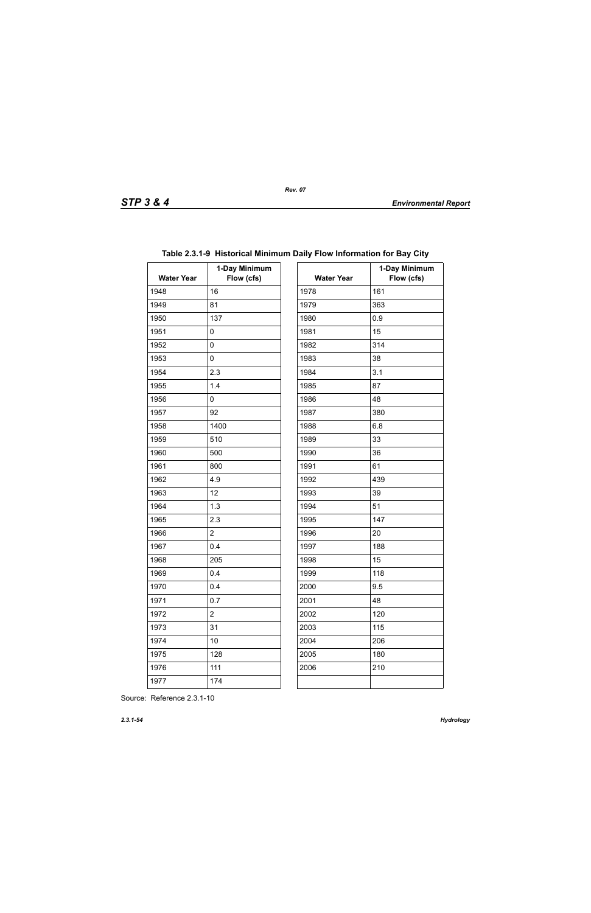**Table 2.3.1-9 Historical Minimum Daily Flow Information for Bay City**

| Water Year | 1-Day Minimum Flow (cfs) | Water Year | 1-Day Minimum Flow (cfs) |
|---|---|---|---|
| 1948 | 16 | 1978 | 161 |
| 1949 | 81 | 1979 | 363 |
| 1950 | 137 | 1980 | 0.9 |
| 1951 | 0 | 1981 | 15 |
| 1952 | 0 | 1982 | 314 |
| 1953 | 0 | 1983 | 38 |
| 1954 | 2.3 | 1984 | 3.1 |
| 1955 | 1.4 | 1985 | 87 |
| 1956 | 0 | 1986 | 48 |
| 1957 | 92 | 1987 | 380 |
| 1958 | 1400 | 1988 | 6.8 |
| 1959 | 510 | 1989 | 33 |
| 1960 | 500 | 1990 | 36 |
| 1961 | 800 | 1991 | 61 |
| 1962 | 4.9 | 1992 | 439 |
| 1963 | 12 | 1993 | 39 |
| 1964 | 1.3 | 1994 | 51 |
| 1965 | 2.3 | 1995 | 147 |
| 1966 | 2 | 1996 | 20 |
| 1967 | 0.4 | 1997 | 188 |
| 1968 | 205 | 1998 | 15 |
| 1969 | 0.4 | 1999 | 118 |
| 1970 | 0.4 | 2000 | 9.5 |
| 1971 | 0.7 | 2001 | 48 |
| 1972 | 2 | 2002 | 120 |
| 1973 | 31 | 2003 | 115 |
| 1974 | 10 | 2004 | 206 |
| 1975 | 128 | 2005 | 180 |
| 1976 | 111 | 2006 | 210 |
| 1977 | 174 | | |

Source: Reference 2.3.1-10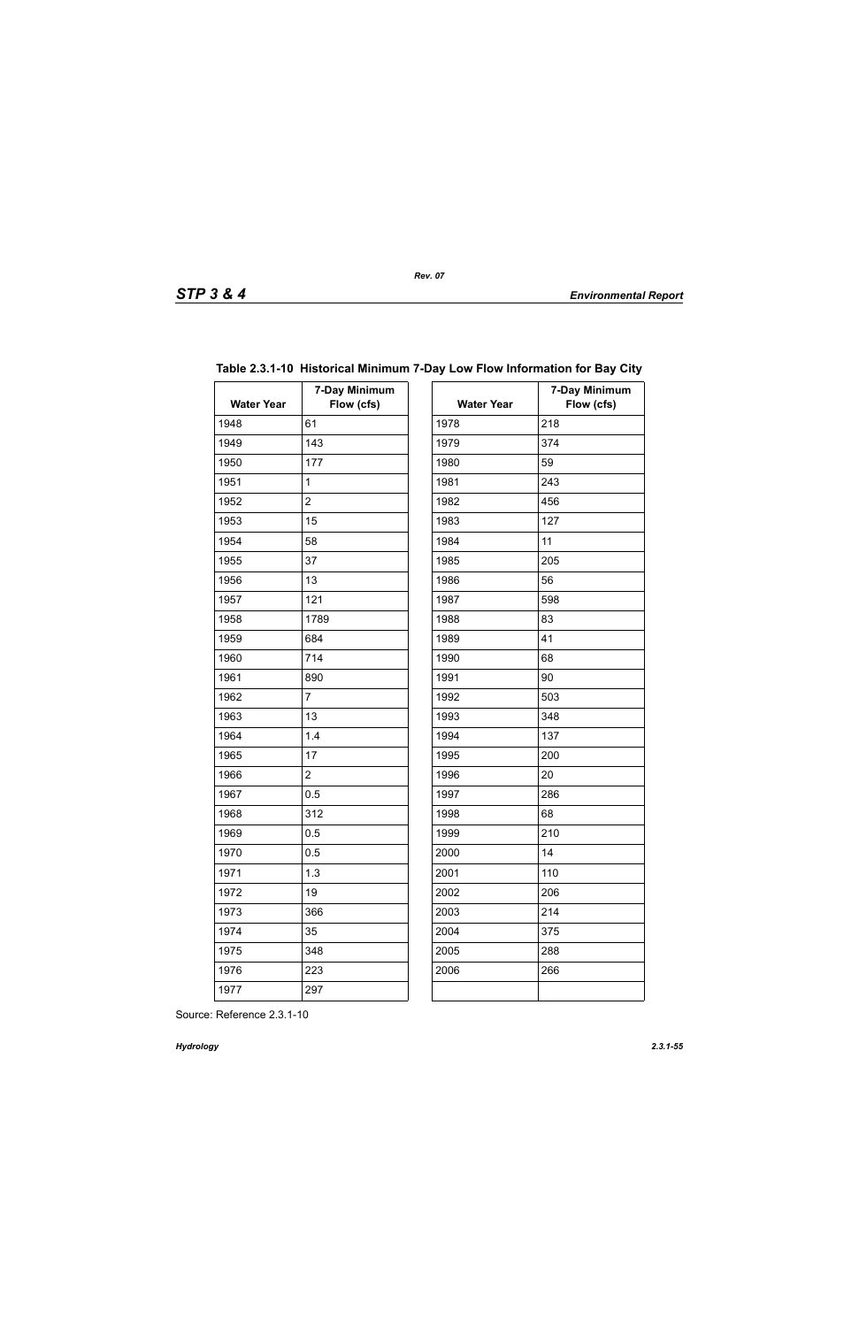**Table 2.3.1-10 Historical Minimum 7-Day Low Flow Information for Bay City**

| Water Year | 7-Day Minimum Flow (cfs) | Water Year | 7-Day Minimum Flow (cfs) |
|---|---|---|---|
| 1948 | 61 | 1978 | 218 |
| 1949 | 143 | 1979 | 374 |
| 1950 | 177 | 1980 | 59 |
| 1951 | 1 | 1981 | 243 |
| 1952 | 2 | 1982 | 456 |
| 1953 | 15 | 1983 | 127 |
| 1954 | 58 | 1984 | 11 |
| 1955 | 37 | 1985 | 205 |
| 1956 | 13 | 1986 | 56 |
| 1957 | 121 | 1987 | 598 |
| 1958 | 1789 | 1988 | 83 |
| 1959 | 684 | 1989 | 41 |
| 1960 | 714 | 1990 | 68 |
| 1961 | 890 | 1991 | 90 |
| 1962 | 7 | 1992 | 503 |
| 1963 | 13 | 1993 | 348 |
| 1964 | 1.4 | 1994 | 137 |
| 1965 | 17 | 1995 | 200 |
| 1966 | 2 | 1996 | 20 |
| 1967 | 0.5 | 1997 | 286 |
| 1968 | 312 | 1998 | 68 |
| 1969 | 0.5 | 1999 | 210 |
| 1970 | 0.5 | 2000 | 14 |
| 1971 | 1.3 | 2001 | 110 |
| 1972 | 19 | 2002 | 206 |
| 1973 | 366 | 2003 | 214 |
| 1974 | 35 | 2004 | 375 |
| 1975 | 348 | 2005 | 288 |
| 1976 | 223 | 2006 | 266 |
| 1977 | 297 | | |

Source: Reference 2.3.1-10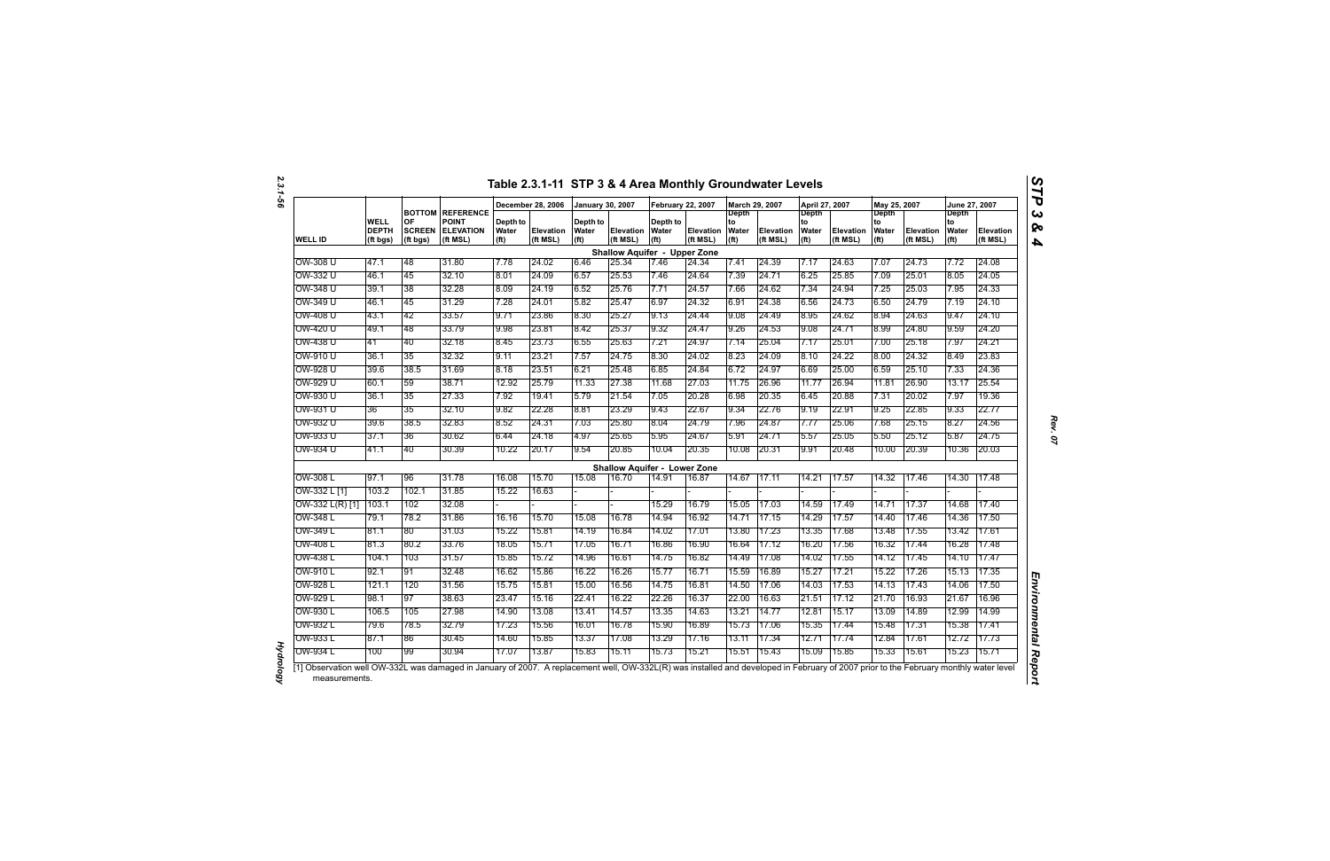# Table 2.3.1-11 STP 3 & 4 Area Monthly Groundwater Levels

| WELL ID | WELL DEPTH (ft bgs) | BOTTOM OF SCREEN (ft bgs) | REFERENCE POINT ELEVATION (ft MSL) | December 28, 2006 Depth to Water (ft) | December 28, 2006 Elevation (ft MSL) | January 30, 2007 Depth to Water (ft) | January 30, 2007 Elevation (ft MSL) | February 22, 2007 Depth to Water (ft) | February 22, 2007 Elevation (ft MSL) | March 29, 2007 Depth to Water (ft) | March 29, 2007 Elevation (ft MSL) | April 27, 2007 Depth to Water (ft) | April 27, 2007 Elevation (ft MSL) | May 25, 2007 Depth to Water (ft) | May 25, 2007 Elevation (ft MSL) | June 27, 2007 Depth to Water (ft) | June 27, 2007 Elevation (ft MSL) |
|---|---|---|---|---|---|---|---|---|---|---|---|---|---|---|---|---|---|
| **Shallow Aquifer - Upper Zone** | | | | | | | | | | | | | | | | | |
| OW-308 U | 47.1 | 48 | 31.80 | 7.78 | 24.02 | 6.46 | 25.34 | 7.46 | 24.34 | 7.41 | 24.39 | 7.17 | 24.63 | 7.07 | 24.73 | 7.72 | 24.08 |
| OW-332 U | 46.1 | 45 | 32.10 | 8.01 | 24.09 | 6.57 | 25.53 | 7.46 | 24.64 | 7.39 | 24.71 | 6.25 | 25.85 | 7.09 | 25.01 | 8.05 | 24.05 |
| OW-348 U | 39.1 | 38 | 32.28 | 8.09 | 24.19 | 6.52 | 25.76 | 7.71 | 24.57 | 7.66 | 24.62 | 7.34 | 24.94 | 7.25 | 25.03 | 7.95 | 24.33 |
| OW-349 U | 46.1 | 45 | 31.29 | 7.28 | 24.01 | 5.82 | 25.47 | 6.97 | 24.32 | 6.91 | 24.38 | 6.56 | 24.73 | 6.50 | 24.79 | 7.19 | 24.10 |
| OW-408 U | 43.1 | 42 | 33.57 | 9.71 | 23.86 | 8.30 | 25.27 | 9.13 | 24.44 | 9.08 | 24.49 | 8.95 | 24.62 | 8.94 | 24.63 | 9.47 | 24.10 |
| OW-420 U | 49.1 | 48 | 33.79 | 9.98 | 23.81 | 8.42 | 25.37 | 9.32 | 24.47 | 9.26 | 24.53 | 9.08 | 24.71 | 8.99 | 24.80 | 9.59 | 24.20 |
| OW-438 U | 41 | 40 | 32.18 | 8.45 | 23.73 | 6.55 | 25.63 | 7.21 | 24.97 | 7.14 | 25.04 | 7.17 | 25.01 | 7.00 | 25.18 | 7.97 | 24.21 |
| OW-910 U | 36.1 | 35 | 32.32 | 9.11 | 23.21 | 7.57 | 24.75 | 8.30 | 24.02 | 8.23 | 24.09 | 8.10 | 24.22 | 8.00 | 24.32 | 8.49 | 23.83 |
| OW-928 U | 39.6 | 38.5 | 31.69 | 8.18 | 23.51 | 6.21 | 25.48 | 6.85 | 24.84 | 6.72 | 24.97 | 6.69 | 25.00 | 6.59 | 25.10 | 7.33 | 24.36 |
| OW-929 U | 60.1 | 59 | 38.71 | 12.92 | 25.79 | 11.33 | 27.38 | 11.68 | 27.03 | 11.75 | 26.96 | 11.77 | 26.94 | 11.81 | 26.90 | 13.17 | 25.54 |
| OW-930 U | 36.1 | 35 | 27.33 | 7.92 | 19.41 | 5.79 | 21.54 | 7.05 | 20.28 | 6.98 | 20.35 | 6.45 | 20.88 | 7.31 | 20.02 | 7.97 | 19.36 |
| OW-931 U | 36 | 35 | 32.10 | 9.82 | 22.28 | 8.81 | 23.29 | 9.43 | 22.67 | 9.34 | 22.76 | 9.19 | 22.91 | 9.25 | 22.85 | 9.33 | 22.77 |
| OW-932 U | 39.6 | 38.5 | 32.83 | 8.52 | 24.31 | 7.03 | 25.80 | 8.04 | 24.79 | 7.96 | 24.87 | 7.77 | 25.06 | 7.68 | 25.15 | 8.27 | 24.56 |
| OW-933 U | 37.1 | 36 | 30.62 | 6.44 | 24.18 | 4.97 | 25.65 | 5.95 | 24.67 | 5.91 | 24.71 | 5.57 | 25.05 | 5.50 | 25.12 | 5.87 | 24.75 |
| OW-934 U | 41.1 | 40 | 30.39 | 10.22 | 20.17 | 9.54 | 20.85 | 10.04 | 20.35 | 10.08 | 20.31 | 9.91 | 20.48 | 10.00 | 20.39 | 10.36 | 20.03 |
| **Shallow Aquifer - Lower Zone** | | | | | | | | | | | | | | | | | |
| OW-308 L | 97.1 | 96 | 31.78 | 16.08 | 15.70 | 15.08 | 16.70 | 14.91 | 16.87 | 14.67 | 17.11 | 14.21 | 17.57 | 14.32 | 17.46 | 14.30 | 17.48 |
| OW-332 L [1] | 103.2 | 102.1 | 31.85 | 15.22 | 16.63 | - | - | - | - | - | - | - | - | - | - | - | - |
| OW-332 L(R) [1] | 103.1 | 102 | 32.08 | - | - | - | - | 15.29 | 16.79 | 15.05 | 17.03 | 14.59 | 17.49 | 14.71 | 17.37 | 14.68 | 17.40 |
| OW-348 L | 79.1 | 78.2 | 31.86 | 16.16 | 15.70 | 15.08 | 16.78 | 14.94 | 16.92 | 14.71 | 17.15 | 14.29 | 17.57 | 14.40 | 17.46 | 14.36 | 17.50 |
| OW-349 L | 81.1 | 80 | 31.03 | 15.22 | 15.81 | 14.19 | 16.84 | 14.02 | 17.01 | 13.80 | 17.23 | 13.35 | 17.68 | 13.48 | 17.55 | 13.42 | 17.61 |
| OW-408 L | 81.3 | 80.2 | 33.76 | 18.05 | 15.71 | 17.05 | 16.71 | 16.86 | 16.90 | 16.64 | 17.12 | 16.20 | 17.56 | 16.32 | 17.44 | 16.28 | 17.48 |
| OW-438 L | 104.1 | 103 | 31.57 | 15.85 | 15.72 | 14.96 | 16.61 | 14.75 | 16.82 | 14.49 | 17.08 | 14.02 | 17.55 | 14.12 | 17.45 | 14.10 | 17.47 |
| OW-910 L | 92.1 | 91 | 32.48 | 16.62 | 15.86 | 16.22 | 16.26 | 15.77 | 16.71 | 15.59 | 16.89 | 15.27 | 17.21 | 15.22 | 17.26 | 15.13 | 17.35 |
| OW-928 L | 121.1 | 120 | 31.56 | 15.75 | 15.81 | 15.00 | 16.56 | 14.75 | 16.81 | 14.50 | 17.06 | 14.03 | 17.53 | 14.13 | 17.43 | 14.06 | 17.50 |
| OW-929 L | 98.1 | 97 | 38.63 | 23.47 | 15.16 | 22.41 | 16.22 | 22.26 | 16.37 | 22.00 | 16.63 | 21.51 | 17.12 | 21.70 | 16.93 | 21.67 | 16.96 |
| OW-930 L | 106.5 | 105 | 27.98 | 14.90 | 13.08 | 13.41 | 14.57 | 13.35 | 14.63 | 13.21 | 14.77 | 12.81 | 15.17 | 13.09 | 14.89 | 12.99 | 14.99 |
| OW-932 L | 79.6 | 78.5 | 32.79 | 17.23 | 15.56 | 16.01 | 16.78 | 15.90 | 16.89 | 15.73 | 17.06 | 15.35 | 17.44 | 15.48 | 17.31 | 15.38 | 17.41 |
| OW-933 L | 87.1 | 86 | 30.45 | 14.60 | 15.85 | 13.37 | 17.08 | 13.29 | 17.16 | 13.11 | 17.34 | 12.71 | 17.74 | 12.84 | 17.61 | 12.72 | 17.73 |
| OW-934 L | 100 | 99 | 30.94 | 17.07 | 13.87 | 15.83 | 15.11 | 15.73 | 15.21 | 15.51 | 15.43 | 15.09 | 15.85 | 15.33 | 15.61 | 15.23 | 15.71 |

[1] Observation well OW-332L was damaged in January of 2007. A replacement well, OW-332L(R) was installed and developed in February of 2007 prior to the February monthly water level measurements.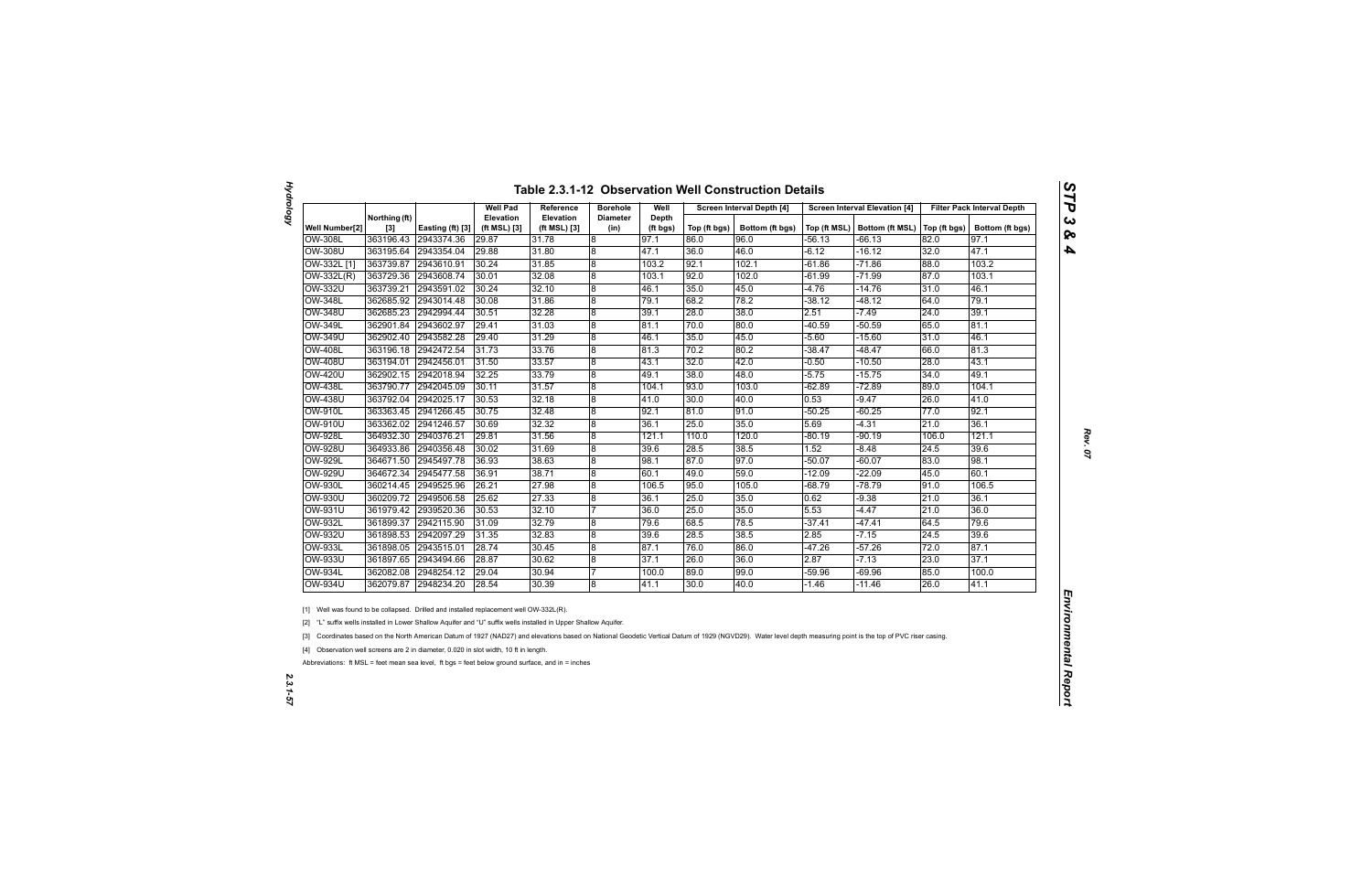## Table 2.3.1-12 Observation Well Construction Details

| Well Number[2] | Northing (ft) [3] | Easting (ft) [3] | Well Pad Elevation (ft MSL) [3] | Reference Elevation (ft MSL) [3] | Borehole Diameter (in) | Well Depth (ft bgs) | Screen Interval Depth [4] | | Screen Interval Elevation [4] | | Filter Pack Interval Depth | |
|---|---|---|---|---|---|---|---|---|---|---|---|---|
| | | | | | | | Top (ft bgs) | Bottom (ft bgs) | Top (ft MSL) | Bottom (ft MSL) | Top (ft bgs) | Bottom (ft bgs) |
| OW-308L | 363196.43 | 2943374.36 | 29.87 | 31.78 | 8 | 97.1 | 86.0 | 96.0 | -56.13 | -66.13 | 82.0 | 97.1 |
| OW-308U | 363195.64 | 2943354.04 | 29.88 | 31.80 | 8 | 47.1 | 36.0 | 46.0 | -6.12 | -16.12 | 32.0 | 47.1 |
| OW-332L [1] | 363739.87 | 2943610.91 | 30.24 | 31.85 | 8 | 103.2 | 92.1 | 102.1 | -61.86 | -71.86 | 88.0 | 103.2 |
| OW-332L(R) | 363729.36 | 2943608.74 | 30.01 | 32.08 | 8 | 103.1 | 92.0 | 102.0 | -61.99 | -71.99 | 87.0 | 103.1 |
| OW-332U | 363739.21 | 2943591.02 | 30.24 | 32.10 | 8 | 46.1 | 35.0 | 45.0 | -4.76 | -14.76 | 31.0 | 46.1 |
| OW-348L | 362685.92 | 2943014.48 | 30.08 | 31.86 | 8 | 79.1 | 68.2 | 78.2 | -38.12 | -48.12 | 64.0 | 79.1 |
| OW-348U | 362685.23 | 2942994.44 | 30.51 | 32.28 | 8 | 39.1 | 28.0 | 38.0 | 2.51 | -7.49 | 24.0 | 39.1 |
| OW-349L | 362901.84 | 2943602.97 | 29.41 | 31.03 | 8 | 81.1 | 70.0 | 80.0 | -40.59 | -50.59 | 65.0 | 81.1 |
| OW-349U | 362902.40 | 2943582.28 | 29.40 | 31.29 | 8 | 46.1 | 35.0 | 45.0 | -5.60 | -15.60 | 31.0 | 46.1 |
| OW-408L | 363196.18 | 2942472.54 | 31.73 | 33.76 | 8 | 81.3 | 70.2 | 80.2 | -38.47 | -48.47 | 66.0 | 81.3 |
| OW-408U | 363194.01 | 2942456.01 | 31.50 | 33.57 | 8 | 43.1 | 32.0 | 42.0 | -0.50 | -10.50 | 28.0 | 43.1 |
| OW-420U | 362902.15 | 2942018.94 | 32.25 | 33.79 | 8 | 49.1 | 38.0 | 48.0 | -5.75 | -15.75 | 34.0 | 49.1 |
| OW-438L | 363790.77 | 2942045.09 | 30.11 | 31.57 | 8 | 104.1 | 93.0 | 103.0 | -62.89 | -72.89 | 89.0 | 104.1 |
| OW-438U | 363792.04 | 2942025.17 | 30.53 | 32.18 | 8 | 41.0 | 30.0 | 40.0 | 0.53 | -9.47 | 26.0 | 41.0 |
| OW-910L | 363363.45 | 2941266.45 | 30.75 | 32.48 | 8 | 92.1 | 81.0 | 91.0 | -50.25 | -60.25 | 77.0 | 92.1 |
| OW-910U | 363362.02 | 2941246.57 | 30.69 | 32.32 | 8 | 36.1 | 25.0 | 35.0 | 5.69 | -4.31 | 21.0 | 36.1 |
| OW-928L | 364932.30 | 2940376.21 | 29.81 | 31.56 | 8 | 121.1 | 110.0 | 120.0 | -80.19 | -90.19 | 106.0 | 121.1 |
| OW-928U | 364933.86 | 2940356.48 | 30.02 | 31.69 | 8 | 39.6 | 28.5 | 38.5 | 1.52 | -8.48 | 24.5 | 39.6 |
| OW-929L | 364671.50 | 2945497.78 | 36.93 | 38.63 | 8 | 98.1 | 87.0 | 97.0 | -50.07 | -60.07 | 83.0 | 98.1 |
| OW-929U | 364672.34 | 2945477.58 | 36.91 | 38.71 | 8 | 60.1 | 49.0 | 59.0 | -12.09 | -22.09 | 45.0 | 60.1 |
| OW-930L | 360214.45 | 2949525.96 | 26.21 | 27.98 | 8 | 106.5 | 95.0 | 105.0 | -68.79 | -78.79 | 91.0 | 106.5 |
| OW-930U | 360209.72 | 2949506.58 | 25.62 | 27.33 | 8 | 36.1 | 25.0 | 35.0 | 0.62 | -9.38 | 21.0 | 36.1 |
| OW-931U | 361979.42 | 2939520.36 | 30.53 | 32.10 | 7 | 36.0 | 25.0 | 35.0 | 5.53 | -4.47 | 21.0 | 36.0 |
| OW-932L | 361899.37 | 2942115.90 | 31.09 | 32.79 | 8 | 79.6 | 68.5 | 78.5 | -37.41 | -47.41 | 64.5 | 79.6 |
| OW-932U | 361898.53 | 2942097.29 | 31.35 | 32.83 | 8 | 39.6 | 28.5 | 38.5 | 2.85 | -7.15 | 24.5 | 39.6 |
| OW-933L | 361898.05 | 2943515.01 | 28.74 | 30.45 | 8 | 87.1 | 76.0 | 86.0 | -47.26 | -57.26 | 72.0 | 87.1 |
| OW-933U | 361897.65 | 2943494.66 | 28.87 | 30.62 | 8 | 37.1 | 26.0 | 36.0 | 2.87 | -7.13 | 23.0 | 37.1 |
| OW-934L | 362082.08 | 2948254.12 | 29.04 | 30.94 | 7 | 100.0 | 89.0 | 99.0 | -59.96 | -69.96 | 85.0 | 100.0 |
| OW-934U | 362079.87 | 2948234.20 | 28.54 | 30.39 | 8 | 41.1 | 30.0 | 40.0 | -1.46 | -11.46 | 26.0 | 41.1 |

[1] Well was found to be collapsed. Drilled and installed replacement well OW-332L(R).

[2] "L" suffix wells installed in Lower Shallow Aquifer and "U" suffix wells installed in Upper Shallow Aquifer.

[3] Coordinates based on the North American Datum of 1927 (NAD27) and elevations based on National Geodetic Vertical Datum of 1929 (NGVD29). Water level depth measuring point is the top of PVC riser casing.

[4] Observation well screens are 2 in diameter, 0.020 in slot width, 10 ft in length.

Abbreviations: ft MSL = feet mean sea level, ft bgs = feet below ground surface, and in = inches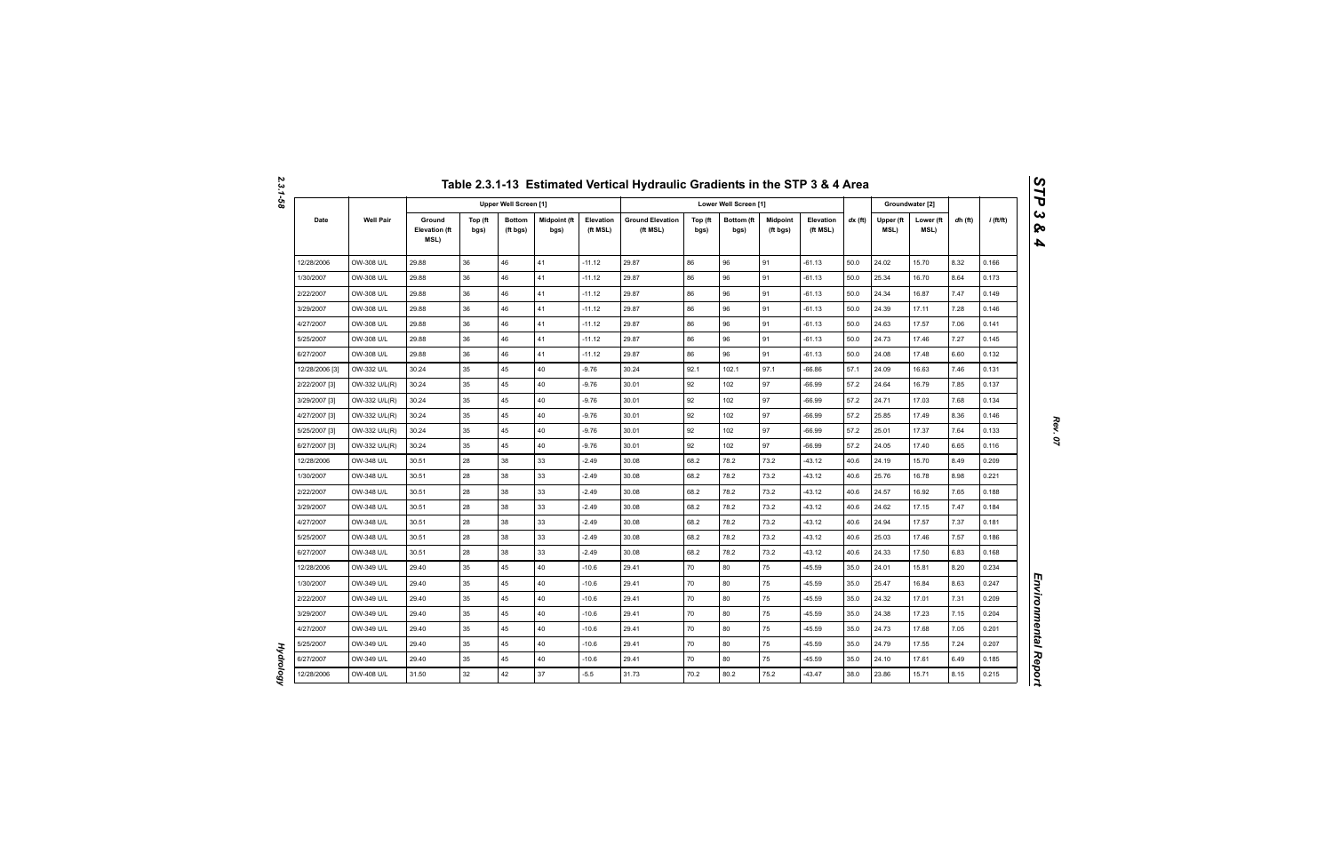# Table 2.3.1-13 Estimated Vertical Hydraulic Gradients in the STP 3 & 4 Area

| Date | Well Pair | Upper Well Screen [1] | | | | | Lower Well Screen [1] | | | | | dx (ft) | Groundwater [2] | | dh (ft) | i (ft/ft) |
|---|---|---|---|---|---|---|---|---|---|---|---|---|---|---|---|---|
| | | Ground Elevation (ft MSL) | Top (ft bgs) | Bottom (ft bgs) | Midpoint (ft bgs) | Elevation (ft MSL) | Ground Elevation (ft MSL) | Top (ft bgs) | Bottom (ft bgs) | Midpoint (ft bgs) | Elevation (ft MSL) | | Upper (ft MSL) | Lower (ft MSL) | | |
| 12/28/2006 | OW-308 U/L | 29.88 | 36 | 46 | 41 | -11.12 | 29.87 | 86 | 96 | 91 | -61.13 | 50.0 | 24.02 | 15.70 | 8.32 | 0.166 |
| 1/30/2007 | OW-308 U/L | 29.88 | 36 | 46 | 41 | -11.12 | 29.87 | 86 | 96 | 91 | -61.13 | 50.0 | 25.34 | 16.70 | 8.64 | 0.173 |
| 2/22/2007 | OW-308 U/L | 29.88 | 36 | 46 | 41 | -11.12 | 29.87 | 86 | 96 | 91 | -61.13 | 50.0 | 24.34 | 16.87 | 7.47 | 0.149 |
| 3/29/2007 | OW-308 U/L | 29.88 | 36 | 46 | 41 | -11.12 | 29.87 | 86 | 96 | 91 | -61.13 | 50.0 | 24.39 | 17.11 | 7.28 | 0.146 |
| 4/27/2007 | OW-308 U/L | 29.88 | 36 | 46 | 41 | -11.12 | 29.87 | 86 | 96 | 91 | -61.13 | 50.0 | 24.63 | 17.57 | 7.06 | 0.141 |
| 5/25/2007 | OW-308 U/L | 29.88 | 36 | 46 | 41 | -11.12 | 29.87 | 86 | 96 | 91 | -61.13 | 50.0 | 24.73 | 17.46 | 7.27 | 0.145 |
| 6/27/2007 | OW-308 U/L | 29.88 | 36 | 46 | 41 | -11.12 | 29.87 | 86 | 96 | 91 | -61.13 | 50.0 | 24.08 | 17.48 | 6.60 | 0.132 |
| 12/28/2006 [3] | OW-332 U/L | 30.24 | 35 | 45 | 40 | -9.76 | 30.24 | 92.1 | 102.1 | 97.1 | -66.86 | 57.1 | 24.09 | 16.63 | 7.46 | 0.131 |
| 2/22/2007 [3] | OW-332 U/L(R) | 30.24 | 35 | 45 | 40 | -9.76 | 30.01 | 92 | 102 | 97 | -66.99 | 57.2 | 24.64 | 16.79 | 7.85 | 0.137 |
| 3/29/2007 [3] | OW-332 U/L(R) | 30.24 | 35 | 45 | 40 | -9.76 | 30.01 | 92 | 102 | 97 | -66.99 | 57.2 | 24.71 | 17.03 | 7.68 | 0.134 |
| 4/27/2007 [3] | OW-332 U/L(R) | 30.24 | 35 | 45 | 40 | -9.76 | 30.01 | 92 | 102 | 97 | -66.99 | 57.2 | 25.85 | 17.49 | 8.36 | 0.146 |
| 5/25/2007 [3] | OW-332 U/L(R) | 30.24 | 35 | 45 | 40 | -9.76 | 30.01 | 92 | 102 | 97 | -66.99 | 57.2 | 25.01 | 17.37 | 7.64 | 0.133 |
| 6/27/2007 [3] | OW-332 U/L(R) | 30.24 | 35 | 45 | 40 | -9.76 | 30.01 | 92 | 102 | 97 | -66.99 | 57.2 | 24.05 | 17.40 | 6.65 | 0.116 |
| 12/28/2006 | OW-348 U/L | 30.51 | 28 | 38 | 33 | -2.49 | 30.08 | 68.2 | 78.2 | 73.2 | -43.12 | 40.6 | 24.19 | 15.70 | 8.49 | 0.209 |
| 1/30/2007 | OW-348 U/L | 30.51 | 28 | 38 | 33 | -2.49 | 30.08 | 68.2 | 78.2 | 73.2 | -43.12 | 40.6 | 25.76 | 16.78 | 8.98 | 0.221 |
| 2/22/2007 | OW-348 U/L | 30.51 | 28 | 38 | 33 | -2.49 | 30.08 | 68.2 | 78.2 | 73.2 | -43.12 | 40.6 | 24.57 | 16.92 | 7.65 | 0.188 |
| 3/29/2007 | OW-348 U/L | 30.51 | 28 | 38 | 33 | -2.49 | 30.08 | 68.2 | 78.2 | 73.2 | -43.12 | 40.6 | 24.62 | 17.15 | 7.47 | 0.184 |
| 4/27/2007 | OW-348 U/L | 30.51 | 28 | 38 | 33 | -2.49 | 30.08 | 68.2 | 78.2 | 73.2 | -43.12 | 40.6 | 24.94 | 17.57 | 7.37 | 0.181 |
| 5/25/2007 | OW-348 U/L | 30.51 | 28 | 38 | 33 | -2.49 | 30.08 | 68.2 | 78.2 | 73.2 | -43.12 | 40.6 | 25.03 | 17.46 | 7.57 | 0.186 |
| 6/27/2007 | OW-348 U/L | 30.51 | 28 | 38 | 33 | -2.49 | 30.08 | 68.2 | 78.2 | 73.2 | -43.12 | 40.6 | 24.33 | 17.50 | 6.83 | 0.168 |
| 12/28/2006 | OW-349 U/L | 29.40 | 35 | 45 | 40 | -10.6 | 29.41 | 70 | 80 | 75 | -45.59 | 35.0 | 24.01 | 15.81 | 8.20 | 0.234 |
| 1/30/2007 | OW-349 U/L | 29.40 | 35 | 45 | 40 | -10.6 | 29.41 | 70 | 80 | 75 | -45.59 | 35.0 | 25.47 | 16.84 | 8.63 | 0.247 |
| 2/22/2007 | OW-349 U/L | 29.40 | 35 | 45 | 40 | -10.6 | 29.41 | 70 | 80 | 75 | -45.59 | 35.0 | 24.32 | 17.01 | 7.31 | 0.209 |
| 3/29/2007 | OW-349 U/L | 29.40 | 35 | 45 | 40 | -10.6 | 29.41 | 70 | 80 | 75 | -45.59 | 35.0 | 24.38 | 17.23 | 7.15 | 0.204 |
| 4/27/2007 | OW-349 U/L | 29.40 | 35 | 45 | 40 | -10.6 | 29.41 | 70 | 80 | 75 | -45.59 | 35.0 | 24.73 | 17.68 | 7.05 | 0.201 |
| 5/25/2007 | OW-349 U/L | 29.40 | 35 | 45 | 40 | -10.6 | 29.41 | 70 | 80 | 75 | -45.59 | 35.0 | 24.79 | 17.55 | 7.24 | 0.207 |
| 6/27/2007 | OW-349 U/L | 29.40 | 35 | 45 | 40 | -10.6 | 29.41 | 70 | 80 | 75 | -45.59 | 35.0 | 24.10 | 17.61 | 6.49 | 0.185 |
| 12/28/2006 | OW-408 U/L | 31.50 | 32 | 42 | 37 | -5.5 | 31.73 | 70.2 | 80.2 | 75.2 | -43.47 | 38.0 | 23.86 | 15.71 | 8.15 | 0.215 |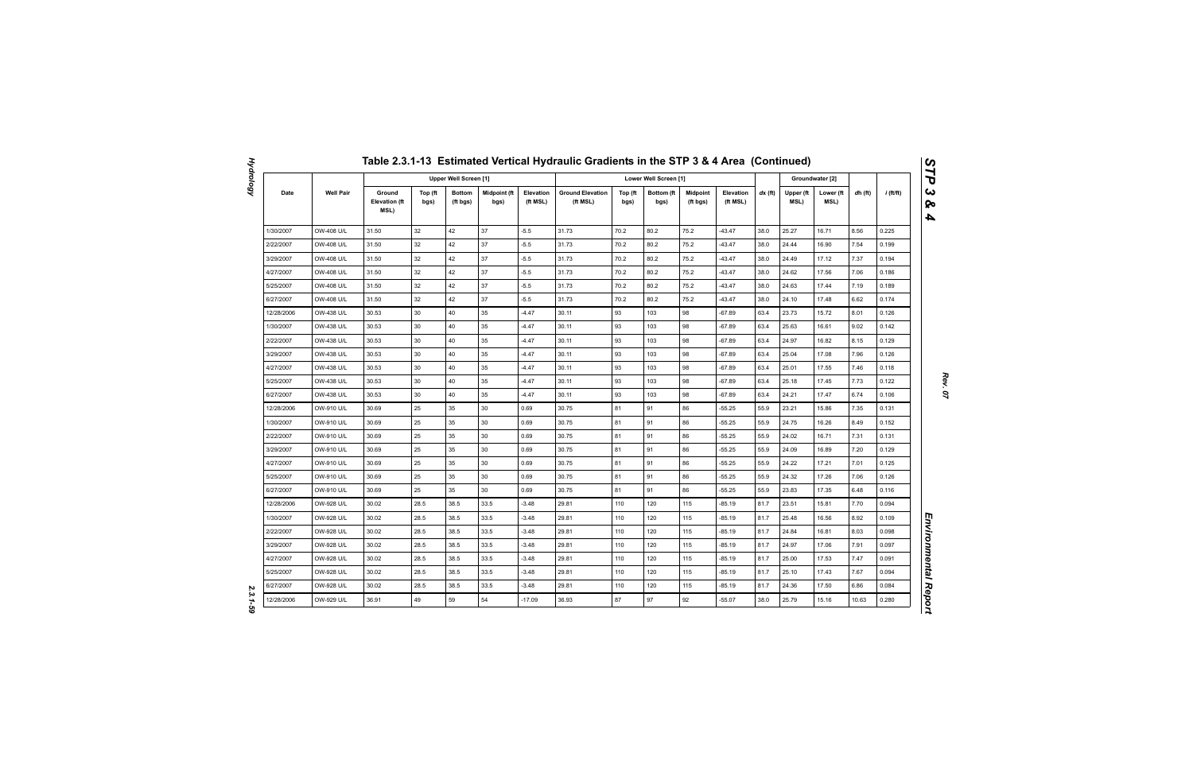## Table 2.3.1-13 Estimated Vertical Hydraulic Gradients in the STP 3 & 4 Area (Continued)

| Date | Well Pair | Upper Well Screen [1] | | | | | Lower Well Screen [1] | | | | | dx (ft) | Groundwater [2] | | dh (ft) | i (ft/ft) |
|---|---|---|---|---|---|---|---|---|---|---|---|---|---|---|---|---|
| | | Ground Elevation (ft MSL) | Top (ft bgs) | Bottom (ft bgs) | Midpoint (ft bgs) | Elevation (ft MSL) | Ground Elevation (ft MSL) | Top (ft bgs) | Bottom (ft bgs) | Midpoint (ft bgs) | Elevation (ft MSL) | | Upper (ft MSL) | Lower (ft MSL) | | |
| 1/30/2007 | OW-408 U/L | 31.50 | 32 | 42 | 37 | -5.5 | 31.73 | 70.2 | 80.2 | 75.2 | -43.47 | 38.0 | 25.27 | 16.71 | 8.56 | 0.225 |
| 2/22/2007 | OW-408 U/L | 31.50 | 32 | 42 | 37 | -5.5 | 31.73 | 70.2 | 80.2 | 75.2 | -43.47 | 38.0 | 24.44 | 16.90 | 7.54 | 0.199 |
| 3/29/2007 | OW-408 U/L | 31.50 | 32 | 42 | 37 | -5.5 | 31.73 | 70.2 | 80.2 | 75.2 | -43.47 | 38.0 | 24.49 | 17.12 | 7.37 | 0.194 |
| 4/27/2007 | OW-408 U/L | 31.50 | 32 | 42 | 37 | -5.5 | 31.73 | 70.2 | 80.2 | 75.2 | -43.47 | 38.0 | 24.62 | 17.56 | 7.06 | 0.186 |
| 5/25/2007 | OW-408 U/L | 31.50 | 32 | 42 | 37 | -5.5 | 31.73 | 70.2 | 80.2 | 75.2 | -43.47 | 38.0 | 24.63 | 17.44 | 7.19 | 0.189 |
| 6/27/2007 | OW-408 U/L | 31.50 | 32 | 42 | 37 | -5.5 | 31.73 | 70.2 | 80.2 | 75.2 | -43.47 | 38.0 | 24.10 | 17.48 | 6.62 | 0.174 |
| 12/28/2006 | OW-438 U/L | 30.53 | 30 | 40 | 35 | -4.47 | 30.11 | 93 | 103 | 98 | -67.89 | 63.4 | 23.73 | 15.72 | 8.01 | 0.126 |
| 1/30/2007 | OW-438 U/L | 30.53 | 30 | 40 | 35 | -4.47 | 30.11 | 93 | 103 | 98 | -67.89 | 63.4 | 25.63 | 16.61 | 9.02 | 0.142 |
| 2/22/2007 | OW-438 U/L | 30.53 | 30 | 40 | 35 | -4.47 | 30.11 | 93 | 103 | 98 | -67.89 | 63.4 | 24.97 | 16.82 | 8.15 | 0.129 |
| 3/29/2007 | OW-438 U/L | 30.53 | 30 | 40 | 35 | -4.47 | 30.11 | 93 | 103 | 98 | -67.89 | 63.4 | 25.04 | 17.08 | 7.96 | 0.126 |
| 4/27/2007 | OW-438 U/L | 30.53 | 30 | 40 | 35 | -4.47 | 30.11 | 93 | 103 | 98 | -67.89 | 63.4 | 25.01 | 17.55 | 7.46 | 0.118 |
| 5/25/2007 | OW-438 U/L | 30.53 | 30 | 40 | 35 | -4.47 | 30.11 | 93 | 103 | 98 | -67.89 | 63.4 | 25.18 | 17.45 | 7.73 | 0.122 |
| 6/27/2007 | OW-438 U/L | 30.53 | 30 | 40 | 35 | -4.47 | 30.11 | 93 | 103 | 98 | -67.89 | 63.4 | 24.21 | 17.47 | 6.74 | 0.106 |
| 12/28/2006 | OW-910 U/L | 30.69 | 25 | 35 | 30 | 0.69 | 30.75 | 81 | 91 | 86 | -55.25 | 55.9 | 23.21 | 15.86 | 7.35 | 0.131 |
| 1/30/2007 | OW-910 U/L | 30.69 | 25 | 35 | 30 | 0.69 | 30.75 | 81 | 91 | 86 | -55.25 | 55.9 | 24.75 | 16.26 | 8.49 | 0.152 |
| 2/22/2007 | OW-910 U/L | 30.69 | 25 | 35 | 30 | 0.69 | 30.75 | 81 | 91 | 86 | -55.25 | 55.9 | 24.02 | 16.71 | 7.31 | 0.131 |
| 3/29/2007 | OW-910 U/L | 30.69 | 25 | 35 | 30 | 0.69 | 30.75 | 81 | 91 | 86 | -55.25 | 55.9 | 24.09 | 16.89 | 7.20 | 0.129 |
| 4/27/2007 | OW-910 U/L | 30.69 | 25 | 35 | 30 | 0.69 | 30.75 | 81 | 91 | 86 | -55.25 | 55.9 | 24.22 | 17.21 | 7.01 | 0.125 |
| 5/25/2007 | OW-910 U/L | 30.69 | 25 | 35 | 30 | 0.69 | 30.75 | 81 | 91 | 86 | -55.25 | 55.9 | 24.32 | 17.26 | 7.06 | 0.126 |
| 6/27/2007 | OW-910 U/L | 30.69 | 25 | 35 | 30 | 0.69 | 30.75 | 81 | 91 | 86 | -55.25 | 55.9 | 23.83 | 17.35 | 6.48 | 0.116 |
| 12/28/2006 | OW-928 U/L | 30.02 | 28.5 | 38.5 | 33.5 | -3.48 | 29.81 | 110 | 120 | 115 | -85.19 | 81.7 | 23.51 | 15.81 | 7.70 | 0.094 |
| 1/30/2007 | OW-928 U/L | 30.02 | 28.5 | 38.5 | 33.5 | -3.48 | 29.81 | 110 | 120 | 115 | -85.19 | 81.7 | 25.48 | 16.56 | 8.92 | 0.109 |
| 2/22/2007 | OW-928 U/L | 30.02 | 28.5 | 38.5 | 33.5 | -3.48 | 29.81 | 110 | 120 | 115 | -85.19 | 81.7 | 24.84 | 16.81 | 8.03 | 0.098 |
| 3/29/2007 | OW-928 U/L | 30.02 | 28.5 | 38.5 | 33.5 | -3.48 | 29.81 | 110 | 120 | 115 | -85.19 | 81.7 | 24.97 | 17.06 | 7.91 | 0.097 |
| 4/27/2007 | OW-928 U/L | 30.02 | 28.5 | 38.5 | 33.5 | -3.48 | 29.81 | 110 | 120 | 115 | -85.19 | 81.7 | 25.00 | 17.53 | 7.47 | 0.091 |
| 5/25/2007 | OW-928 U/L | 30.02 | 28.5 | 38.5 | 33.5 | -3.48 | 29.81 | 110 | 120 | 115 | -85.19 | 81.7 | 25.10 | 17.43 | 7.67 | 0.094 |
| 6/27/2007 | OW-928 U/L | 30.02 | 28.5 | 38.5 | 33.5 | -3.48 | 29.81 | 110 | 120 | 115 | -85.19 | 81.7 | 24.36 | 17.50 | 6.86 | 0.084 |
| 12/28/2006 | OW-929 U/L | 36.91 | 49 | 59 | 54 | -17.09 | 36.93 | 87 | 97 | 92 | -55.07 | 38.0 | 25.79 | 15.16 | 10.63 | 0.280 |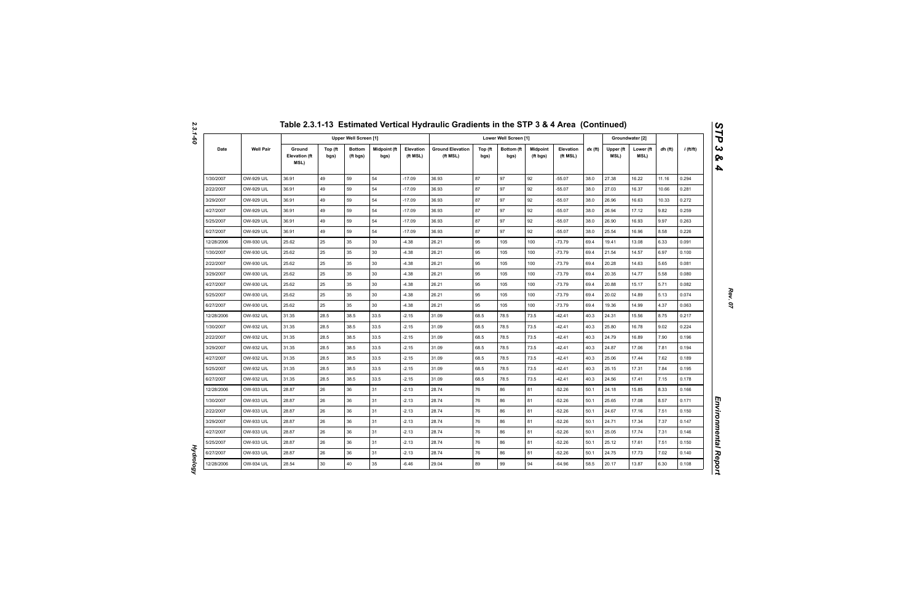## Table 2.3.1-13 Estimated Vertical Hydraulic Gradients in the STP 3 & 4 Area (Continued)

| Date | Well Pair | Upper Well Screen [1] | | | | | Lower Well Screen [1] | | | | | dx (ft) | Groundwater [2] | | dh (ft) | i (ft/ft) |
|---|---|---|---|---|---|---|---|---|---|---|---|---|---|---|---|---|
| | | Ground Elevation (ft MSL) | Top (ft bgs) | Bottom (ft bgs) | Midpoint (ft bgs) | Elevation (ft MSL) | Ground Elevation (ft MSL) | Top (ft bgs) | Bottom (ft bgs) | Midpoint (ft bgs) | Elevation (ft MSL) | | Upper (ft MSL) | Lower (ft MSL) | | |
| 1/30/2007 | OW-929 U/L | 36.91 | 49 | 59 | 54 | -17.09 | 36.93 | 87 | 97 | 92 | -55.07 | 38.0 | 27.38 | 16.22 | 11.16 | 0.294 |
| 2/22/2007 | OW-929 U/L | 36.91 | 49 | 59 | 54 | -17.09 | 36.93 | 87 | 97 | 92 | -55.07 | 38.0 | 27.03 | 16.37 | 10.66 | 0.281 |
| 3/29/2007 | OW-929 U/L | 36.91 | 49 | 59 | 54 | -17.09 | 36.93 | 87 | 97 | 92 | -55.07 | 38.0 | 26.96 | 16.63 | 10.33 | 0.272 |
| 4/27/2007 | OW-929 U/L | 36.91 | 49 | 59 | 54 | -17.09 | 36.93 | 87 | 97 | 92 | -55.07 | 38.0 | 26.94 | 17.12 | 9.82 | 0.259 |
| 5/25/2007 | OW-929 U/L | 36.91 | 49 | 59 | 54 | -17.09 | 36.93 | 87 | 97 | 92 | -55.07 | 38.0 | 26.90 | 16.93 | 9.97 | 0.263 |
| 6/27/2007 | OW-929 U/L | 36.91 | 49 | 59 | 54 | -17.09 | 36.93 | 87 | 97 | 92 | -55.07 | 38.0 | 25.54 | 16.96 | 8.58 | 0.226 |
| 12/28/2006 | OW-930 U/L | 25.62 | 25 | 35 | 30 | -4.38 | 26.21 | 95 | 105 | 100 | -73.79 | 69.4 | 19.41 | 13.08 | 6.33 | 0.091 |
| 1/30/2007 | OW-930 U/L | 25.62 | 25 | 35 | 30 | -4.38 | 26.21 | 95 | 105 | 100 | -73.79 | 69.4 | 21.54 | 14.57 | 6.97 | 0.100 |
| 2/22/2007 | OW-930 U/L | 25.62 | 25 | 35 | 30 | -4.38 | 26.21 | 95 | 105 | 100 | -73.79 | 69.4 | 20.28 | 14.63 | 5.65 | 0.081 |
| 3/29/2007 | OW-930 U/L | 25.62 | 25 | 35 | 30 | -4.38 | 26.21 | 95 | 105 | 100 | -73.79 | 69.4 | 20.35 | 14.77 | 5.58 | 0.080 |
| 4/27/2007 | OW-930 U/L | 25.62 | 25 | 35 | 30 | -4.38 | 26.21 | 95 | 105 | 100 | -73.79 | 69.4 | 20.88 | 15.17 | 5.71 | 0.082 |
| 5/25/2007 | OW-930 U/L | 25.62 | 25 | 35 | 30 | -4.38 | 26.21 | 95 | 105 | 100 | -73.79 | 69.4 | 20.02 | 14.89 | 5.13 | 0.074 |
| 6/27/2007 | OW-930 U/L | 25.62 | 25 | 35 | 30 | -4.38 | 26.21 | 95 | 105 | 100 | -73.79 | 69.4 | 19.36 | 14.99 | 4.37 | 0.063 |
| 12/28/2006 | OW-932 U/L | 31.35 | 28.5 | 38.5 | 33.5 | -2.15 | 31.09 | 68.5 | 78.5 | 73.5 | -42.41 | 40.3 | 24.31 | 15.56 | 8.75 | 0.217 |
| 1/30/2007 | OW-932 U/L | 31.35 | 28.5 | 38.5 | 33.5 | -2.15 | 31.09 | 68.5 | 78.5 | 73.5 | -42.41 | 40.3 | 25.80 | 16.78 | 9.02 | 0.224 |
| 2/22/2007 | OW-932 U/L | 31.35 | 28.5 | 38.5 | 33.5 | -2.15 | 31.09 | 68.5 | 78.5 | 73.5 | -42.41 | 40.3 | 24.79 | 16.89 | 7.90 | 0.196 |
| 3/29/2007 | OW-932 U/L | 31.35 | 28.5 | 38.5 | 33.5 | -2.15 | 31.09 | 68.5 | 78.5 | 73.5 | -42.41 | 40.3 | 24.87 | 17.06 | 7.81 | 0.194 |
| 4/27/2007 | OW-932 U/L | 31.35 | 28.5 | 38.5 | 33.5 | -2.15 | 31.09 | 68.5 | 78.5 | 73.5 | -42.41 | 40.3 | 25.06 | 17.44 | 7.62 | 0.189 |
| 5/25/2007 | OW-932 U/L | 31.35 | 28.5 | 38.5 | 33.5 | -2.15 | 31.09 | 68.5 | 78.5 | 73.5 | -42.41 | 40.3 | 25.15 | 17.31 | 7.84 | 0.195 |
| 6/27/2007 | OW-932 U/L | 31.35 | 28.5 | 38.5 | 33.5 | -2.15 | 31.09 | 68.5 | 78.5 | 73.5 | -42.41 | 40.3 | 24.56 | 17.41 | 7.15 | 0.178 |
| 12/28/2006 | OW-933 U/L | 28.87 | 26 | 36 | 31 | -2.13 | 28.74 | 76 | 86 | 81 | -52.26 | 50.1 | 24.18 | 15.85 | 8.33 | 0.166 |
| 1/30/2007 | OW-933 U/L | 28.87 | 26 | 36 | 31 | -2.13 | 28.74 | 76 | 86 | 81 | -52.26 | 50.1 | 25.65 | 17.08 | 8.57 | 0.171 |
| 2/22/2007 | OW-933 U/L | 28.87 | 26 | 36 | 31 | -2.13 | 28.74 | 76 | 86 | 81 | -52.26 | 50.1 | 24.67 | 17.16 | 7.51 | 0.150 |
| 3/29/2007 | OW-933 U/L | 28.87 | 26 | 36 | 31 | -2.13 | 28.74 | 76 | 86 | 81 | -52.26 | 50.1 | 24.71 | 17.34 | 7.37 | 0.147 |
| 4/27/2007 | OW-933 U/L | 28.87 | 26 | 36 | 31 | -2.13 | 28.74 | 76 | 86 | 81 | -52.26 | 50.1 | 25.05 | 17.74 | 7.31 | 0.146 |
| 5/25/2007 | OW-933 U/L | 28.87 | 26 | 36 | 31 | -2.13 | 28.74 | 76 | 86 | 81 | -52.26 | 50.1 | 25.12 | 17.61 | 7.51 | 0.150 |
| 6/27/2007 | OW-933 U/L | 28.87 | 26 | 36 | 31 | -2.13 | 28.74 | 76 | 86 | 81 | -52.26 | 50.1 | 24.75 | 17.73 | 7.02 | 0.140 |
| 12/28/2006 | OW-934 U/L | 28.54 | 30 | 40 | 35 | -6.46 | 29.04 | 89 | 99 | 94 | -64.96 | 58.5 | 20.17 | 13.87 | 6.30 | 0.108 |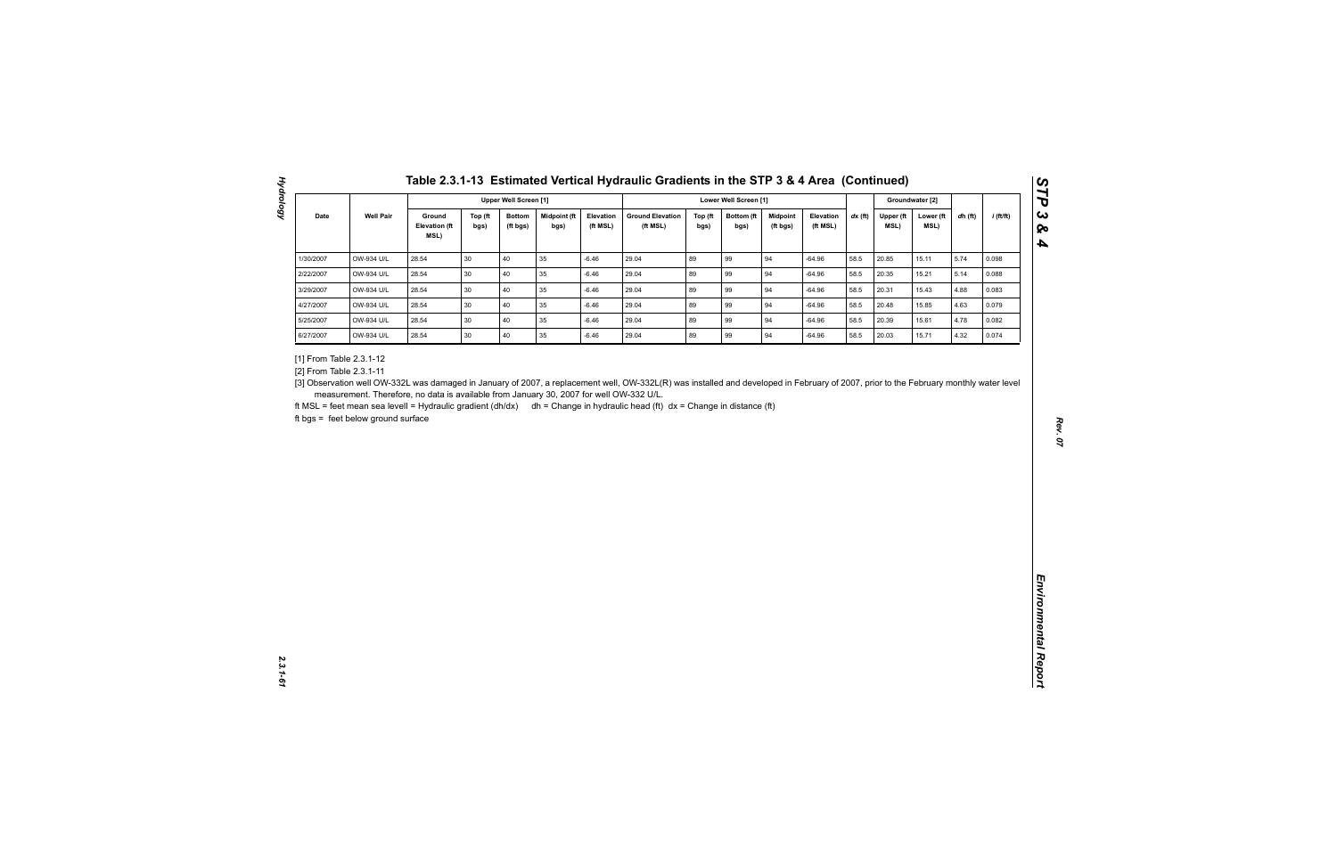## Table 2.3.1-13 Estimated Vertical Hydraulic Gradients in the STP 3 & 4 Area (Continued)

| Date | Well Pair | Upper Well Screen [1] | | | | | Lower Well Screen [1] | | | | | dx (ft) | Groundwater [2] | | dh (ft) | i (ft/ft) |
|---|---|---|---|---|---|---|---|---|---|---|---|---|---|---|---|---|
| | | Ground Elevation (ft MSL) | Top (ft bgs) | Bottom (ft bgs) | Midpoint (ft bgs) | Elevation (ft MSL) | Ground Elevation (ft MSL) | Top (ft bgs) | Bottom (ft bgs) | Midpoint (ft bgs) | Elevation (ft MSL) | | Upper (ft MSL) | Lower (ft MSL) | | |
| 1/30/2007 | OW-934 U/L | 28.54 | 30 | 40 | 35 | -6.46 | 29.04 | 89 | 99 | 94 | -64.96 | 58.5 | 20.85 | 15.11 | 5.74 | 0.098 |
| 2/22/2007 | OW-934 U/L | 28.54 | 30 | 40 | 35 | -6.46 | 29.04 | 89 | 99 | 94 | -64.96 | 58.5 | 20.35 | 15.21 | 5.14 | 0.088 |
| 3/29/2007 | OW-934 U/L | 28.54 | 30 | 40 | 35 | -6.46 | 29.04 | 89 | 99 | 94 | -64.96 | 58.5 | 20.31 | 15.43 | 4.88 | 0.083 |
| 4/27/2007 | OW-934 U/L | 28.54 | 30 | 40 | 35 | -6.46 | 29.04 | 89 | 99 | 94 | -64.96 | 58.5 | 20.48 | 15.85 | 4.63 | 0.079 |
| 5/25/2007 | OW-934 U/L | 28.54 | 30 | 40 | 35 | -6.46 | 29.04 | 89 | 99 | 94 | -64.96 | 58.5 | 20.39 | 15.61 | 4.78 | 0.082 |
| 6/27/2007 | OW-934 U/L | 28.54 | 30 | 40 | 35 | -6.46 | 29.04 | 89 | 99 | 94 | -64.96 | 58.5 | 20.03 | 15.71 | 4.32 | 0.074 |

[1] From Table 2.3.1-12

[2] From Table 2.3.1-11

[3] Observation well OW-332L was damaged in January of 2007, a replacement well, OW-332L(R) was installed and developed in February of 2007, prior to the February monthly water level measurement. Therefore, no data is available from January 30, 2007 for well OW-332 U/L.

ft MSL = feet mean sea levell = Hydraulic gradient (dh/dx) dh = Change in hydraulic head (ft) dx = Change in distance (ft)

ft bgs = feet below ground surface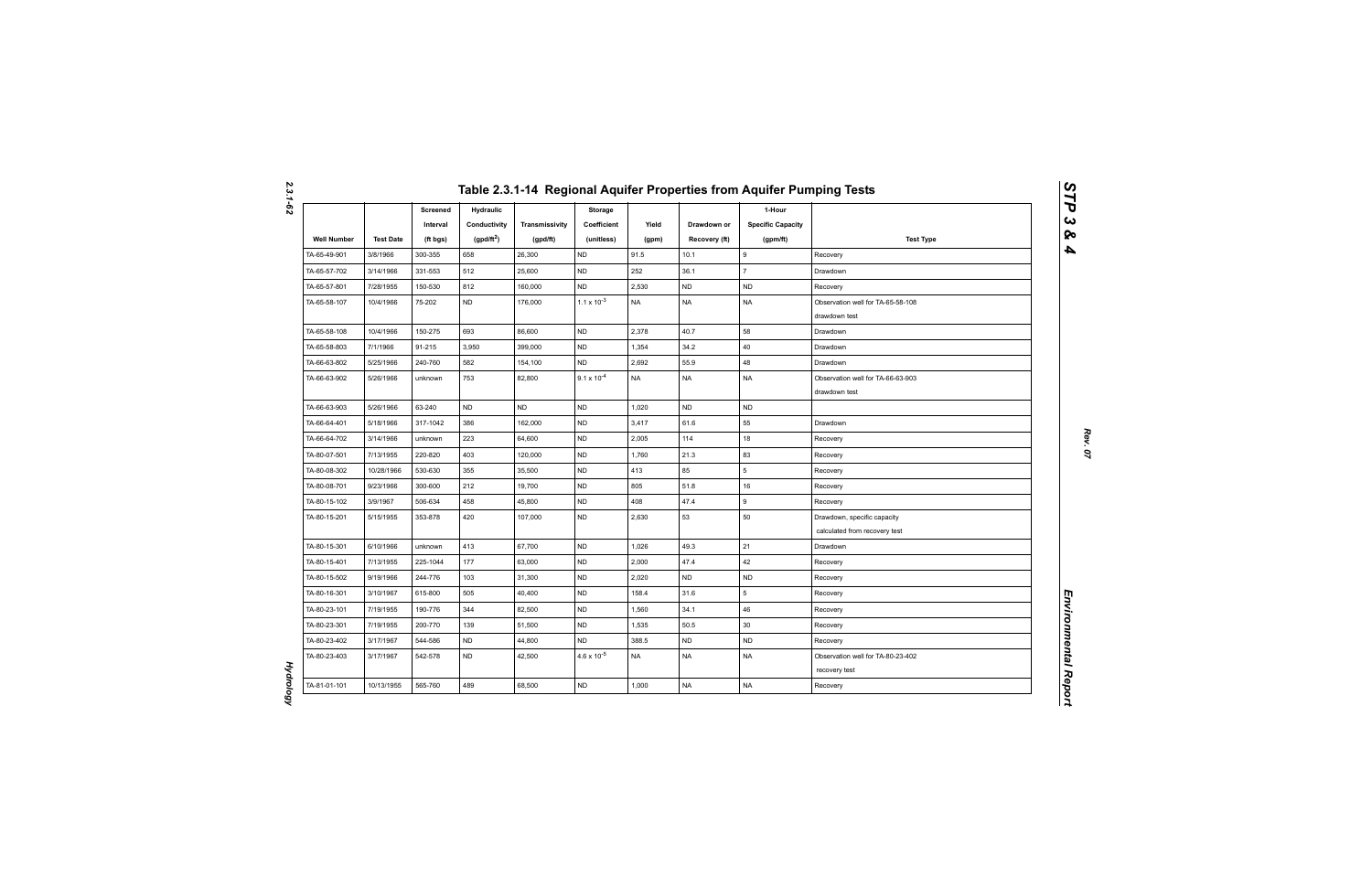# Table 2.3.1-14 Regional Aquifer Properties from Aquifer Pumping Tests

| Well Number | Test Date | Screened Interval (ft bgs) | Hydraulic Conductivity (gpd/ft$^2$) | Transmissivity (gpd/ft) | Storage Coefficient (unitless) | Yield (gpm) | Drawdown or Recovery (ft) | 1-Hour Specific Capacity (gpm/ft) | Test Type |
|---|---|---|---|---|---|---|---|---|---|
| TA-65-49-901 | 3/8/1966 | 300-355 | 658 | 26,300 | ND | 91.5 | 10.1 | 9 | Recovery |
| TA-65-57-702 | 3/14/1966 | 331-553 | 512 | 25,600 | ND | 252 | 36.1 | 7 | Drawdown |
| TA-65-57-801 | 7/28/1955 | 150-530 | 812 | 160,000 | ND | 2,530 | ND | ND | Recovery |
| TA-65-58-107 | 10/4/1966 | 75-202 | ND | 176,000 | $1.1 \times 10^{-3}$ | NA | NA | NA | Observation well for TA-65-58-108 drawdown test |
| TA-65-58-108 | 10/4/1966 | 150-275 | 693 | 86,600 | ND | 2,378 | 40.7 | 58 | Drawdown |
| TA-65-58-803 | 7/1/1966 | 91-215 | 3,950 | 399,000 | ND | 1,354 | 34.2 | 40 | Drawdown |
| TA-66-63-802 | 5/25/1966 | 240-760 | 582 | 154,100 | ND | 2,692 | 55.9 | 48 | Drawdown |
| TA-66-63-902 | 5/26/1966 | unknown | 753 | 82,800 | $9.1 \times 10^{-4}$ | NA | NA | NA | Observation well for TA-66-63-903 drawdown test |
| TA-66-63-903 | 5/26/1966 | 63-240 | ND | ND | ND | 1,020 | ND | ND | |
| TA-66-64-401 | 5/18/1966 | 317-1042 | 386 | 162,000 | ND | 3,417 | 61.6 | 55 | Drawdown |
| TA-66-64-702 | 3/14/1966 | unknown | 223 | 64,600 | ND | 2,005 | 114 | 18 | Recovery |
| TA-80-07-501 | 7/13/1955 | 220-820 | 403 | 120,000 | ND | 1,760 | 21.3 | 83 | Recovery |
| TA-80-08-302 | 10/28/1966 | 530-630 | 355 | 35,500 | ND | 413 | 85 | 5 | Recovery |
| TA-80-08-701 | 9/23/1966 | 300-600 | 212 | 19,700 | ND | 805 | 51.8 | 16 | Recovery |
| TA-80-15-102 | 3/9/1967 | 506-634 | 458 | 45,800 | ND | 408 | 47.4 | 9 | Recovery |
| TA-80-15-201 | 5/15/1955 | 353-878 | 420 | 107,000 | ND | 2,630 | 53 | 50 | Drawdown, specific capacity calculated from recovery test |
| TA-80-15-301 | 6/10/1966 | unknown | 413 | 67,700 | ND | 1,026 | 49.3 | 21 | Drawdown |
| TA-80-15-401 | 7/13/1955 | 225-1044 | 177 | 63,000 | ND | 2,000 | 47.4 | 42 | Recovery |
| TA-80-15-502 | 9/19/1966 | 244-776 | 103 | 31,300 | ND | 2,020 | ND | ND | Recovery |
| TA-80-16-301 | 3/10/1967 | 615-800 | 505 | 40,400 | ND | 158.4 | 31.6 | 5 | Recovery |
| TA-80-23-101 | 7/19/1955 | 190-776 | 344 | 82,500 | ND | 1,560 | 34.1 | 46 | Recovery |
| TA-80-23-301 | 7/19/1955 | 200-770 | 139 | 51,500 | ND | 1,535 | 50.5 | 30 | Recovery |
| TA-80-23-402 | 3/17/1967 | 544-586 | ND | 44,800 | ND | 388.5 | ND | ND | Recovery |
| TA-80-23-403 | 3/17/1967 | 542-578 | ND | 42,500 | $4.6 \times 10^{-5}$ | NA | NA | NA | Observation well for TA-80-23-402 recovery test |
| TA-81-01-101 | 10/13/1955 | 565-760 | 489 | 68,500 | ND | 1,000 | NA | NA | Recovery |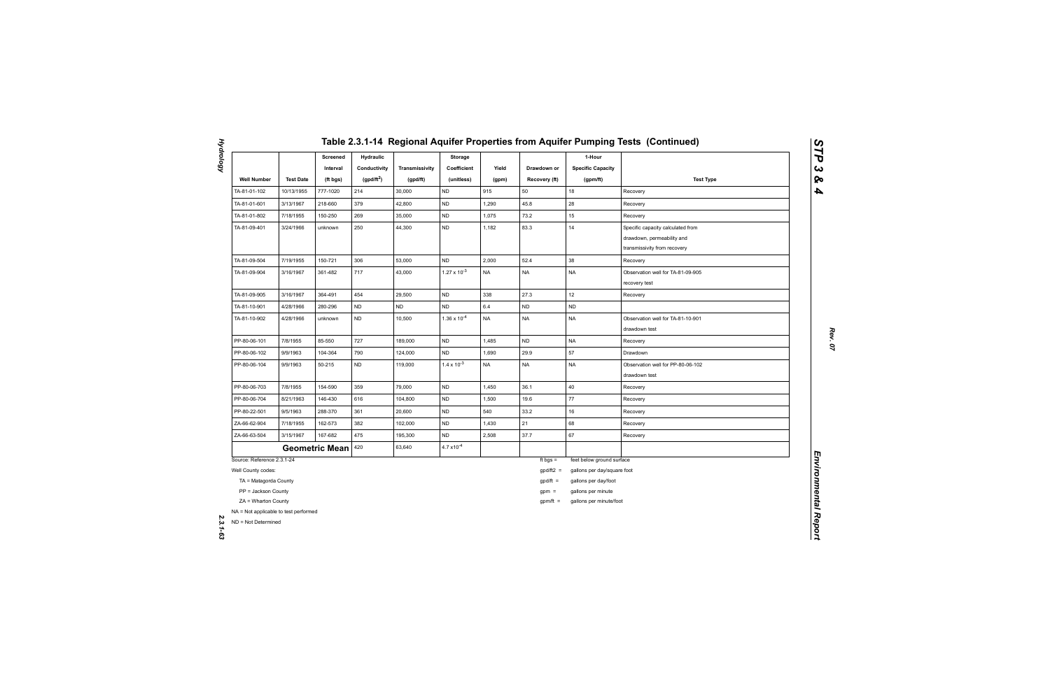## Table 2.3.1-14 Regional Aquifer Properties from Aquifer Pumping Tests (Continued)

| Well Number | Test Date | Screened Interval (ft bgs) | Hydraulic Conductivity (gpd/ft$^2$) | Transmissivity (gpd/ft) | Storage Coefficient (unitless) | Yield (gpm) | Drawdown or Recovery (ft) | 1-Hour Specific Capacity (gpm/ft) | Test Type |
|---|---|---|---|---|---|---|---|---|---|
| TA-81-01-102 | 10/13/1955 | 777-1020 | 214 | 30,000 | ND | 915 | 50 | 18 | Recovery |
| TA-81-01-601 | 3/13/1967 | 218-660 | 379 | 42,800 | ND | 1,290 | 45.8 | 28 | Recovery |
| TA-81-01-802 | 7/18/1955 | 150-250 | 269 | 35,000 | ND | 1,075 | 73.2 | 15 | Recovery |
| TA-81-09-401 | 3/24/1966 | unknown | 250 | 44,300 | ND | 1,182 | 83.3 | 14 | Specific capacity calculated from drawdown, permeability and transmissivity from recovery |
| TA-81-09-504 | 7/19/1955 | 150-721 | 306 | 53,000 | ND | 2,000 | 52.4 | 38 | Recovery |
| TA-81-09-904 | 3/16/1967 | 361-482 | 717 | 43,000 | $1.27 \times 10^{-3}$ | NA | NA | NA | Observation well for TA-81-09-905 recovery test |
| TA-81-09-905 | 3/16/1967 | 364-491 | 454 | 29,500 | ND | 338 | 27.3 | 12 | Recovery |
| TA-81-10-901 | 4/28/1966 | 280-296 | ND | ND | ND | 6.4 | ND | ND | |
| TA-81-10-902 | 4/28/1966 | unknown | ND | 10,500 | $1.36 \times 10^{-4}$ | NA | NA | NA | Observation well for TA-81-10-901 drawdown test |
| PP-80-06-101 | 7/8/1955 | 85-550 | 727 | 189,000 | ND | 1,485 | ND | NA | Recovery |
| PP-80-06-102 | 9/9/1963 | 104-364 | 790 | 124,000 | ND | 1,690 | 29.9 | 57 | Drawdown |
| PP-80-06-104 | 9/9/1963 | 50-215 | ND | 119,000 | $1.4 \times 10^{-3}$ | NA | NA | NA | Observation well for PP-80-06-102 drawdown test |
| PP-80-06-703 | 7/8/1955 | 154-590 | 359 | 79,000 | ND | 1,450 | 36.1 | 40 | Recovery |
| PP-80-06-704 | 8/21/1963 | 146-430 | 616 | 104,800 | ND | 1,500 | 19.6 | 77 | Recovery |
| PP-80-22-501 | 9/5/1963 | 288-370 | 361 | 20,600 | ND | 540 | 33.2 | 16 | Recovery |
| ZA-66-62-904 | 7/18/1955 | 162-573 | 382 | 102,000 | ND | 1,430 | 21 | 68 | Recovery |
| ZA-66-63-504 | 3/15/1967 | 167-682 | 475 | 195,300 | ND | 2,508 | 37.7 | 67 | Recovery |
| **Geometric Mean** | | | 420 | 63,640 | $4.7 \times 10^{-4}$ | | | | |

Source: Reference 2.3.1-24

Well County codes:
- TA = Matagorda County
- PP = Jackson County
- ZA = Wharton County

NA = Not applicable to test performed

ND = Not Determined

- ft bgs = feet below ground surface
- gpd/ft2 = gallons per day/square foot
- gpd/ft = gallons per day/foot
- gpm = gallons per minute
- gpm/ft = gallons per minute/foot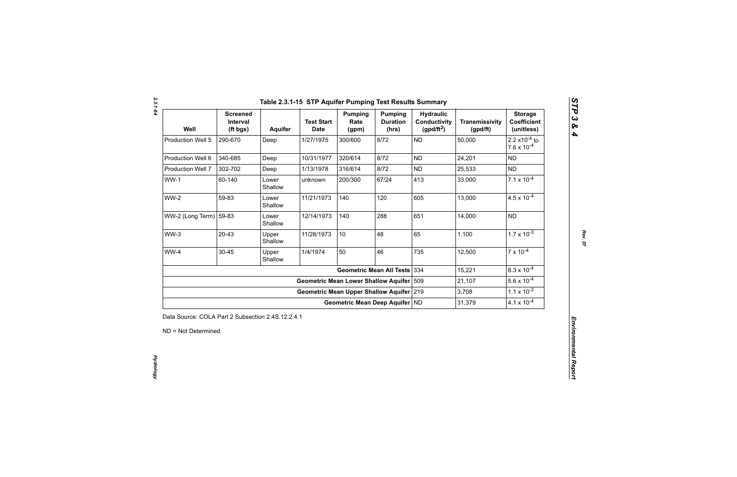**Table 2.3.1-15 STP Aquifer Pumping Test Results Summary**

| Well | Screened Interval (ft bgs) | Aquifer | Test Start Date | Pumping Rate (gpm) | Pumping Duration (hrs) | Hydraulic Conductivity (gpd/ft$^2$) | Transmissivity (gpd/ft) | Storage Coefficient (unitless) |
|---|---|---|---|---|---|---|---|---|
| Production Well 5 | 290-670 | Deep | 1/27/1975 | 300/600 | 8/72 | ND | 50,000 | $2.2 \times 10^{-4}$ to $7.6 \times 10^{-4}$ |
| Production Well 6 | 340-685 | Deep | 10/31/1977 | 320/614 | 8/72 | ND | 24,201 | ND |
| Production Well 7 | 302-702 | Deep | 1/13/1978 | 316/614 | 8/72 | ND | 25,533 | ND |
| WW-1 | 60-140 | Lower Shallow | unknown | 200/300 | 67/24 | 413 | 33,000 | $7.1 \times 10^{-4}$ |
| WW-2 | 59-83 | Lower Shallow | 11/21/1973 | 140 | 120 | 605 | 13,000 | $4.5 \times 10^{-4}$ |
| WW-2 (Long Term) | 59-83 | Lower Shallow | 12/14/1973 | 140 | 288 | 651 | 14,000 | ND |
| WW-3 | 20-43 | Upper Shallow | 11/28/1973 | 10 | 48 | 65 | 1,100 | $1.7 \times 10^{-3}$ |
| WW-4 | 30-45 | Upper Shallow | 1/4/1974 | 50 | 46 | 735 | 12,500 | $7 \times 10^{-4}$ |
| | | | | | Geometric Mean All Tests | 334 | 15,221 | $6.3 \times 10^{-4}$ |
| | | | | | Geometric Mean Lower Shallow Aquifer | 509 | 21,107 | $5.6 \times 10^{-4}$ |
| | | | | | Geometric Mean Upper Shallow Aquifer | 219 | 3,708 | $1.1 \times 10^{-3}$ |
| | | | | | Geometric Mean Deep Aquifer | ND | 31,379 | $4.1 \times 10^{-4}$ |

Data Source: COLA Part 2 Subsection 2.4S.12.2.4.1

ND = Not Determined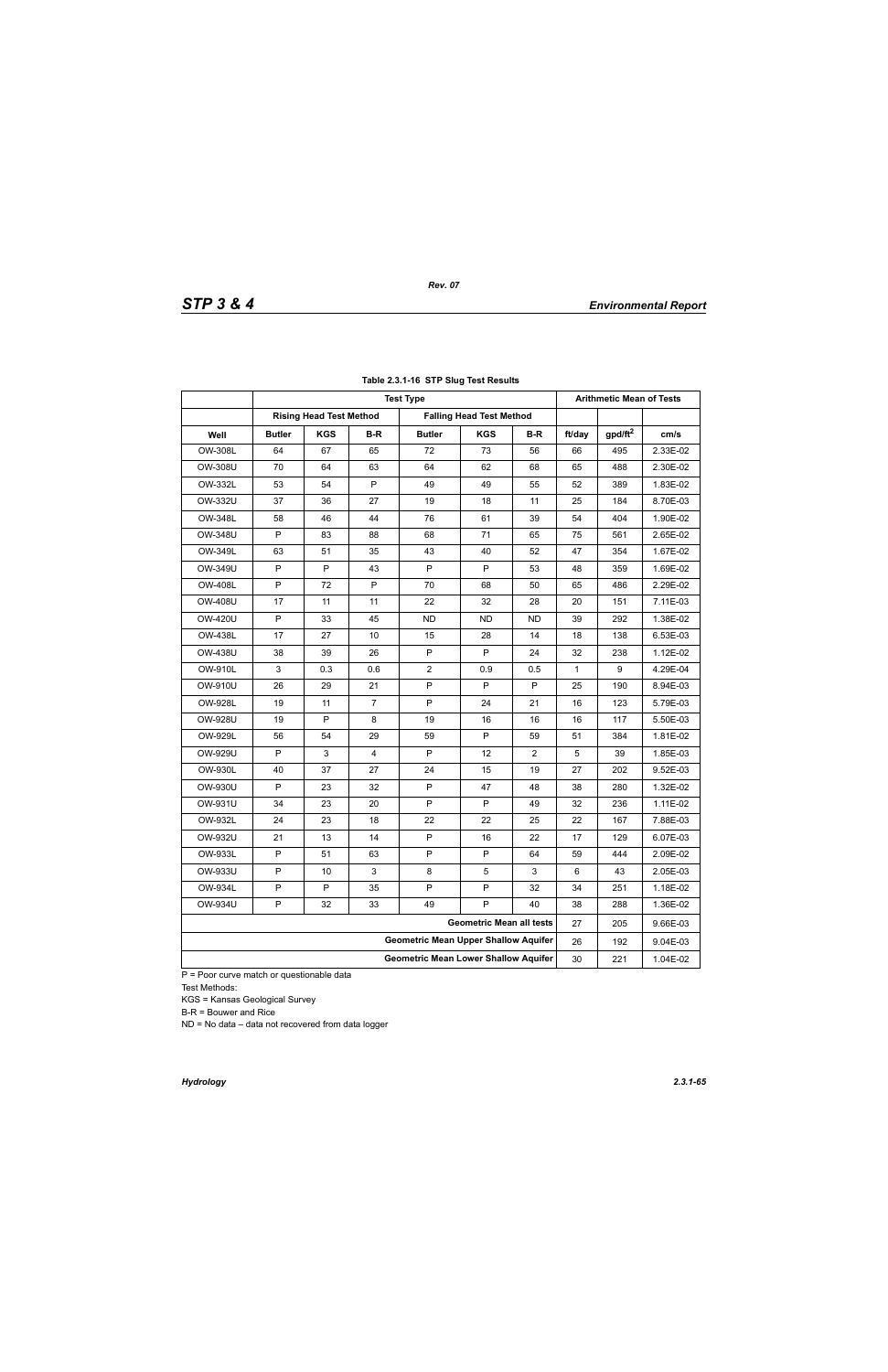**Table 2.3.1-16 STP Slug Test Results**

| | Test Type | | | | | | Arithmetic Mean of Tests | | |
|---|---|---|---|---|---|---|---|---|---|
| | Rising Head Test Method | | | Falling Head Test Method | | | | | |
| Well | Butler | KGS | B-R | Butler | KGS | B-R | ft/day | gpd/ft$^2$ | cm/s |
| OW-308L | 64 | 67 | 65 | 72 | 73 | 56 | 66 | 495 | 2.33E-02 |
| OW-308U | 70 | 64 | 63 | 64 | 62 | 68 | 65 | 488 | 2.30E-02 |
| OW-332L | 53 | 54 | P | 49 | 49 | 55 | 52 | 389 | 1.83E-02 |
| OW-332U | 37 | 36 | 27 | 19 | 18 | 11 | 25 | 184 | 8.70E-03 |
| OW-348L | 58 | 46 | 44 | 76 | 61 | 39 | 54 | 404 | 1.90E-02 |
| OW-348U | P | 83 | 88 | 68 | 71 | 65 | 75 | 561 | 2.65E-02 |
| OW-349L | 63 | 51 | 35 | 43 | 40 | 52 | 47 | 354 | 1.67E-02 |
| OW-349U | P | P | 43 | P | P | 53 | 48 | 359 | 1.69E-02 |
| OW-408L | P | 72 | P | 70 | 68 | 50 | 65 | 486 | 2.29E-02 |
| OW-408U | 17 | 11 | 11 | 22 | 32 | 28 | 20 | 151 | 7.11E-03 |
| OW-420U | P | 33 | 45 | ND | ND | ND | 39 | 292 | 1.38E-02 |
| OW-438L | 17 | 27 | 10 | 15 | 28 | 14 | 18 | 138 | 6.53E-03 |
| OW-438U | 38 | 39 | 26 | P | P | 24 | 32 | 238 | 1.12E-02 |
| OW-910L | 3 | 0.3 | 0.6 | 2 | 0.9 | 0.5 | 1 | 9 | 4.29E-04 |
| OW-910U | 26 | 29 | 21 | P | P | P | 25 | 190 | 8.94E-03 |
| OW-928L | 19 | 11 | 7 | P | 24 | 21 | 16 | 123 | 5.79E-03 |
| OW-928U | 19 | P | 8 | 19 | 16 | 16 | 16 | 117 | 5.50E-03 |
| OW-929L | 56 | 54 | 29 | 59 | P | 59 | 51 | 384 | 1.81E-02 |
| OW-929U | P | 3 | 4 | P | 12 | 2 | 5 | 39 | 1.85E-03 |
| OW-930L | 40 | 37 | 27 | 24 | 15 | 19 | 27 | 202 | 9.52E-03 |
| OW-930U | P | 23 | 32 | P | 47 | 48 | 38 | 280 | 1.32E-02 |
| OW-931U | 34 | 23 | 20 | P | P | 49 | 32 | 236 | 1.11E-02 |
| OW-932L | 24 | 23 | 18 | 22 | 22 | 25 | 22 | 167 | 7.88E-03 |
| OW-932U | 21 | 13 | 14 | P | 16 | 22 | 17 | 129 | 6.07E-03 |
| OW-933L | P | 51 | 63 | P | P | 64 | 59 | 444 | 2.09E-02 |
| OW-933U | P | 10 | 3 | 8 | 5 | 3 | 6 | 43 | 2.05E-03 |
| OW-934L | P | P | 35 | P | P | 32 | 34 | 251 | 1.18E-02 |
| OW-934U | P | 32 | 33 | 49 | P | 40 | 38 | 288 | 1.36E-02 |
| Geometric Mean all tests | | | | | | | 27 | 205 | 9.66E-03 |
| Geometric Mean Upper Shallow Aquifer | | | | | | | 26 | 192 | 9.04E-03 |
| Geometric Mean Lower Shallow Aquifer | | | | | | | 30 | 221 | 1.04E-02 |

P = Poor curve match or questionable data

Test Methods:

KGS = Kansas Geological Survey

B-R = Bouwer and Rice

ND = No data – data not recovered from data logger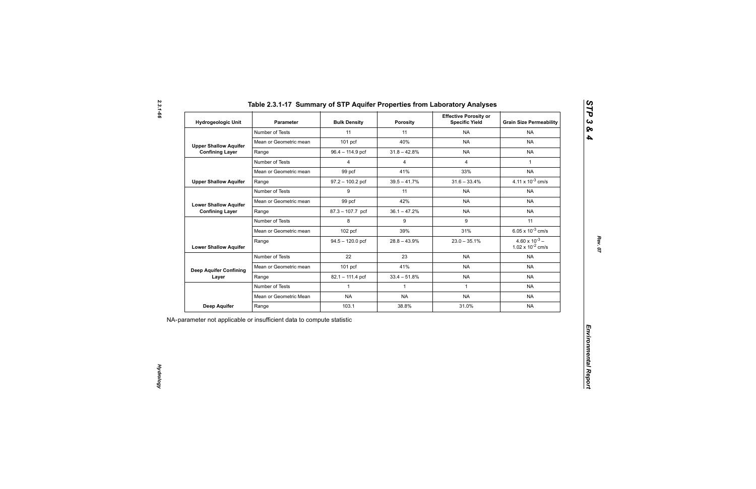## Table 2.3.1-17 Summary of STP Aquifer Properties from Laboratory Analyses

| Hydrogeologic Unit | Parameter | Bulk Density | Porosity | Effective Porosity or Specific Yield | Grain Size Permeability |
|---|---|---|---|---|---|
| Upper Shallow Aquifer Confining Layer | Number of Tests | 11 | 11 | NA | NA |
| | Mean or Geometric mean | 101 pcf | 40% | NA | NA |
| | Range | 96.4 – 114.9 pcf | 31.8 – 42.8% | NA | NA |
| Upper Shallow Aquifer | Number of Tests | 4 | 4 | 4 | 1 |
| | Mean or Geometric mean | 99 pcf | 41% | 33% | NA |
| | Range | 97.2 – 100.2 pcf | 39.5 – 41.7% | 31.6 – 33.4% | $4.11 \times 10^{-3}$ cm/s |
| Lower Shallow Aquifer Confining Layer | Number of Tests | 9 | 11 | NA | NA |
| | Mean or Geometric mean | 99 pcf | 42% | NA | NA |
| | Range | 87.3 – 107.7 pcf | 36.1 – 47.2% | NA | NA |
| Lower Shallow Aquifer | Number of Tests | 8 | 9 | 9 | 11 |
| | Mean or Geometric mean | 102 pcf | 39% | 31% | $6.05 \times 10^{-3}$ cm/s |
| | Range | 94.5 – 120.0 pcf | 28.8 – 43.9% | 23.0 – 35.1% | $4.60 \times 10^{-3}$ – $1.02 \times 10^{-2}$ cm/s |
| Deep Aquifer Confining Layer | Number of Tests | 22 | 23 | NA | NA |
| | Mean or Geometric mean | 101 pcf | 41% | NA | NA |
| | Range | 82.1 – 111.4 pcf | 33.4 – 51.8% | NA | NA |
| Deep Aquifer | Number of Tests | 1 | 1 | 1 | NA |
| | Mean or Geometric Mean | NA | NA | NA | NA |
| | Range | 103.1 | 38.8% | 31.0% | NA |

NA-parameter not applicable or insufficient data to compute statistic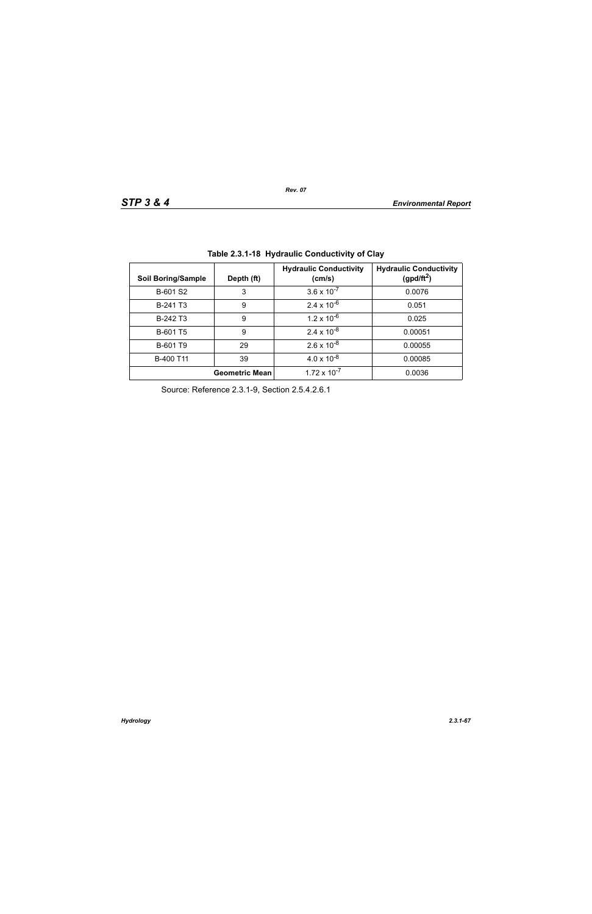**Table 2.3.1-18 Hydraulic Conductivity of Clay**

| Soil Boring/Sample | Depth (ft) | Hydraulic Conductivity (cm/s) | Hydraulic Conductivity (gpd/ft$^2$) |
|---|---|---|---|
| B-601 S2 | 3 | $3.6 \times 10^{-7}$ | 0.0076 |
| B-241 T3 | 9 | $2.4 \times 10^{-6}$ | 0.051 |
| B-242 T3 | 9 | $1.2 \times 10^{-6}$ | 0.025 |
| B-601 T5 | 9 | $2.4 \times 10^{-8}$ | 0.00051 |
| B-601 T9 | 29 | $2.6 \times 10^{-8}$ | 0.00055 |
| B-400 T11 | 39 | $4.0 \times 10^{-8}$ | 0.00085 |
| | **Geometric Mean** | $1.72 \times 10^{-7}$ | 0.0036 |

Source: Reference 2.3.1-9, Section 2.5.4.2.6.1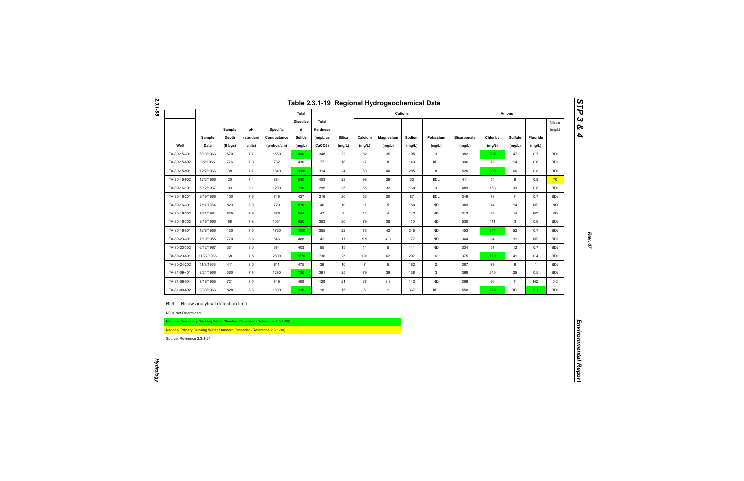# Table 2.3.1-19 Regional Hydrogeochemical Data

| Well | Sample Date | Sample Depth (ft bgs) | pH (standard units) | Specific Conductance (µmhos/cm) | Total Dissolved Solids (mg/L) | Total Hardness (mg/L as CaCO3) | Silica (mg/L) | Cations | | | | Anions | | | | Nitrate (mg/L) |
|---|---|---|---|---|---|---|---|---|---|---|---|---|---|---|---|---|
| | | | | | | | | Calcium (mg/L) | Magnesium (mg/L) | Sodium (mg/L) | Potassium (mg/L) | Bicarbonate (mg/L) | Chloride (mg/L) | Sulfate (mg/L) | Fluoride (mg/L) | |
| TA-80-15-301 | 6/10/1966 | 570 | 7.7 | 1550 | 880 | 348 | 22 | 82 | 35 | 195 | 3 | 382 | 302 | 47 | 0.7 | BDL |
| TA-80-15-502 | 9/2/1966 | 776 | 7.9 | 732 | 430 | 77 | 18 | 17 | 8 | 143 | BDL | 306 | 79 | 14 | 0.6 | BDL |
| TA-80-15-901 | 12/2/1966 | 38 | 7.7 | 1840 | 1060 | 314 | 24 | 60 | 40 | 285 | 8 | 520 | 333 | 66 | 0.8 | BDL |
| TA-80-15-902 | 12/2/1966 | 20 | 7.4 | 884 | 530 | 403 | 28 | 98 | 39 | 33 | BDL | 411 | 54 | 9 | 0.8 | 70 |
| TA-80-16-101 | 6/12/1967 | 93 | 8.1 | 1200 | 710 | 295 | 25 | 65 | 32 | 160 | 3 | 489 | 153 | 33 | 0.8 | BDL |
| TA-80-16-201 | 9/19/1966 | 100 | 7.6 | 746 | 437 | 216 | 20 | 53 | 20 | 87 | BDL | 349 | 73 | 11 | 0.7 | BDL |
| TA-80-16-301 | 7/11/1964 | 823 | 8.0 | 720 | 570 | 46 | 10 | 11 | 5 | 150 | ND | 309 | 74 | 14 | ND | ND |
| TA-80-16-302 | 7/31/1964 | 835 | 7.9 | 676 | 554 | 47 | 9 | 12 | 4 | 143 | ND | 312 | 62 | 14 | ND | ND |
| TA-80-16-303 | 9/19/1966 | 98 | 7.8 | 1051 | 620 | 353 | 20 | 79 | 38 | 110 | ND | 530 | 111 | 3 | 0.6 | BDL |
| TA-80-16-801 | 12/8/1966 | 130 | 7.5 | 1760 | 1000 | 355 | 22 | 73 | 42 | 245 | ND | 453 | 341 | 52 | 0.7 | BDL |
| TA-80-23-301 | 7/19/1955 | 770 | 8.3 | 846 | 488 | 42 | 17 | 9.9 | 4.3 | 177 | ND | 344 | 94 | 11 | ND | BDL |
| TA-80-23-302 | 6/12/1967 | 331 | 8.0 | 674 | 403 | 55 | 15 | 14 | 5 | 141 | ND | 334 | 51 | 12 | 0.7 | BDL |
| TA-80-23-601 | 11/22/1966 | 68 | 7.5 | 2800 | 1570 | 730 | 25 | 191 | 62 | 297 | 6 | 375 | 760 | 41 | 0.4 | BDL |
| TA-80-24-202 | 11/3/1966 | 411 | 8.0 | 811 | 475 | 36 | 10 | 7 | 5 | 182 | 2 | 367 | 79 | 9 | 1 | BDL |
| TA-81-09-401 | 3/24/1966 | 360 | 7.8 | 1290 | 730 | 361 | 25 | 79 | 39 | 138 | 3 | 368 | 240 | 25 | 0.5 | BDL |
| TA-81-09-504 | 7/19/1955 | 721 | 8.0 | 849 | 498 | 128 | 21 | 37 | 8.8 | 143 | ND | 366 | 90 | 11 | ND | 0.2 |
| TA-81-09-802 | 9/30/1966 | 828 | 8.3 | 1600 | 910 | 18 | 15 | 5 | 1 | 367 | BDL | 550 | 253 | BDL | 3.1 | BDL |

BDL = Below analytical detection limit

ND = Not Determined

National Secondary Drinking Water Standard Exceeded (Reference 2.3.1-30)

National Primary Drinking Water Standard Exceeded (Reference 2.3.1-30)

Source: Reference 2.3.1-24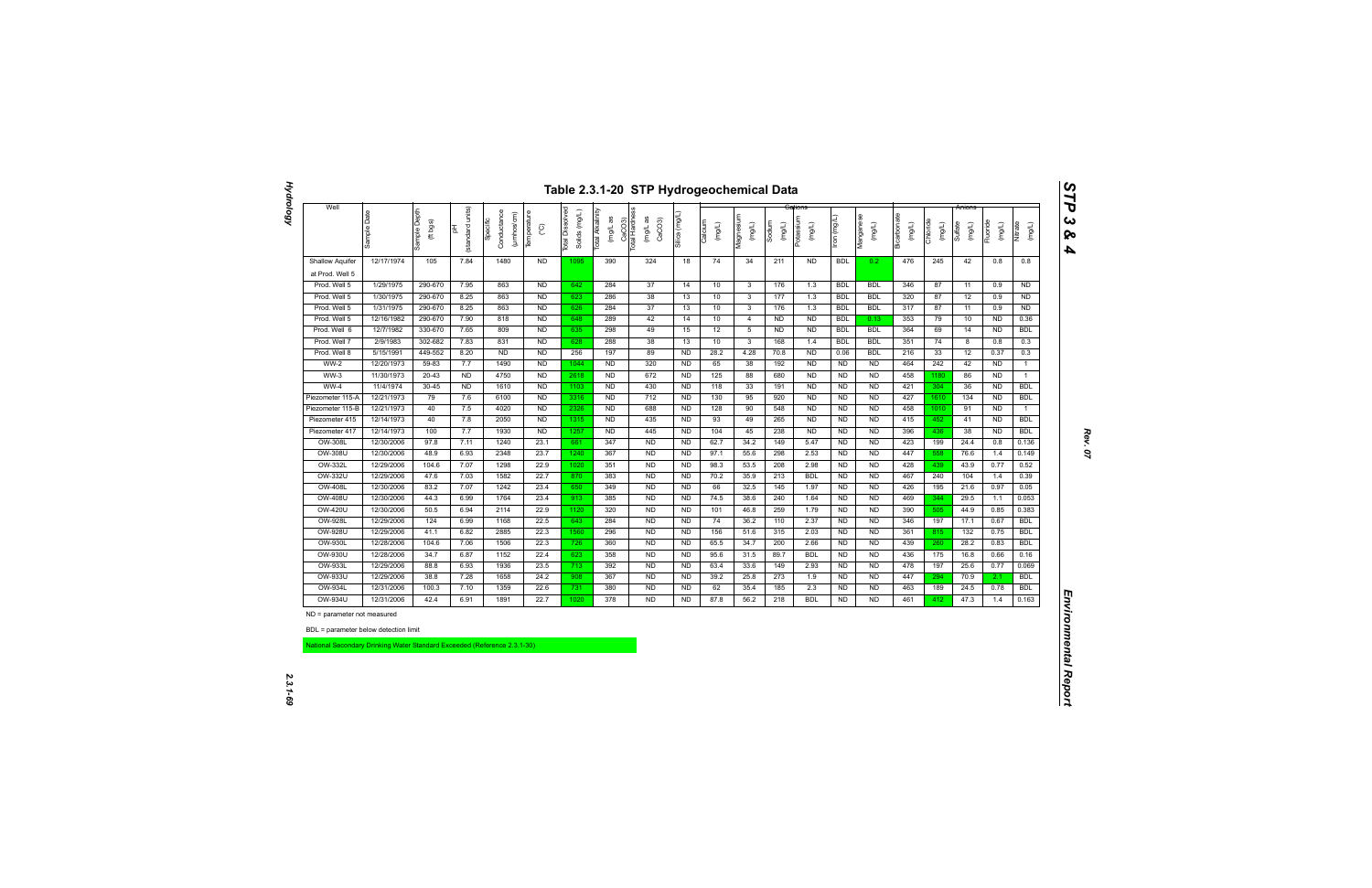## Table 2.3.1-20 STP Hydrogeochemical Data

| Well | Sample Date | Sample Depth (ft bgs) | pH (standard units) | Specific Conductance (μmho/cm) | Temperature (°C) | Total Dissolved Solids (mg/L) | Total Alkalinity (mg/L as CaCO3) | Total Hardness (mg/L as CaCO3) | Silica (mg/L) | Cations | | | | | | Anions | | | | |
|---|---|---|---|---|---|---|---|---|---|---|---|---|---|---|---|---|---|---|---|---|
| | | | | | | | | | | Calcium (mg/L) | Magnesium (mg/L) | Sodium (mg/L) | Potassium (mg/L) | Iron (mg/L) | Manganese (mg/L) | Bicarbonate (mg/L) | Chloride (mg/L) | Sulfate (mg/L) | Fluoride (mg/L) | Nitrate (mg/L) |
| Shallow Aquifer at Prod. Well 5 | 12/17/1974 | 105 | 7.84 | 1480 | ND | 1095 | 390 | 324 | 18 | 74 | 34 | 211 | ND | BDL | 0.2 | 476 | 245 | 42 | 0.8 | 0.8 |
| Prod. Well 5 | 1/29/1975 | 290-670 | 7.95 | 863 | ND | 642 | 284 | 37 | 14 | 10 | 3 | 176 | 1.3 | BDL | BDL | 346 | 87 | 11 | 0.9 | ND |
| Prod. Well 5 | 1/30/1975 | 290-670 | 8.25 | 863 | ND | 623 | 286 | 38 | 13 | 10 | 3 | 177 | 1.3 | BDL | BDL | 320 | 87 | 12 | 0.9 | ND |
| Prod. Well 5 | 1/31/1975 | 290-670 | 8.25 | 863 | ND | 626 | 284 | 37 | 13 | 10 | 3 | 176 | 1.3 | BDL | BDL | 317 | 87 | 11 | 0.9 | ND |
| Prod. Well 5 | 12/16/1982 | 290-670 | 7.90 | 818 | ND | 648 | 289 | 42 | 14 | 10 | 4 | ND | ND | BDL | 0.13 | 353 | 79 | 10 | ND | 0.36 |
| Prod. Well 6 | 12/7/1982 | 330-670 | 7.65 | 809 | ND | 635 | 298 | 49 | 15 | 12 | 5 | ND | ND | BDL | BDL | 364 | 69 | 14 | ND | BDL |
| Prod. Well 7 | 2/9/1983 | 302-682 | 7.83 | 831 | ND | 628 | 288 | 38 | 13 | 10 | 3 | 168 | 1.4 | BDL | BDL | 351 | 74 | 8 | 0.8 | 0.3 |
| Prod. Well 8 | 5/15/1991 | 449-552 | 8.20 | ND | ND | 256 | 197 | 89 | ND | 28.2 | 4.28 | 70.8 | ND | 0.06 | BDL | 216 | 33 | 12 | 0.37 | 0.3 |
| WW-2 | 12/20/1973 | 59-83 | 7.7 | 1490 | ND | 1044 | ND | 320 | ND | 65 | 38 | 192 | ND | ND | ND | 464 | 242 | 42 | ND | 1 |
| WW-3 | 11/30/1973 | 20-43 | ND | 4750 | ND | 2618 | ND | 672 | ND | 125 | 88 | 680 | ND | ND | ND | 458 | 1180 | 86 | ND | 1 |
| WW-4 | 11/4/1974 | 30-45 | ND | 1610 | ND | 1103 | ND | 430 | ND | 118 | 33 | 191 | ND | ND | ND | 421 | 304 | 36 | ND | BDL |
| Piezometer 115-A | 12/21/1973 | 79 | 7.6 | 6100 | ND | 3316 | ND | 712 | ND | 130 | 95 | 920 | ND | ND | ND | 427 | 1610 | 134 | ND | BDL |
| Piezometer 115-B | 12/21/1973 | 40 | 7.5 | 4020 | ND | 2326 | ND | 688 | ND | 128 | 90 | 548 | ND | ND | ND | 458 | 1010 | 91 | ND | 1 |
| Piezometer 415 | 12/14/1973 | 40 | 7.8 | 2050 | ND | 1315 | ND | 435 | ND | 93 | 49 | 265 | ND | ND | ND | 415 | 452 | 41 | ND | BDL |
| Piezometer 417 | 12/14/1973 | 100 | 7.7 | 1930 | ND | 1257 | ND | 445 | ND | 104 | 45 | 238 | ND | ND | ND | 396 | 436 | 38 | ND | BDL |
| OW-308L | 12/30/2006 | 97.8 | 7.11 | 1240 | 23.1 | 661 | 347 | ND | ND | 62.7 | 34.2 | 149 | 5.47 | ND | ND | 423 | 199 | 24.4 | 0.8 | 0.136 |
| OW-308U | 12/30/2006 | 48.9 | 6.93 | 2348 | 23.7 | 1240 | 367 | ND | ND | 97.1 | 55.6 | 298 | 2.53 | ND | ND | 447 | 558 | 76.6 | 1.4 | 0.149 |
| OW-332L | 12/29/2006 | 104.6 | 7.07 | 1298 | 22.9 | 1020 | 351 | ND | ND | 98.3 | 53.5 | 208 | 2.98 | ND | ND | 428 | 439 | 43.9 | 0.77 | 0.52 |
| OW-332U | 12/29/2006 | 47.6 | 7.03 | 1582 | 22.7 | 870 | 383 | ND | ND | 70.2 | 35.9 | 213 | BDL | ND | ND | 467 | 240 | 104 | 1.4 | 0.39 |
| OW-408L | 12/30/2006 | 83.2 | 7.07 | 1242 | 23.4 | 650 | 349 | ND | ND | 66 | 32.5 | 145 | 1.97 | ND | ND | 426 | 195 | 21.6 | 0.97 | 0.05 |
| OW-408U | 12/30/2006 | 44.3 | 6.99 | 1764 | 23.4 | 913 | 385 | ND | ND | 74.5 | 38.6 | 240 | 1.64 | ND | ND | 469 | 344 | 29.5 | 1.1 | 0.053 |
| OW-420U | 12/30/2006 | 50.5 | 6.94 | 2114 | 22.9 | 1120 | 320 | ND | ND | 101 | 46.8 | 259 | 1.79 | ND | ND | 390 | 505 | 44.9 | 0.85 | 0.383 |
| OW-928L | 12/29/2006 | 124 | 6.99 | 1168 | 22.5 | 643 | 284 | ND | ND | 74 | 36.2 | 110 | 2.37 | ND | ND | 346 | 197 | 17.1 | 0.67 | BDL |
| OW-928U | 12/29/2006 | 41.1 | 6.82 | 2885 | 22.3 | 1560 | 296 | ND | ND | 156 | 51.6 | 315 | 2.03 | ND | ND | 361 | 815 | 132 | 0.75 | BDL |
| OW-930L | 12/28/2006 | 104.6 | 7.06 | 1506 | 22.3 | 726 | 360 | ND | ND | 65.5 | 34.7 | 200 | 2.66 | ND | ND | 439 | 260 | 28.2 | 0.83 | BDL |
| OW-930U | 12/28/2006 | 34.7 | 6.87 | 1152 | 22.4 | 623 | 358 | ND | ND | 95.6 | 31.5 | 89.7 | BDL | ND | ND | 436 | 175 | 16.8 | 0.66 | 0.16 |
| OW-933L | 12/29/2006 | 88.8 | 6.93 | 1936 | 23.5 | 713 | 392 | ND | ND | 63.4 | 33.6 | 149 | 2.93 | ND | ND | 478 | 197 | 25.6 | 0.77 | 0.069 |
| OW-933U | 12/29/2006 | 38.8 | 7.28 | 1658 | 24.2 | 908 | 367 | ND | ND | 39.2 | 25.8 | 273 | 1.9 | ND | ND | 447 | 294 | 70.9 | 2.1 | BDL |
| OW-934L | 12/31/2006 | 100.3 | 7.10 | 1359 | 22.6 | 731 | 380 | ND | ND | 62 | 35.4 | 185 | 2.3 | ND | ND | 463 | 189 | 24.5 | 0.78 | BDL |
| OW-934U | 12/31/2006 | 42.4 | 6.91 | 1891 | 22.7 | 1020 | 378 | ND | ND | 87.8 | 56.2 | 218 | BDL | ND | ND | 461 | 412 | 47.3 | 1.4 | 0.163 |

ND = parameter not measured

BDL = parameter below detection limit

National Secondary Drinking Water Standard Exceeded (Reference 2.3.1-30)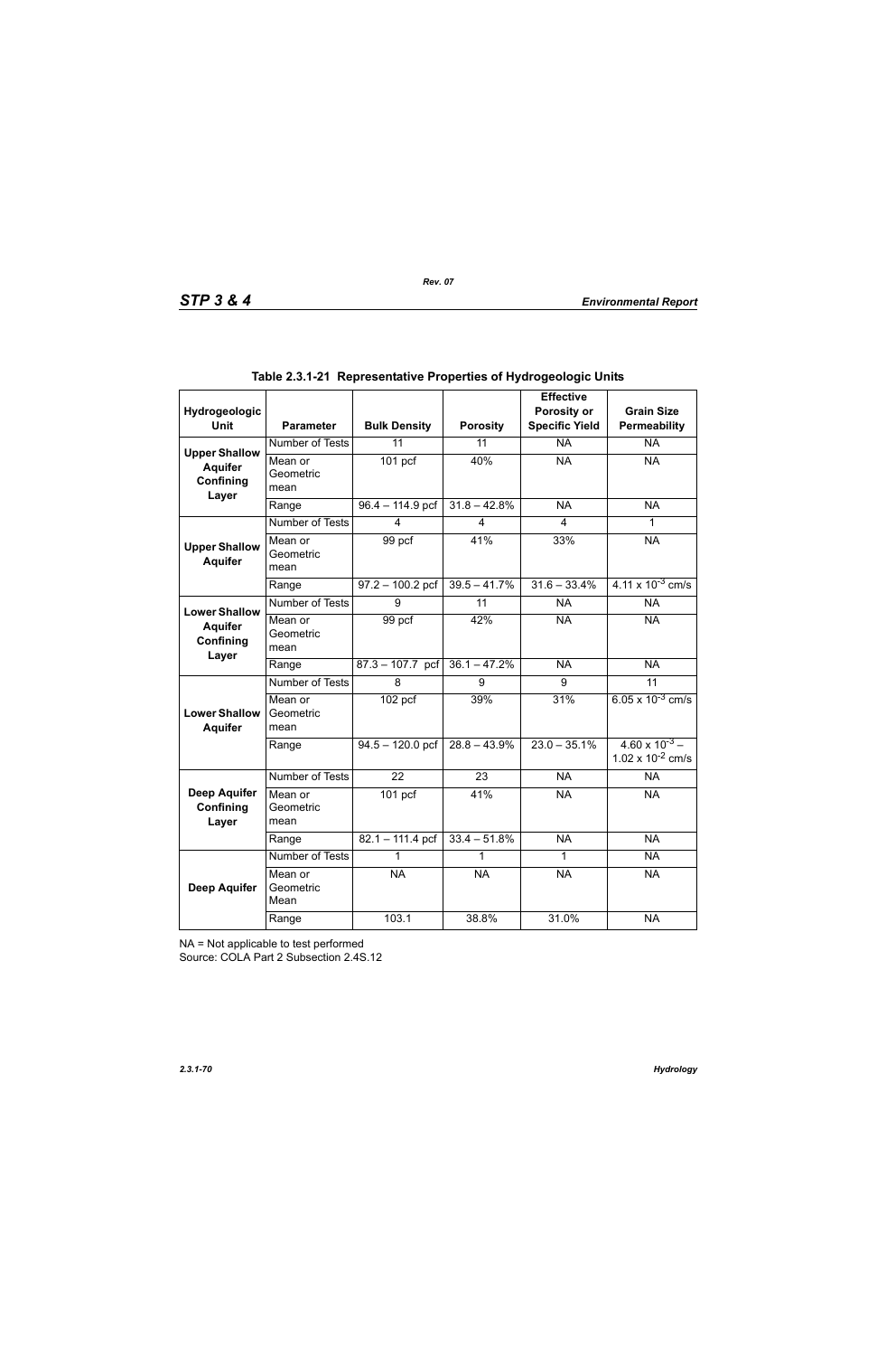**Table 2.3.1-21 Representative Properties of Hydrogeologic Units**

| Hydrogeologic Unit | Parameter | Bulk Density | Porosity | Effective Porosity or Specific Yield | Grain Size Permeability |
|---|---|---|---|---|---|
| **Upper Shallow Aquifer Confining Layer** | Number of Tests | 11 | 11 | NA | NA |
| | Mean or Geometric mean | 101 pcf | 40% | NA | NA |
| | Range | 96.4 – 114.9 pcf | 31.8 – 42.8% | NA | NA |
| **Upper Shallow Aquifer** | Number of Tests | 4 | 4 | 4 | 1 |
| | Mean or Geometric mean | 99 pcf | 41% | 33% | NA |
| | Range | 97.2 – 100.2 pcf | 39.5 – 41.7% | 31.6 – 33.4% | $4.11 \times 10^{-3}$ cm/s |
| **Lower Shallow Aquifer Confining Layer** | Number of Tests | 9 | 11 | NA | NA |
| | Mean or Geometric mean | 99 pcf | 42% | NA | NA |
| | Range | 87.3 – 107.7 pcf | 36.1 – 47.2% | NA | NA |
| **Lower Shallow Aquifer** | Number of Tests | 8 | 9 | 9 | 11 |
| | Mean or Geometric mean | 102 pcf | 39% | 31% | $6.05 \times 10^{-3}$ cm/s |
| | Range | 94.5 – 120.0 pcf | 28.8 – 43.9% | 23.0 – 35.1% | $4.60 \times 10^{-3}$ – $1.02 \times 10^{-2}$ cm/s |
| **Deep Aquifer Confining Layer** | Number of Tests | 22 | 23 | NA | NA |
| | Mean or Geometric mean | 101 pcf | 41% | NA | NA |
| | Range | 82.1 – 111.4 pcf | 33.4 – 51.8% | NA | NA |
| **Deep Aquifer** | Number of Tests | 1 | 1 | 1 | NA |
| | Mean or Geometric Mean | NA | NA | NA | NA |
| | Range | 103.1 | 38.8% | 31.0% | NA |

NA = Not applicable to test performed
Source: COLA Part 2 Subsection 2.4S.12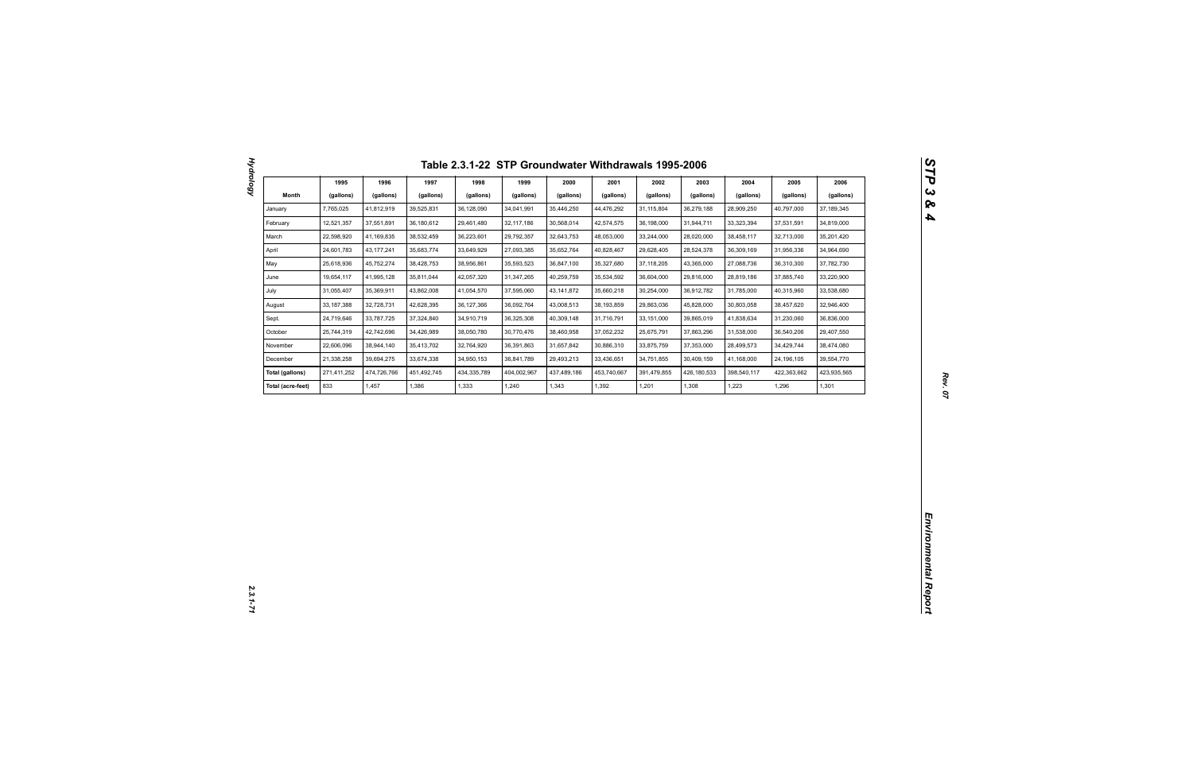## Table 2.3.1-22 STP Groundwater Withdrawals 1995-2006

| Month | 1995 (gallons) | 1996 (gallons) | 1997 (gallons) | 1998 (gallons) | 1999 (gallons) | 2000 (gallons) | 2001 (gallons) | 2002 (gallons) | 2003 (gallons) | 2004 (gallons) | 2005 (gallons) | 2006 (gallons) |
|---|---|---|---|---|---|---|---|---|---|---|---|---|
| January | 7,765,025 | 41,812,919 | 39,525,831 | 36,128,090 | 34,041,991 | 35,446,250 | 44,476,292 | 31,115,804 | 36,279,188 | 28,909,250 | 40,797,000 | 37,189,345 |
| February | 12,521,357 | 37,551,891 | 36,180,612 | 29,461,480 | 32,117,186 | 30,568,014 | 42,574,575 | 36,198,000 | 31,944,711 | 33,323,394 | 37,531,591 | 34,819,000 |
| March | 22,598,920 | 41,169,835 | 38,532,459 | 36,223,601 | 29,792,357 | 32,643,753 | 48,053,000 | 33,244,000 | 28,020,000 | 38,458,117 | 32,713,000 | 35,201,420 |
| April | 24,601,783 | 43,177,241 | 35,683,774 | 33,649,929 | 27,093,385 | 35,652,764 | 40,828,467 | 29,628,405 | 28,524,378 | 36,309,169 | 31,956,336 | 34,964,690 |
| May | 25,618,936 | 45,752,274 | 38,428,753 | 38,956,861 | 35,593,523 | 36,847,100 | 35,327,680 | 37,118,205 | 43,365,000 | 27,088,736 | 36,310,300 | 37,782,730 |
| June | 19,654,117 | 41,995,128 | 35,811,044 | 42,057,320 | 31,347,265 | 40,259,759 | 35,534,592 | 36,604,000 | 29,816,000 | 28,819,186 | 37,885,740 | 33,220,900 |
| July | 31,055,407 | 35,369,911 | 43,862,008 | 41,054,570 | 37,595,060 | 43,141,872 | 35,660,218 | 30,254,000 | 36,912,782 | 31,785,000 | 40,315,960 | 33,538,680 |
| August | 33,187,388 | 32,728,731 | 42,628,395 | 36,127,366 | 36,092,764 | 43,008,513 | 38,193,859 | 29,863,036 | 45,828,000 | 30,803,058 | 38,457,620 | 32,946,400 |
| Sept. | 24,719,646 | 33,787,725 | 37,324,840 | 34,910,719 | 36,325,308 | 40,309,148 | 31,716,791 | 33,151,000 | 39,865,019 | 41,838,634 | 31,230,060 | 36,836,000 |
| October | 25,744,319 | 42,742,696 | 34,426,989 | 38,050,780 | 30,770,476 | 38,460,958 | 37,052,232 | 25,675,791 | 37,863,296 | 31,538,000 | 36,540,206 | 29,407,550 |
| November | 22,606,096 | 38,944,140 | 35,413,702 | 32,764,920 | 36,391,863 | 31,657,842 | 30,886,310 | 33,875,759 | 37,353,000 | 28,499,573 | 34,429,744 | 38,474,080 |
| December | 21,338,258 | 39,694,275 | 33,674,338 | 34,950,153 | 36,841,789 | 29,493,213 | 33,436,651 | 34,751,855 | 30,409,159 | 41,168,000 | 24,196,105 | 39,554,770 |
| **Total (gallons)** | 271,411,252 | 474,726,766 | 451,492,745 | 434,335,789 | 404,002,967 | 437,489,186 | 453,740,667 | 391,479,855 | 426,180,533 | 398,540,117 | 422,363,662 | 423,935,565 |
| **Total (acre-feet)** | 833 | 1,457 | 1,386 | 1,333 | 1,240 | 1,343 | 1,392 | 1,201 | 1,308 | 1,223 | 1,296 | 1,301 |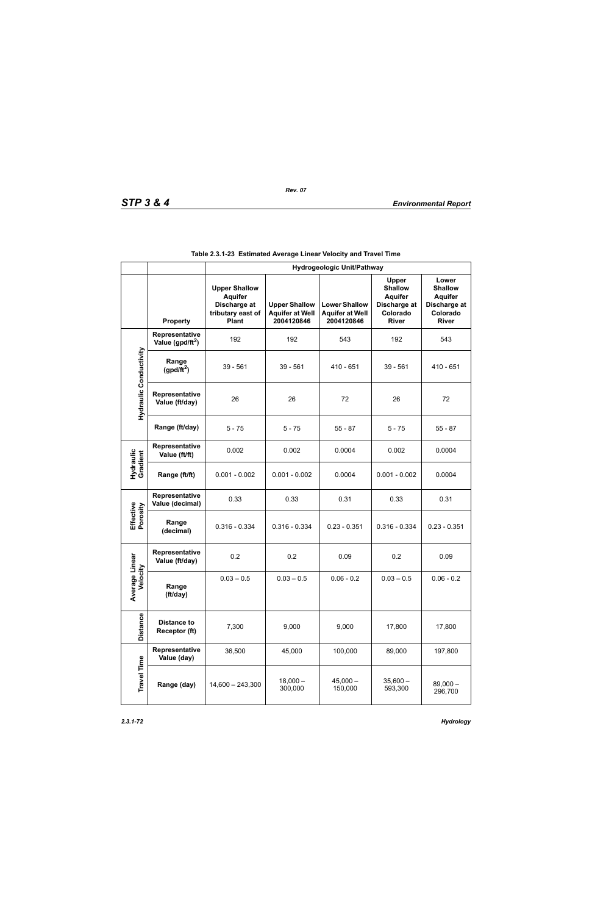**Table 2.3.1-23 Estimated Average Linear Velocity and Travel Time**

| | | Hydrogeologic Unit/Pathway | | | | |
|---|---|---|---|---|---|---|
| | **Property** | **Upper Shallow Aquifer Discharge at tributary east of Plant** | **Upper Shallow Aquifer at Well 2004120846** | **Lower Shallow Aquifer at Well 2004120846** | **Upper Shallow Aquifer Discharge at Colorado River** | **Lower Shallow Aquifer Discharge at Colorado River** |
| **Hydraulic Conductivity** | **Representative Value (gpd/ft$^2$)** | 192 | 192 | 543 | 192 | 543 |
| | **Range (gpd/ft$^2$)** | 39 - 561 | 39 - 561 | 410 - 651 | 39 - 561 | 410 - 651 |
| | **Representative Value (ft/day)** | 26 | 26 | 72 | 26 | 72 |
| | **Range (ft/day)** | 5 - 75 | 5 - 75 | 55 - 87 | 5 - 75 | 55 - 87 |
| **Hydraulic Gradient** | **Representative Value (ft/ft)** | 0.002 | 0.002 | 0.0004 | 0.002 | 0.0004 |
| | **Range (ft/ft)** | 0.001 - 0.002 | 0.001 - 0.002 | 0.0004 | 0.001 - 0.002 | 0.0004 |
| **Effective Porosity** | **Representative Value (decimal)** | 0.33 | 0.33 | 0.31 | 0.33 | 0.31 |
| | **Range (decimal)** | 0.316 - 0.334 | 0.316 - 0.334 | 0.23 - 0.351 | 0.316 - 0.334 | 0.23 - 0.351 |
| **Average Linear Velocity** | **Representative Value (ft/day)** | 0.2 | 0.2 | 0.09 | 0.2 | 0.09 |
| | **Range (ft/day)** | 0.03 – 0.5 | 0.03 – 0.5 | 0.06 - 0.2 | 0.03 – 0.5 | 0.06 - 0.2 |
| **Distance** | **Distance to Receptor (ft)** | 7,300 | 9,000 | 9,000 | 17,800 | 17,800 |
| **Travel Time** | **Representative Value (day)** | 36,500 | 45,000 | 100,000 | 89,000 | 197,800 |
| | **Range (day)** | 14,600 – 243,300 | 18,000 – 300,000 | 45,000 – 150,000 | 35,600 – 593,300 | 89,000 – 296,700 |